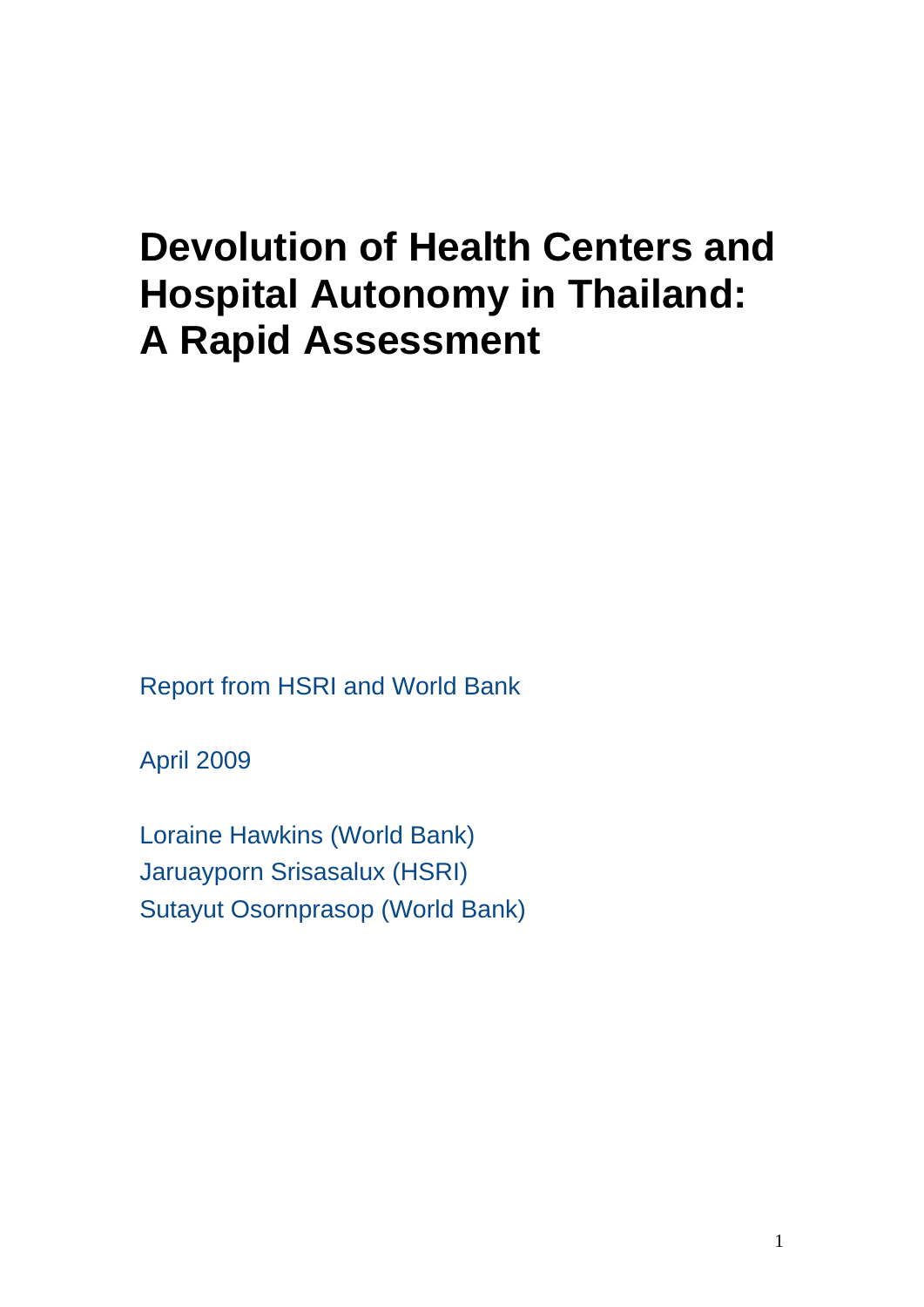# Devolution of Health Centers and Hospital Autonomy in Thailand: A Rapid Assessment

Report from HSRI and World Bank

April 2009

Loraine Hawkins (World Bank)
Jaruayporn Srisasalux (HSRI)
Sutayut Osornprasop (World Bank)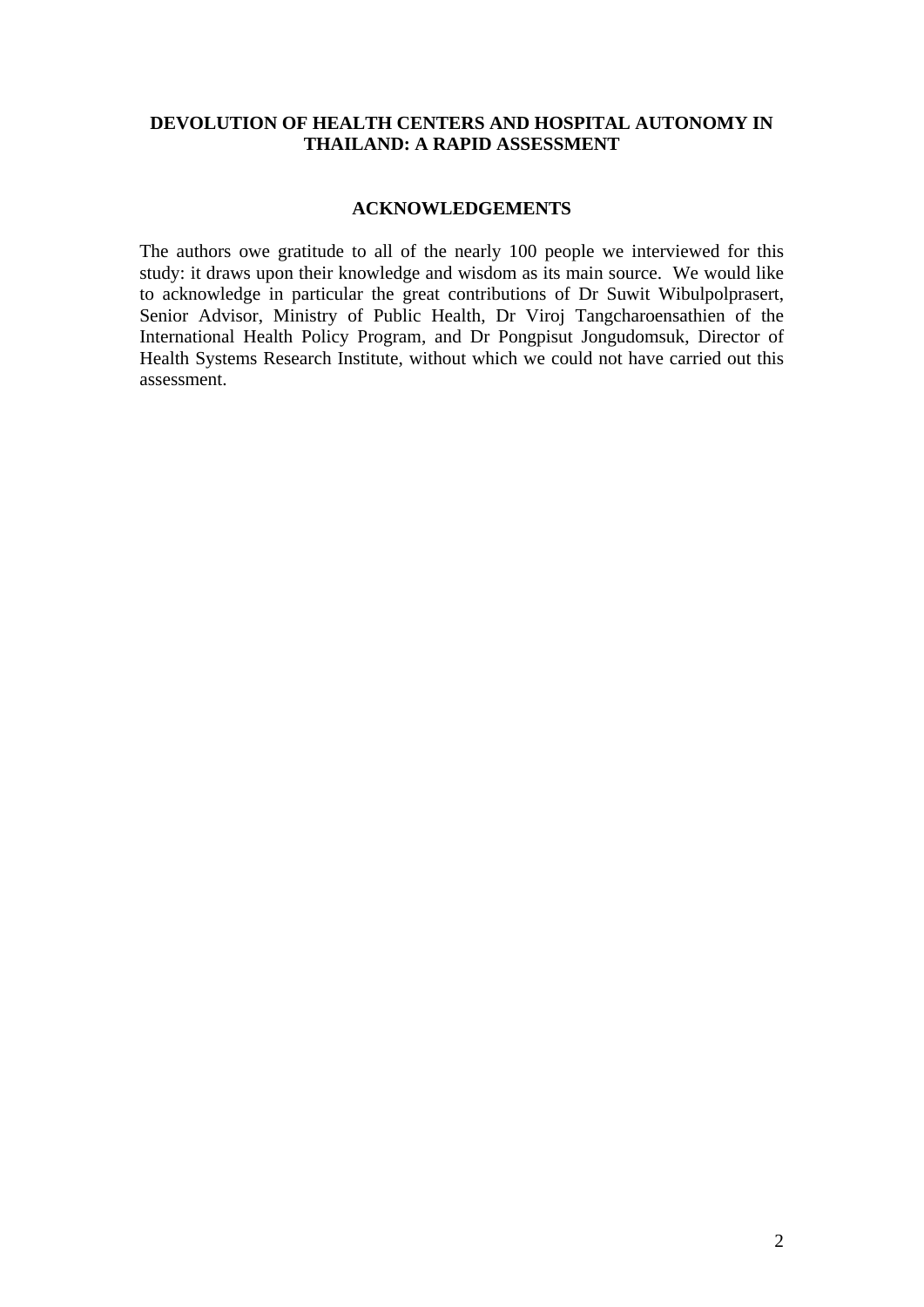**DEVOLUTION OF HEALTH CENTERS AND HOSPITAL AUTONOMY IN THAILAND: A RAPID ASSESSMENT**

## ACKNOWLEDGEMENTS

The authors owe gratitude to all of the nearly 100 people we interviewed for this study: it draws upon their knowledge and wisdom as its main source. We would like to acknowledge in particular the great contributions of Dr Suwit Wibulpolprasert, Senior Advisor, Ministry of Public Health, Dr Viroj Tangcharoensathien of the International Health Policy Program, and Dr Pongpisut Jongudomsuk, Director of Health Systems Research Institute, without which we could not have carried out this assessment.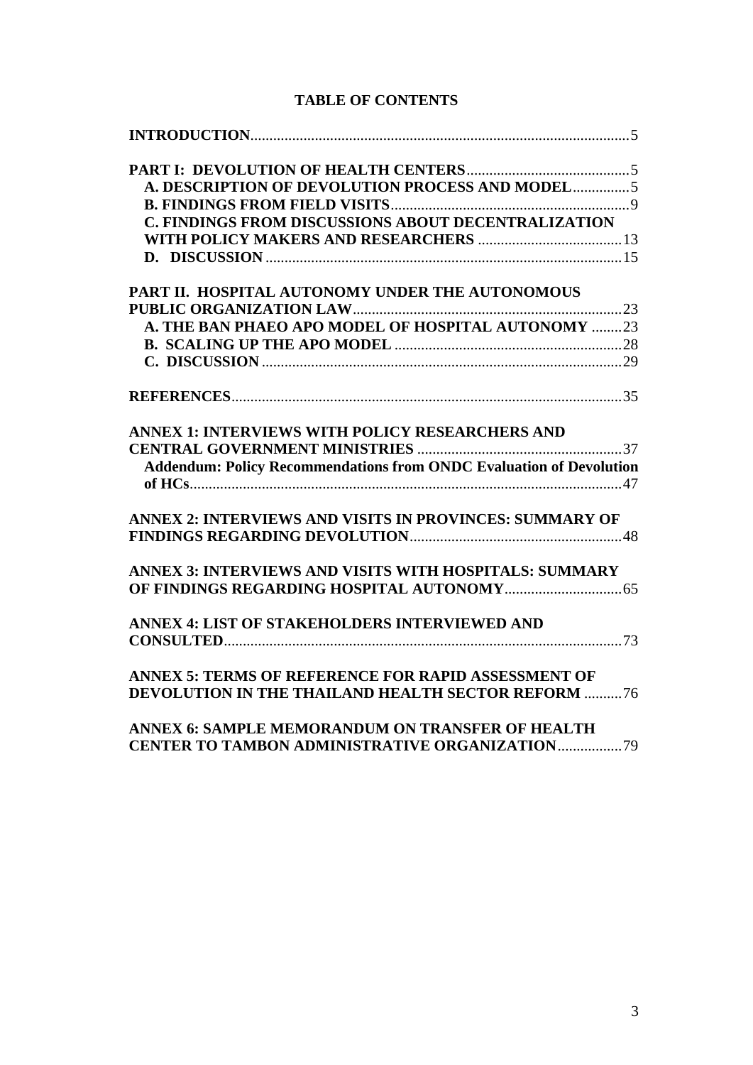# TABLE OF CONTENTS

**INTRODUCTION**....................................................................................................5

**PART I: DEVOLUTION OF HEALTH CENTERS**..........................................5
- **A. DESCRIPTION OF DEVOLUTION PROCESS AND MODEL**...............5
- **B. FINDINGS FROM FIELD VISITS**...............................................................9
- **C. FINDINGS FROM DISCUSSIONS ABOUT DECENTRALIZATION WITH POLICY MAKERS AND RESEARCHERS** ......................................13
- **D. DISCUSSION** .............................................................................................15

**PART II. HOSPITAL AUTONOMY UNDER THE AUTONOMOUS PUBLIC ORGANIZATION LAW**......................................................................23
- **A. THE BAN PHAEO APO MODEL OF HOSPITAL AUTONOMY** ........23
- **B. SCALING UP THE APO MODEL** ............................................................28
- **C. DISCUSSION** ...............................................................................................29

**REFERENCES**......................................................................................................35

**ANNEX 1: INTERVIEWS WITH POLICY RESEARCHERS AND CENTRAL GOVERNMENT MINISTRIES** ......................................................37
- **Addendum: Policy Recommendations from ONDC Evaluation of Devolution of HCs**..................................................................................................................47

**ANNEX 2: INTERVIEWS AND VISITS IN PROVINCES: SUMMARY OF FINDINGS REGARDING DEVOLUTION**........................................................48

**ANNEX 3: INTERVIEWS AND VISITS WITH HOSPITALS: SUMMARY OF FINDINGS REGARDING HOSPITAL AUTONOMY**...............................65

**ANNEX 4: LIST OF STAKEHOLDERS INTERVIEWED AND CONSULTED**.........................................................................................................73

**ANNEX 5: TERMS OF REFERENCE FOR RAPID ASSESSMENT OF DEVOLUTION IN THE THAILAND HEALTH SECTOR REFORM** ..........76

**ANNEX 6: SAMPLE MEMORANDUM ON TRANSFER OF HEALTH CENTER TO TAMBON ADMINISTRATIVE ORGANIZATION**.................79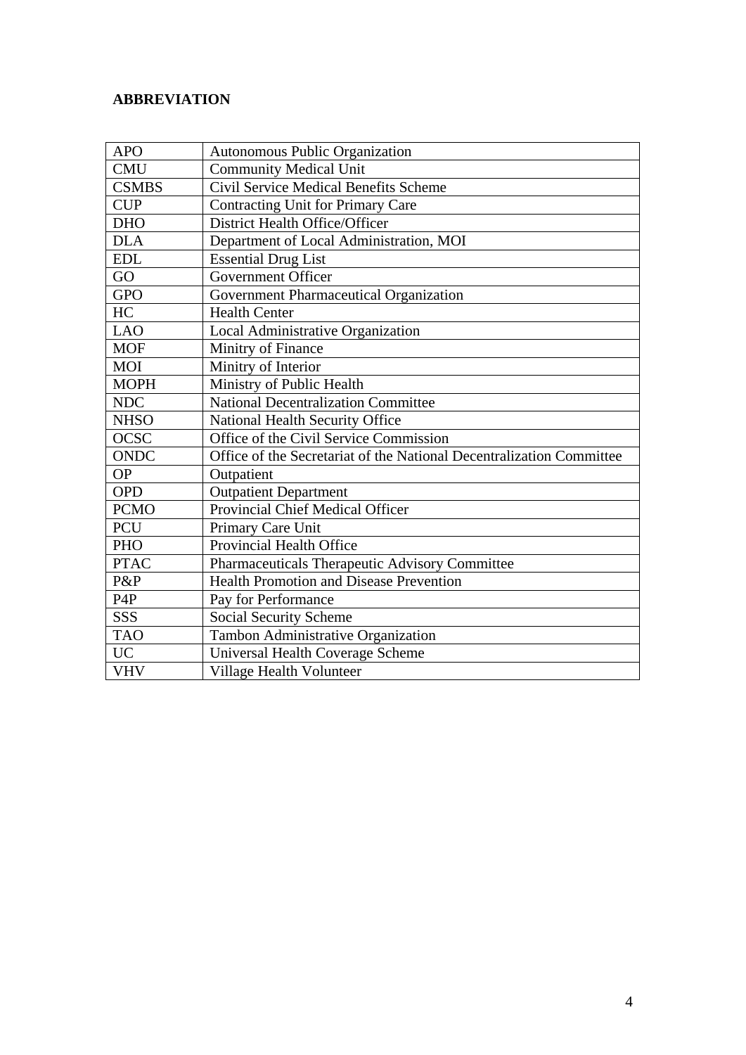**ABBREVIATION**

| | |
|---|---|
| APO | Autonomous Public Organization |
| CMU | Community Medical Unit |
| CSMBS | Civil Service Medical Benefits Scheme |
| CUP | Contracting Unit for Primary Care |
| DHO | District Health Office/Officer |
| DLA | Department of Local Administration, MOI |
| EDL | Essential Drug List |
| GO | Government Officer |
| GPO | Government Pharmaceutical Organization |
| HC | Health Center |
| LAO | Local Administrative Organization |
| MOF | Minitry of Finance |
| MOI | Minitry of Interior |
| MOPH | Ministry of Public Health |
| NDC | National Decentralization Committee |
| NHSO | National Health Security Office |
| OCSC | Office of the Civil Service Commission |
| ONDC | Office of the Secretariat of the National Decentralization Committee |
| OP | Outpatient |
| OPD | Outpatient Department |
| PCMO | Provincial Chief Medical Officer |
| PCU | Primary Care Unit |
| PHO | Provincial Health Office |
| PTAC | Pharmaceuticals Therapeutic Advisory Committee |
| P&P | Health Promotion and Disease Prevention |
| P4P | Pay for Performance |
| SSS | Social Security Scheme |
| TAO | Tambon Administrative Organization |
| UC | Universal Health Coverage Scheme |
| VHV | Village Health Volunteer |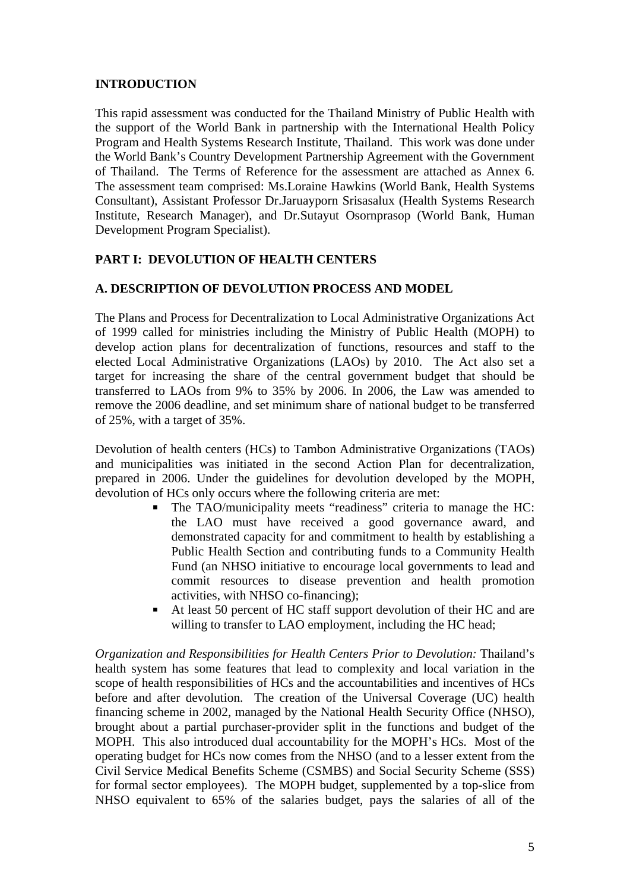## INTRODUCTION

This rapid assessment was conducted for the Thailand Ministry of Public Health with the support of the World Bank in partnership with the International Health Policy Program and Health Systems Research Institute, Thailand. This work was done under the World Bank's Country Development Partnership Agreement with the Government of Thailand. The Terms of Reference for the assessment are attached as Annex 6. The assessment team comprised: Ms.Loraine Hawkins (World Bank, Health Systems Consultant), Assistant Professor Dr.Jaruayporn Srisasalux (Health Systems Research Institute, Research Manager), and Dr.Sutayut Osornprasop (World Bank, Human Development Program Specialist).

## PART I: DEVOLUTION OF HEALTH CENTERS

### A. DESCRIPTION OF DEVOLUTION PROCESS AND MODEL

The Plans and Process for Decentralization to Local Administrative Organizations Act of 1999 called for ministries including the Ministry of Public Health (MOPH) to develop action plans for decentralization of functions, resources and staff to the elected Local Administrative Organizations (LAOs) by 2010. The Act also set a target for increasing the share of the central government budget that should be transferred to LAOs from 9% to 35% by 2006. In 2006, the Law was amended to remove the 2006 deadline, and set minimum share of national budget to be transferred of 25%, with a target of 35%.

Devolution of health centers (HCs) to Tambon Administrative Organizations (TAOs) and municipalities was initiated in the second Action Plan for decentralization, prepared in 2006. Under the guidelines for devolution developed by the MOPH, devolution of HCs only occurs where the following criteria are met:

- The TAO/municipality meets "readiness" criteria to manage the HC: the LAO must have received a good governance award, and demonstrated capacity for and commitment to health by establishing a Public Health Section and contributing funds to a Community Health Fund (an NHSO initiative to encourage local governments to lead and commit resources to disease prevention and health promotion activities, with NHSO co-financing);
- At least 50 percent of HC staff support devolution of their HC and are willing to transfer to LAO employment, including the HC head;

*Organization and Responsibilities for Health Centers Prior to Devolution:* Thailand's health system has some features that lead to complexity and local variation in the scope of health responsibilities of HCs and the accountabilities and incentives of HCs before and after devolution. The creation of the Universal Coverage (UC) health financing scheme in 2002, managed by the National Health Security Office (NHSO), brought about a partial purchaser-provider split in the functions and budget of the MOPH. This also introduced dual accountability for the MOPH's HCs. Most of the operating budget for HCs now comes from the NHSO (and to a lesser extent from the Civil Service Medical Benefits Scheme (CSMBS) and Social Security Scheme (SSS) for formal sector employees). The MOPH budget, supplemented by a top-slice from NHSO equivalent to 65% of the salaries budget, pays the salaries of all of the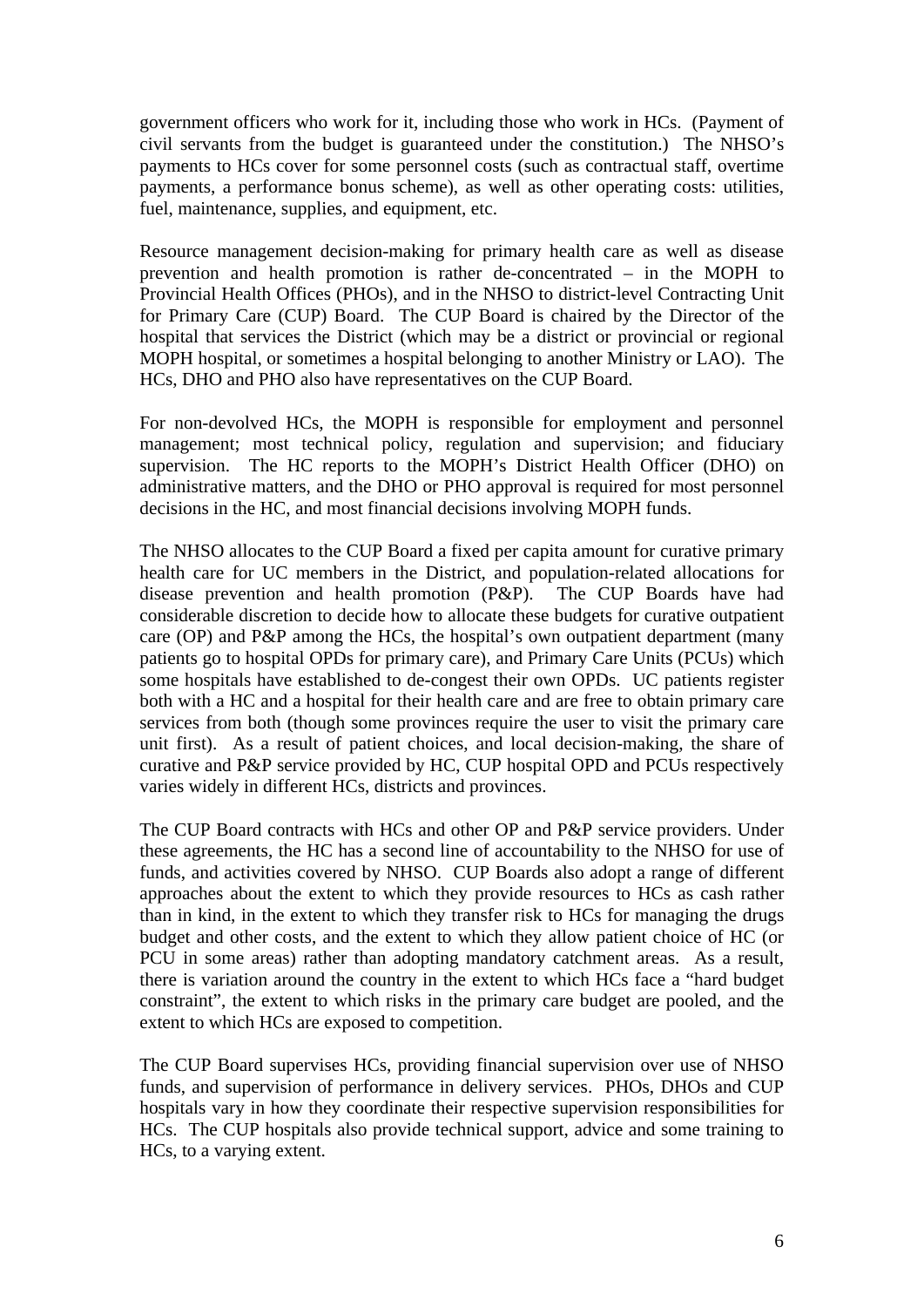government officers who work for it, including those who work in HCs. (Payment of civil servants from the budget is guaranteed under the constitution.) The NHSO's payments to HCs cover for some personnel costs (such as contractual staff, overtime payments, a performance bonus scheme), as well as other operating costs: utilities, fuel, maintenance, supplies, and equipment, etc.

Resource management decision-making for primary health care as well as disease prevention and health promotion is rather de-concentrated – in the MOPH to Provincial Health Offices (PHOs), and in the NHSO to district-level Contracting Unit for Primary Care (CUP) Board. The CUP Board is chaired by the Director of the hospital that services the District (which may be a district or provincial or regional MOPH hospital, or sometimes a hospital belonging to another Ministry or LAO). The HCs, DHO and PHO also have representatives on the CUP Board.

For non-devolved HCs, the MOPH is responsible for employment and personnel management; most technical policy, regulation and supervision; and fiduciary supervision. The HC reports to the MOPH's District Health Officer (DHO) on administrative matters, and the DHO or PHO approval is required for most personnel decisions in the HC, and most financial decisions involving MOPH funds.

The NHSO allocates to the CUP Board a fixed per capita amount for curative primary health care for UC members in the District, and population-related allocations for disease prevention and health promotion (P&P). The CUP Boards have had considerable discretion to decide how to allocate these budgets for curative outpatient care (OP) and P&P among the HCs, the hospital's own outpatient department (many patients go to hospital OPDs for primary care), and Primary Care Units (PCUs) which some hospitals have established to de-congest their own OPDs. UC patients register both with a HC and a hospital for their health care and are free to obtain primary care services from both (though some provinces require the user to visit the primary care unit first). As a result of patient choices, and local decision-making, the share of curative and P&P service provided by HC, CUP hospital OPD and PCUs respectively varies widely in different HCs, districts and provinces.

The CUP Board contracts with HCs and other OP and P&P service providers. Under these agreements, the HC has a second line of accountability to the NHSO for use of funds, and activities covered by NHSO. CUP Boards also adopt a range of different approaches about the extent to which they provide resources to HCs as cash rather than in kind, in the extent to which they transfer risk to HCs for managing the drugs budget and other costs, and the extent to which they allow patient choice of HC (or PCU in some areas) rather than adopting mandatory catchment areas. As a result, there is variation around the country in the extent to which HCs face a "hard budget constraint", the extent to which risks in the primary care budget are pooled, and the extent to which HCs are exposed to competition.

The CUP Board supervises HCs, providing financial supervision over use of NHSO funds, and supervision of performance in delivery services. PHOs, DHOs and CUP hospitals vary in how they coordinate their respective supervision responsibilities for HCs. The CUP hospitals also provide technical support, advice and some training to HCs, to a varying extent.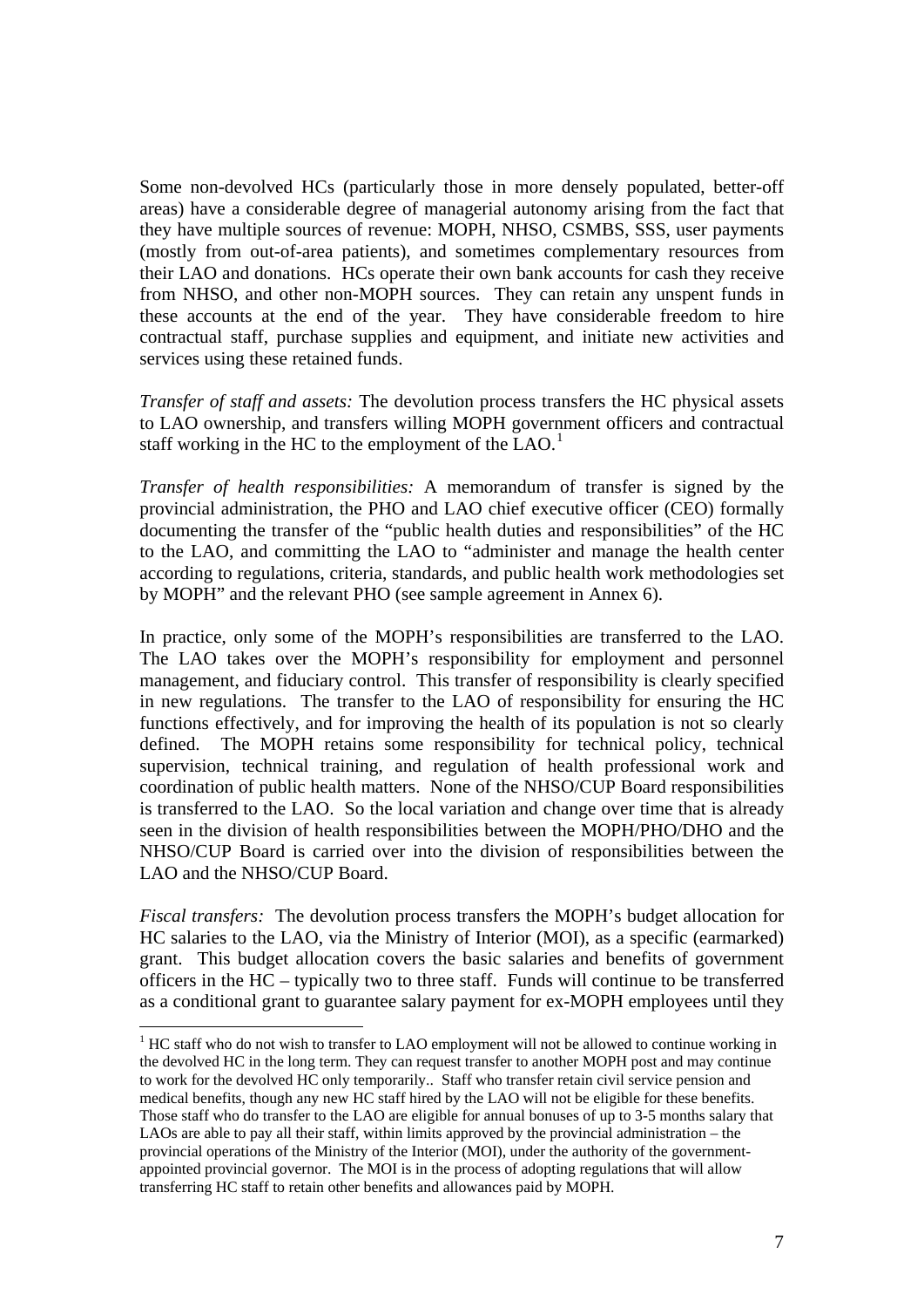Some non-devolved HCs (particularly those in more densely populated, better-off areas) have a considerable degree of managerial autonomy arising from the fact that they have multiple sources of revenue: MOPH, NHSO, CSMBS, SSS, user payments (mostly from out-of-area patients), and sometimes complementary resources from their LAO and donations. HCs operate their own bank accounts for cash they receive from NHSO, and other non-MOPH sources. They can retain any unspent funds in these accounts at the end of the year. They have considerable freedom to hire contractual staff, purchase supplies and equipment, and initiate new activities and services using these retained funds.

*Transfer of staff and assets:* The devolution process transfers the HC physical assets to LAO ownership, and transfers willing MOPH government officers and contractual staff working in the HC to the employment of the LAO.[1]

*Transfer of health responsibilities:* A memorandum of transfer is signed by the provincial administration, the PHO and LAO chief executive officer (CEO) formally documenting the transfer of the "public health duties and responsibilities" of the HC to the LAO, and committing the LAO to "administer and manage the health center according to regulations, criteria, standards, and public health work methodologies set by MOPH" and the relevant PHO (see sample agreement in Annex 6).

In practice, only some of the MOPH's responsibilities are transferred to the LAO. The LAO takes over the MOPH's responsibility for employment and personnel management, and fiduciary control. This transfer of responsibility is clearly specified in new regulations. The transfer to the LAO of responsibility for ensuring the HC functions effectively, and for improving the health of its population is not so clearly defined. The MOPH retains some responsibility for technical policy, technical supervision, technical training, and regulation of health professional work and coordination of public health matters. None of the NHSO/CUP Board responsibilities is transferred to the LAO. So the local variation and change over time that is already seen in the division of health responsibilities between the MOPH/PHO/DHO and the NHSO/CUP Board is carried over into the division of responsibilities between the LAO and the NHSO/CUP Board.

*Fiscal transfers:* The devolution process transfers the MOPH's budget allocation for HC salaries to the LAO, via the Ministry of Interior (MOI), as a specific (earmarked) grant. This budget allocation covers the basic salaries and benefits of government officers in the HC – typically two to three staff. Funds will continue to be transferred as a conditional grant to guarantee salary payment for ex-MOPH employees until they

---

[1] HC staff who do not wish to transfer to LAO employment will not be allowed to continue working in the devolved HC in the long term. They can request transfer to another MOPH post and may continue to work for the devolved HC only temporarily.. Staff who transfer retain civil service pension and medical benefits, though any new HC staff hired by the LAO will not be eligible for these benefits. Those staff who do transfer to the LAO are eligible for annual bonuses of up to 3-5 months salary that LAOs are able to pay all their staff, within limits approved by the provincial administration – the provincial operations of the Ministry of the Interior (MOI), under the authority of the government-appointed provincial governor. The MOI is in the process of adopting regulations that will allow transferring HC staff to retain other benefits and allowances paid by MOPH.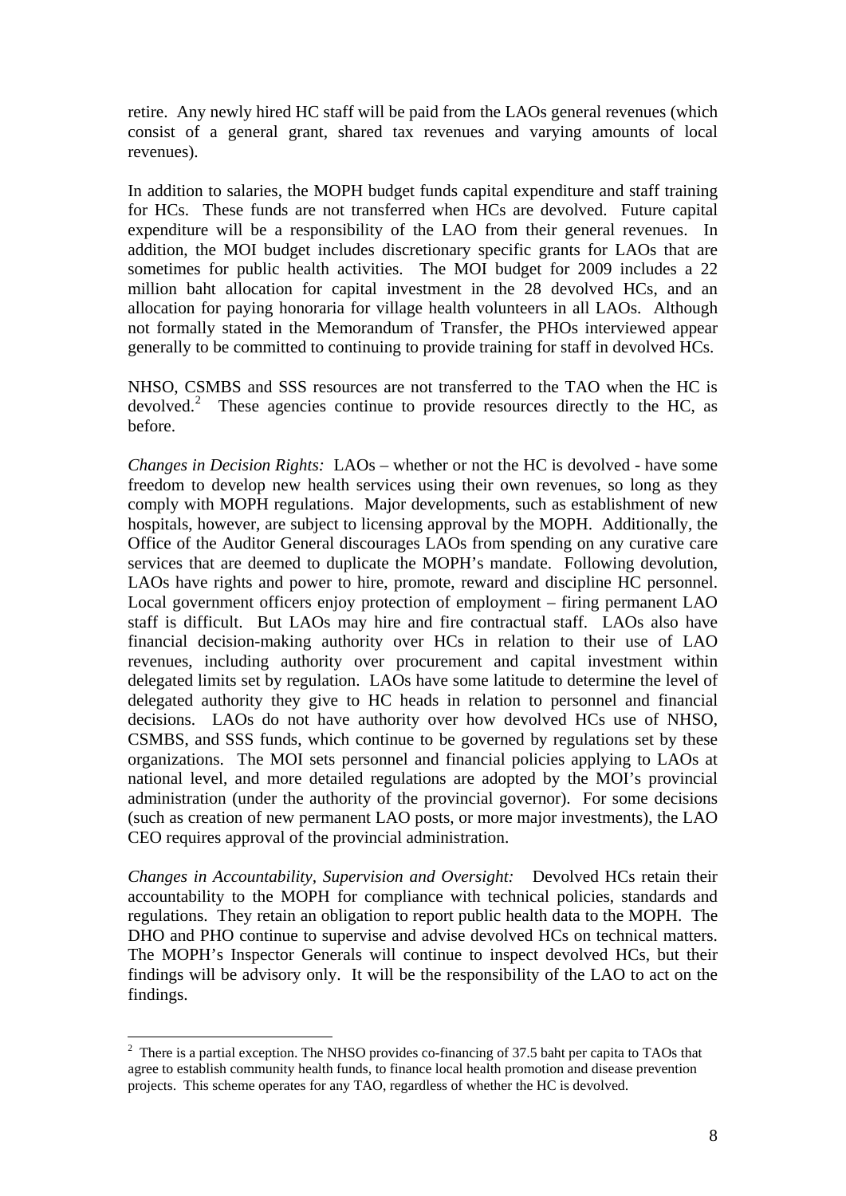retire. Any newly hired HC staff will be paid from the LAOs general revenues (which consist of a general grant, shared tax revenues and varying amounts of local revenues).

In addition to salaries, the MOPH budget funds capital expenditure and staff training for HCs. These funds are not transferred when HCs are devolved. Future capital expenditure will be a responsibility of the LAO from their general revenues. In addition, the MOI budget includes discretionary specific grants for LAOs that are sometimes for public health activities. The MOI budget for 2009 includes a 22 million baht allocation for capital investment in the 28 devolved HCs, and an allocation for paying honoraria for village health volunteers in all LAOs. Although not formally stated in the Memorandum of Transfer, the PHOs interviewed appear generally to be committed to continuing to provide training for staff in devolved HCs.

NHSO, CSMBS and SSS resources are not transferred to the TAO when the HC is devolved.[2] These agencies continue to provide resources directly to the HC, as before.

*Changes in Decision Rights:* LAOs – whether or not the HC is devolved - have some freedom to develop new health services using their own revenues, so long as they comply with MOPH regulations. Major developments, such as establishment of new hospitals, however, are subject to licensing approval by the MOPH. Additionally, the Office of the Auditor General discourages LAOs from spending on any curative care services that are deemed to duplicate the MOPH's mandate. Following devolution, LAOs have rights and power to hire, promote, reward and discipline HC personnel. Local government officers enjoy protection of employment – firing permanent LAO staff is difficult. But LAOs may hire and fire contractual staff. LAOs also have financial decision-making authority over HCs in relation to their use of LAO revenues, including authority over procurement and capital investment within delegated limits set by regulation. LAOs have some latitude to determine the level of delegated authority they give to HC heads in relation to personnel and financial decisions. LAOs do not have authority over how devolved HCs use of NHSO, CSMBS, and SSS funds, which continue to be governed by regulations set by these organizations. The MOI sets personnel and financial policies applying to LAOs at national level, and more detailed regulations are adopted by the MOI's provincial administration (under the authority of the provincial governor). For some decisions (such as creation of new permanent LAO posts, or more major investments), the LAO CEO requires approval of the provincial administration.

*Changes in Accountability, Supervision and Oversight:* Devolved HCs retain their accountability to the MOPH for compliance with technical policies, standards and regulations. They retain an obligation to report public health data to the MOPH. The DHO and PHO continue to supervise and advise devolved HCs on technical matters. The MOPH's Inspector Generals will continue to inspect devolved HCs, but their findings will be advisory only. It will be the responsibility of the LAO to act on the findings.

---

[2] There is a partial exception. The NHSO provides co-financing of 37.5 baht per capita to TAOs that agree to establish community health funds, to finance local health promotion and disease prevention projects. This scheme operates for any TAO, regardless of whether the HC is devolved.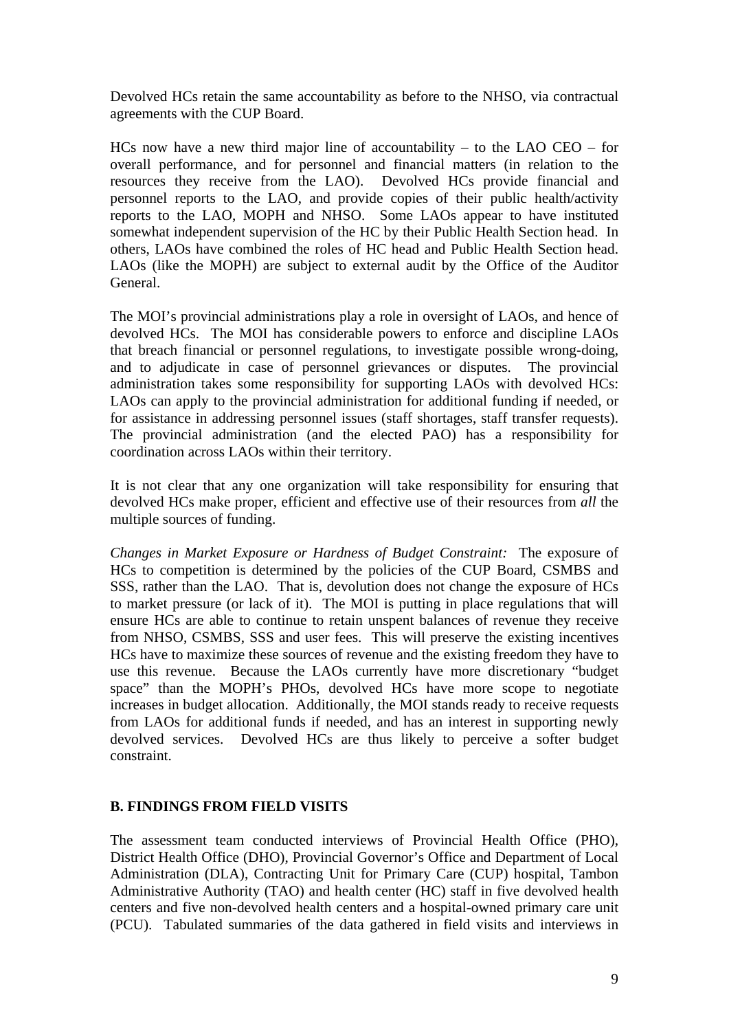Devolved HCs retain the same accountability as before to the NHSO, via contractual agreements with the CUP Board.

HCs now have a new third major line of accountability – to the LAO CEO – for overall performance, and for personnel and financial matters (in relation to the resources they receive from the LAO). Devolved HCs provide financial and personnel reports to the LAO, and provide copies of their public health/activity reports to the LAO, MOPH and NHSO. Some LAOs appear to have instituted somewhat independent supervision of the HC by their Public Health Section head. In others, LAOs have combined the roles of HC head and Public Health Section head. LAOs (like the MOPH) are subject to external audit by the Office of the Auditor General.

The MOI's provincial administrations play a role in oversight of LAOs, and hence of devolved HCs. The MOI has considerable powers to enforce and discipline LAOs that breach financial or personnel regulations, to investigate possible wrong-doing, and to adjudicate in case of personnel grievances or disputes. The provincial administration takes some responsibility for supporting LAOs with devolved HCs: LAOs can apply to the provincial administration for additional funding if needed, or for assistance in addressing personnel issues (staff shortages, staff transfer requests). The provincial administration (and the elected PAO) has a responsibility for coordination across LAOs within their territory.

It is not clear that any one organization will take responsibility for ensuring that devolved HCs make proper, efficient and effective use of their resources from *all* the multiple sources of funding.

*Changes in Market Exposure or Hardness of Budget Constraint:* The exposure of HCs to competition is determined by the policies of the CUP Board, CSMBS and SSS, rather than the LAO. That is, devolution does not change the exposure of HCs to market pressure (or lack of it). The MOI is putting in place regulations that will ensure HCs are able to continue to retain unspent balances of revenue they receive from NHSO, CSMBS, SSS and user fees. This will preserve the existing incentives HCs have to maximize these sources of revenue and the existing freedom they have to use this revenue. Because the LAOs currently have more discretionary "budget space" than the MOPH's PHOs, devolved HCs have more scope to negotiate increases in budget allocation. Additionally, the MOI stands ready to receive requests from LAOs for additional funds if needed, and has an interest in supporting newly devolved services. Devolved HCs are thus likely to perceive a softer budget constraint.

## B. FINDINGS FROM FIELD VISITS

The assessment team conducted interviews of Provincial Health Office (PHO), District Health Office (DHO), Provincial Governor's Office and Department of Local Administration (DLA), Contracting Unit for Primary Care (CUP) hospital, Tambon Administrative Authority (TAO) and health center (HC) staff in five devolved health centers and five non-devolved health centers and a hospital-owned primary care unit (PCU). Tabulated summaries of the data gathered in field visits and interviews in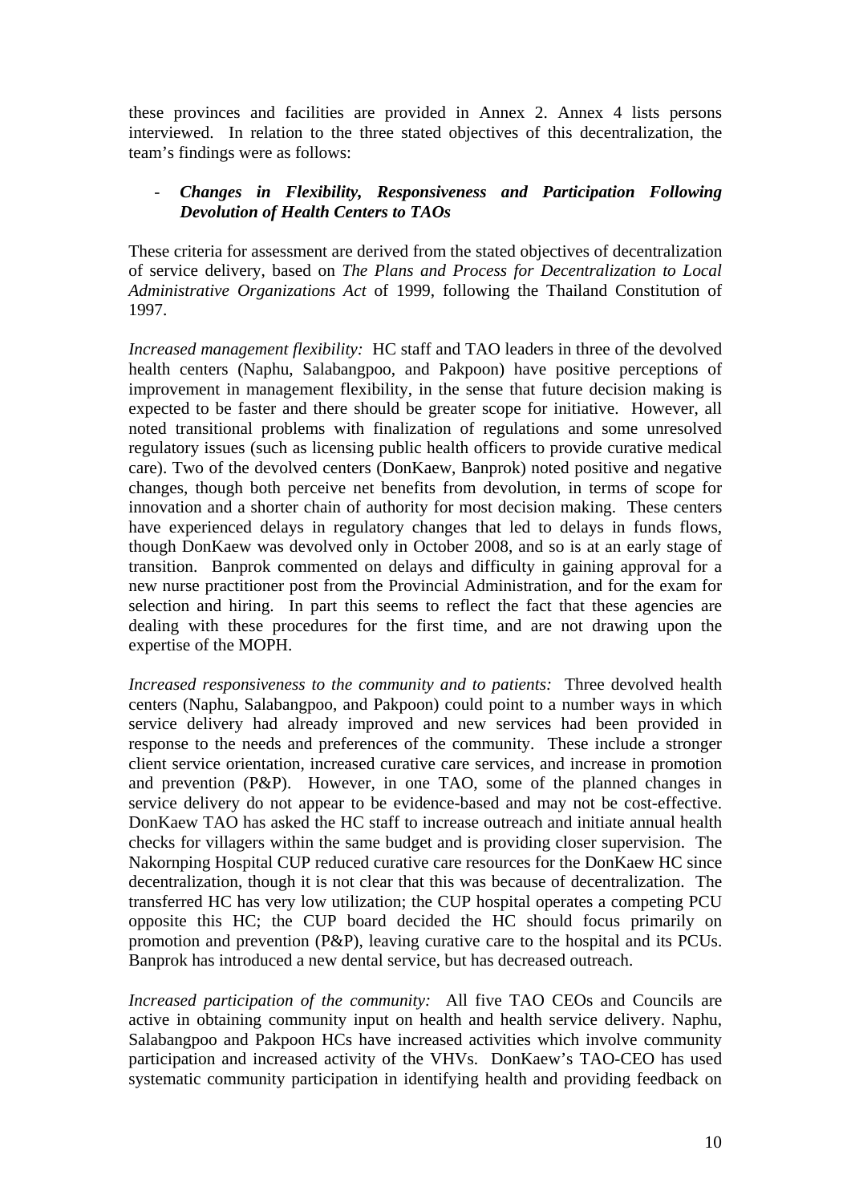these provinces and facilities are provided in Annex 2. Annex 4 lists persons interviewed. In relation to the three stated objectives of this decentralization, the team's findings were as follows:

- ***Changes in Flexibility, Responsiveness and Participation Following Devolution of Health Centers to TAOs***

These criteria for assessment are derived from the stated objectives of decentralization of service delivery, based on *The Plans and Process for Decentralization to Local Administrative Organizations Act* of 1999, following the Thailand Constitution of 1997.

*Increased management flexibility:* HC staff and TAO leaders in three of the devolved health centers (Naphu, Salabangpoo, and Pakpoon) have positive perceptions of improvement in management flexibility, in the sense that future decision making is expected to be faster and there should be greater scope for initiative. However, all noted transitional problems with finalization of regulations and some unresolved regulatory issues (such as licensing public health officers to provide curative medical care). Two of the devolved centers (DonKaew, Banprok) noted positive and negative changes, though both perceive net benefits from devolution, in terms of scope for innovation and a shorter chain of authority for most decision making. These centers have experienced delays in regulatory changes that led to delays in funds flows, though DonKaew was devolved only in October 2008, and so is at an early stage of transition. Banprok commented on delays and difficulty in gaining approval for a new nurse practitioner post from the Provincial Administration, and for the exam for selection and hiring. In part this seems to reflect the fact that these agencies are dealing with these procedures for the first time, and are not drawing upon the expertise of the MOPH.

*Increased responsiveness to the community and to patients:* Three devolved health centers (Naphu, Salabangpoo, and Pakpoon) could point to a number ways in which service delivery had already improved and new services had been provided in response to the needs and preferences of the community. These include a stronger client service orientation, increased curative care services, and increase in promotion and prevention (P&P). However, in one TAO, some of the planned changes in service delivery do not appear to be evidence-based and may not be cost-effective. DonKaew TAO has asked the HC staff to increase outreach and initiate annual health checks for villagers within the same budget and is providing closer supervision. The Nakornping Hospital CUP reduced curative care resources for the DonKaew HC since decentralization, though it is not clear that this was because of decentralization. The transferred HC has very low utilization; the CUP hospital operates a competing PCU opposite this HC; the CUP board decided the HC should focus primarily on promotion and prevention (P&P), leaving curative care to the hospital and its PCUs. Banprok has introduced a new dental service, but has decreased outreach.

*Increased participation of the community:* All five TAO CEOs and Councils are active in obtaining community input on health and health service delivery. Naphu, Salabangpoo and Pakpoon HCs have increased activities which involve community participation and increased activity of the VHVs. DonKaew's TAO-CEO has used systematic community participation in identifying health and providing feedback on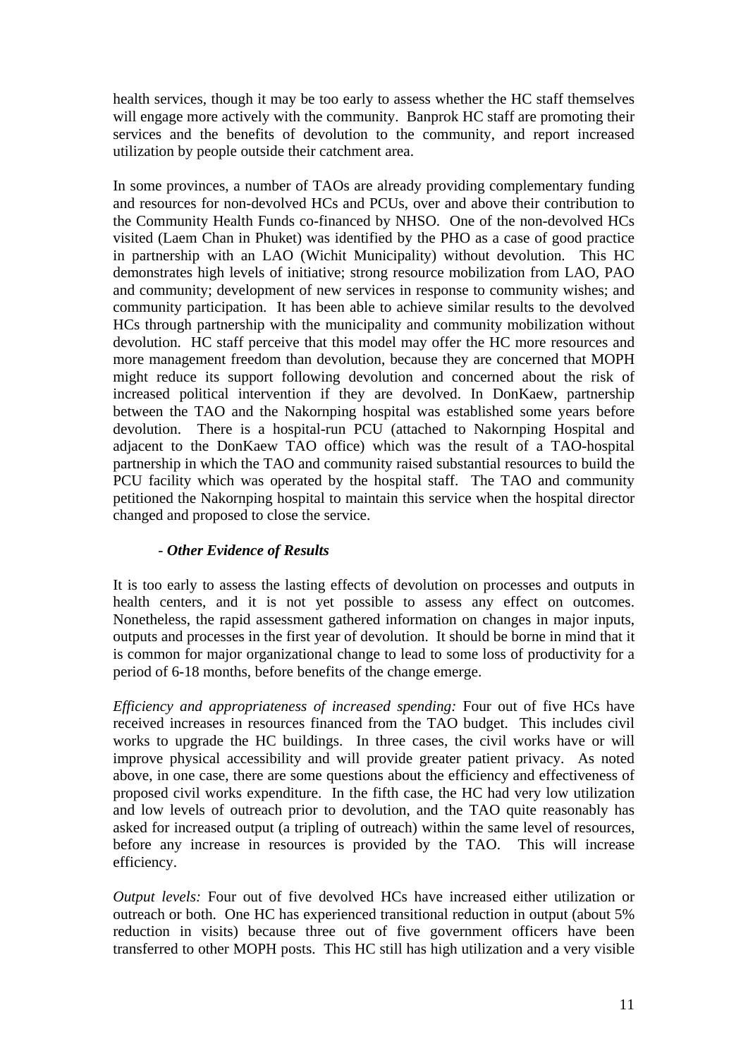health services, though it may be too early to assess whether the HC staff themselves will engage more actively with the community. Banprok HC staff are promoting their services and the benefits of devolution to the community, and report increased utilization by people outside their catchment area.

In some provinces, a number of TAOs are already providing complementary funding and resources for non-devolved HCs and PCUs, over and above their contribution to the Community Health Funds co-financed by NHSO. One of the non-devolved HCs visited (Laem Chan in Phuket) was identified by the PHO as a case of good practice in partnership with an LAO (Wichit Municipality) without devolution. This HC demonstrates high levels of initiative; strong resource mobilization from LAO, PAO and community; development of new services in response to community wishes; and community participation. It has been able to achieve similar results to the devolved HCs through partnership with the municipality and community mobilization without devolution. HC staff perceive that this model may offer the HC more resources and more management freedom than devolution, because they are concerned that MOPH might reduce its support following devolution and concerned about the risk of increased political intervention if they are devolved. In DonKaew, partnership between the TAO and the Nakornping hospital was established some years before devolution. There is a hospital-run PCU (attached to Nakornping Hospital and adjacent to the DonKaew TAO office) which was the result of a TAO-hospital partnership in which the TAO and community raised substantial resources to build the PCU facility which was operated by the hospital staff. The TAO and community petitioned the Nakornping hospital to maintain this service when the hospital director changed and proposed to close the service.

- ***Other Evidence of Results***

It is too early to assess the lasting effects of devolution on processes and outputs in health centers, and it is not yet possible to assess any effect on outcomes. Nonetheless, the rapid assessment gathered information on changes in major inputs, outputs and processes in the first year of devolution. It should be borne in mind that it is common for major organizational change to lead to some loss of productivity for a period of 6-18 months, before benefits of the change emerge.

*Efficiency and appropriateness of increased spending:* Four out of five HCs have received increases in resources financed from the TAO budget. This includes civil works to upgrade the HC buildings. In three cases, the civil works have or will improve physical accessibility and will provide greater patient privacy. As noted above, in one case, there are some questions about the efficiency and effectiveness of proposed civil works expenditure. In the fifth case, the HC had very low utilization and low levels of outreach prior to devolution, and the TAO quite reasonably has asked for increased output (a tripling of outreach) within the same level of resources, before any increase in resources is provided by the TAO. This will increase efficiency.

*Output levels:* Four out of five devolved HCs have increased either utilization or outreach or both. One HC has experienced transitional reduction in output (about 5% reduction in visits) because three out of five government officers have been transferred to other MOPH posts. This HC still has high utilization and a very visible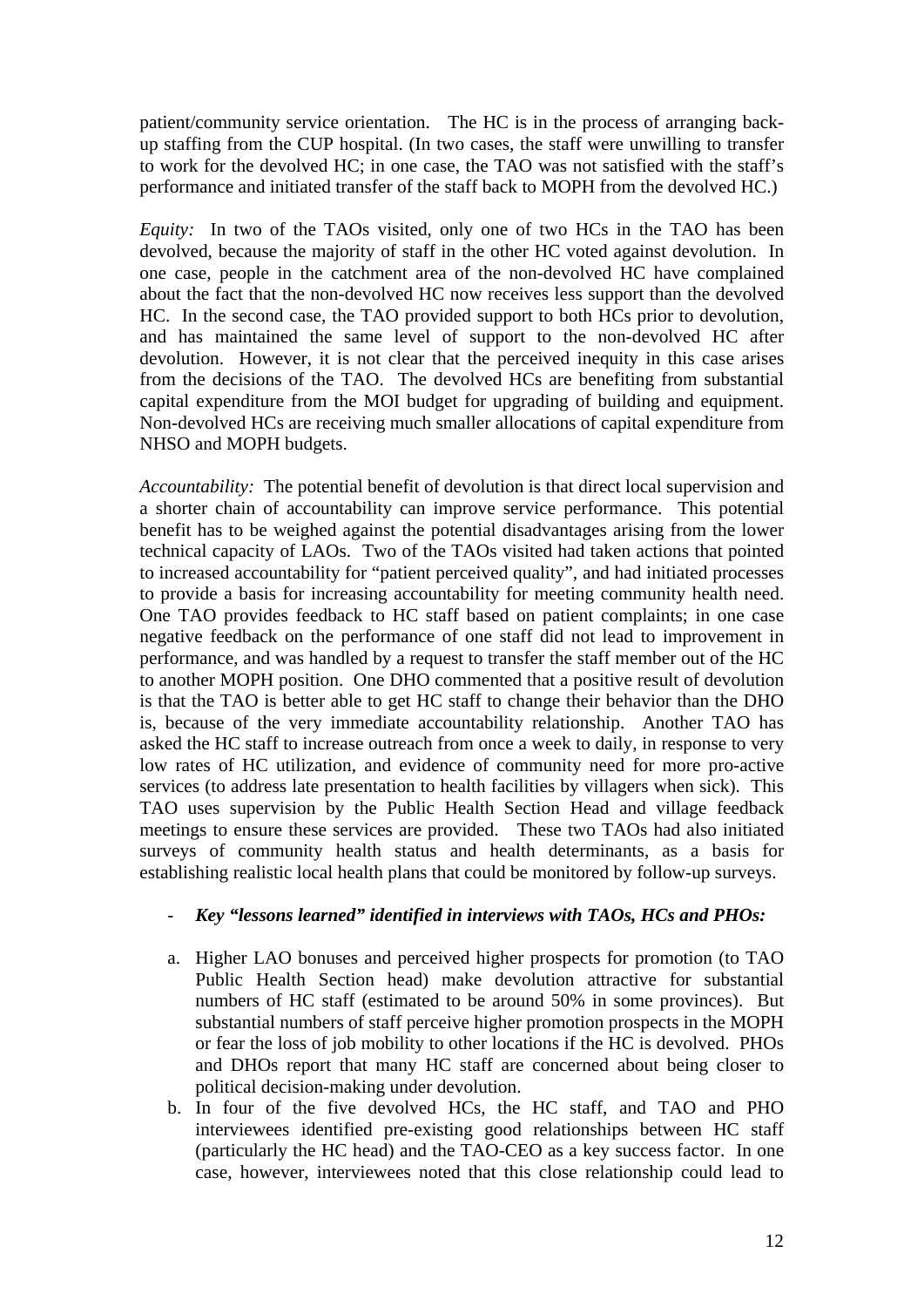patient/community service orientation. The HC is in the process of arranging back-up staffing from the CUP hospital. (In two cases, the staff were unwilling to transfer to work for the devolved HC; in one case, the TAO was not satisfied with the staff's performance and initiated transfer of the staff back to MOPH from the devolved HC.)

*Equity:* In two of the TAOs visited, only one of two HCs in the TAO has been devolved, because the majority of staff in the other HC voted against devolution. In one case, people in the catchment area of the non-devolved HC have complained about the fact that the non-devolved HC now receives less support than the devolved HC. In the second case, the TAO provided support to both HCs prior to devolution, and has maintained the same level of support to the non-devolved HC after devolution. However, it is not clear that the perceived inequity in this case arises from the decisions of the TAO. The devolved HCs are benefiting from substantial capital expenditure from the MOI budget for upgrading of building and equipment. Non-devolved HCs are receiving much smaller allocations of capital expenditure from NHSO and MOPH budgets.

*Accountability:* The potential benefit of devolution is that direct local supervision and a shorter chain of accountability can improve service performance. This potential benefit has to be weighed against the potential disadvantages arising from the lower technical capacity of LAOs. Two of the TAOs visited had taken actions that pointed to increased accountability for "patient perceived quality", and had initiated processes to provide a basis for increasing accountability for meeting community health need. One TAO provides feedback to HC staff based on patient complaints; in one case negative feedback on the performance of one staff did not lead to improvement in performance, and was handled by a request to transfer the staff member out of the HC to another MOPH position. One DHO commented that a positive result of devolution is that the TAO is better able to get HC staff to change their behavior than the DHO is, because of the very immediate accountability relationship. Another TAO has asked the HC staff to increase outreach from once a week to daily, in response to very low rates of HC utilization, and evidence of community need for more pro-active services (to address late presentation to health facilities by villagers when sick). This TAO uses supervision by the Public Health Section Head and village feedback meetings to ensure these services are provided. These two TAOs had also initiated surveys of community health status and health determinants, as a basis for establishing realistic local health plans that could be monitored by follow-up surveys.

- ***Key "lessons learned" identified in interviews with TAOs, HCs and PHOs:***

a. Higher LAO bonuses and perceived higher prospects for promotion (to TAO Public Health Section head) make devolution attractive for substantial numbers of HC staff (estimated to be around 50% in some provinces). But substantial numbers of staff perceive higher promotion prospects in the MOPH or fear the loss of job mobility to other locations if the HC is devolved. PHOs and DHOs report that many HC staff are concerned about being closer to political decision-making under devolution.

b. In four of the five devolved HCs, the HC staff, and TAO and PHO interviewees identified pre-existing good relationships between HC staff (particularly the HC head) and the TAO-CEO as a key success factor. In one case, however, interviewees noted that this close relationship could lead to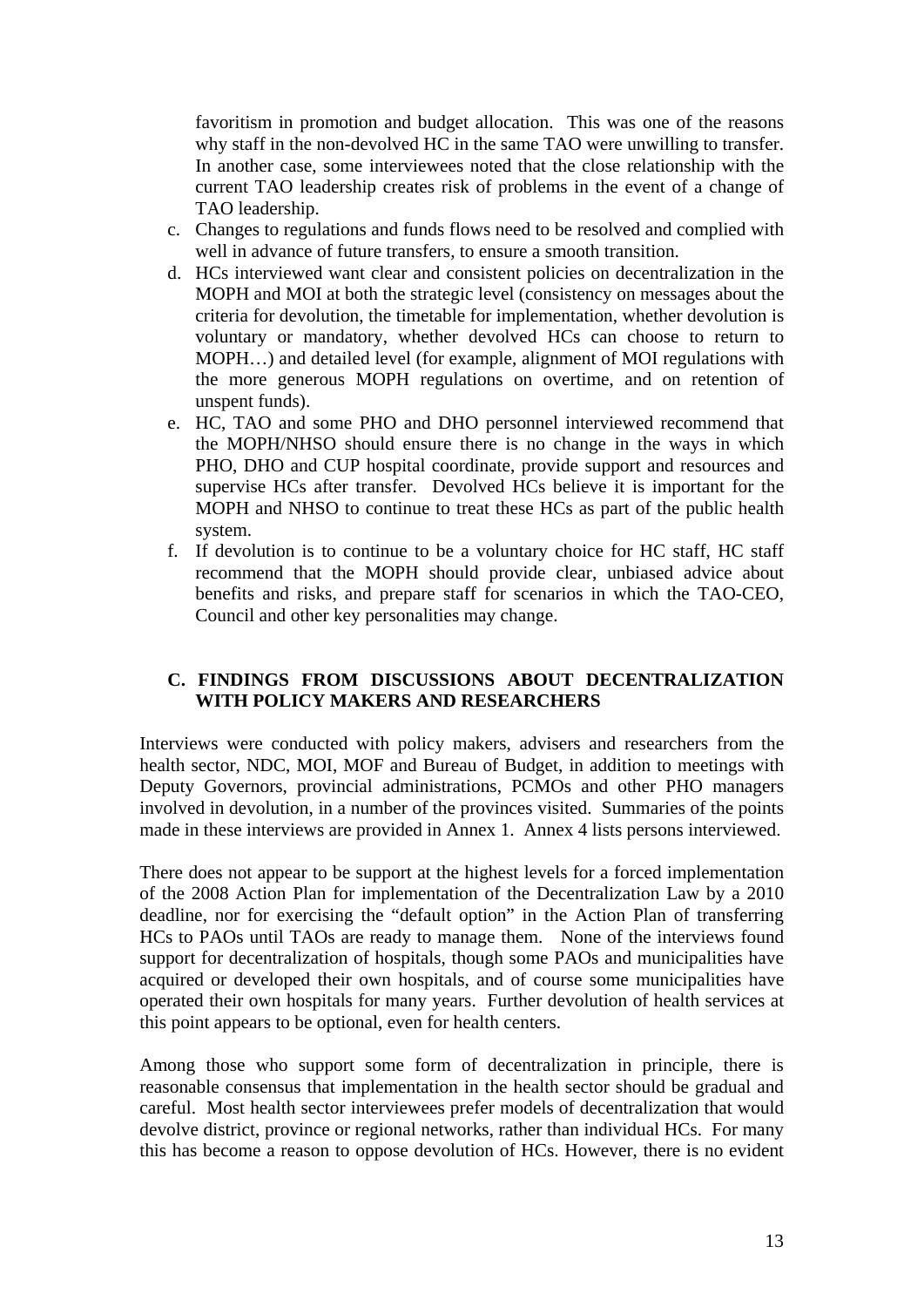favoritism in promotion and budget allocation. This was one of the reasons why staff in the non-devolved HC in the same TAO were unwilling to transfer. In another case, some interviewees noted that the close relationship with the current TAO leadership creates risk of problems in the event of a change of TAO leadership.

c. Changes to regulations and funds flows need to be resolved and complied with well in advance of future transfers, to ensure a smooth transition.
d. HCs interviewed want clear and consistent policies on decentralization in the MOPH and MOI at both the strategic level (consistency on messages about the criteria for devolution, the timetable for implementation, whether devolution is voluntary or mandatory, whether devolved HCs can choose to return to MOPH…) and detailed level (for example, alignment of MOI regulations with the more generous MOPH regulations on overtime, and on retention of unspent funds).
e. HC, TAO and some PHO and DHO personnel interviewed recommend that the MOPH/NHSO should ensure there is no change in the ways in which PHO, DHO and CUP hospital coordinate, provide support and resources and supervise HCs after transfer. Devolved HCs believe it is important for the MOPH and NHSO to continue to treat these HCs as part of the public health system.
f. If devolution is to continue to be a voluntary choice for HC staff, HC staff recommend that the MOPH should provide clear, unbiased advice about benefits and risks, and prepare staff for scenarios in which the TAO-CEO, Council and other key personalities may change.

## C. FINDINGS FROM DISCUSSIONS ABOUT DECENTRALIZATION WITH POLICY MAKERS AND RESEARCHERS

Interviews were conducted with policy makers, advisers and researchers from the health sector, NDC, MOI, MOF and Bureau of Budget, in addition to meetings with Deputy Governors, provincial administrations, PCMOs and other PHO managers involved in devolution, in a number of the provinces visited. Summaries of the points made in these interviews are provided in Annex 1. Annex 4 lists persons interviewed.

There does not appear to be support at the highest levels for a forced implementation of the 2008 Action Plan for implementation of the Decentralization Law by a 2010 deadline, nor for exercising the "default option" in the Action Plan of transferring HCs to PAOs until TAOs are ready to manage them. None of the interviews found support for decentralization of hospitals, though some PAOs and municipalities have acquired or developed their own hospitals, and of course some municipalities have operated their own hospitals for many years. Further devolution of health services at this point appears to be optional, even for health centers.

Among those who support some form of decentralization in principle, there is reasonable consensus that implementation in the health sector should be gradual and careful. Most health sector interviewees prefer models of decentralization that would devolve district, province or regional networks, rather than individual HCs. For many this has become a reason to oppose devolution of HCs. However, there is no evident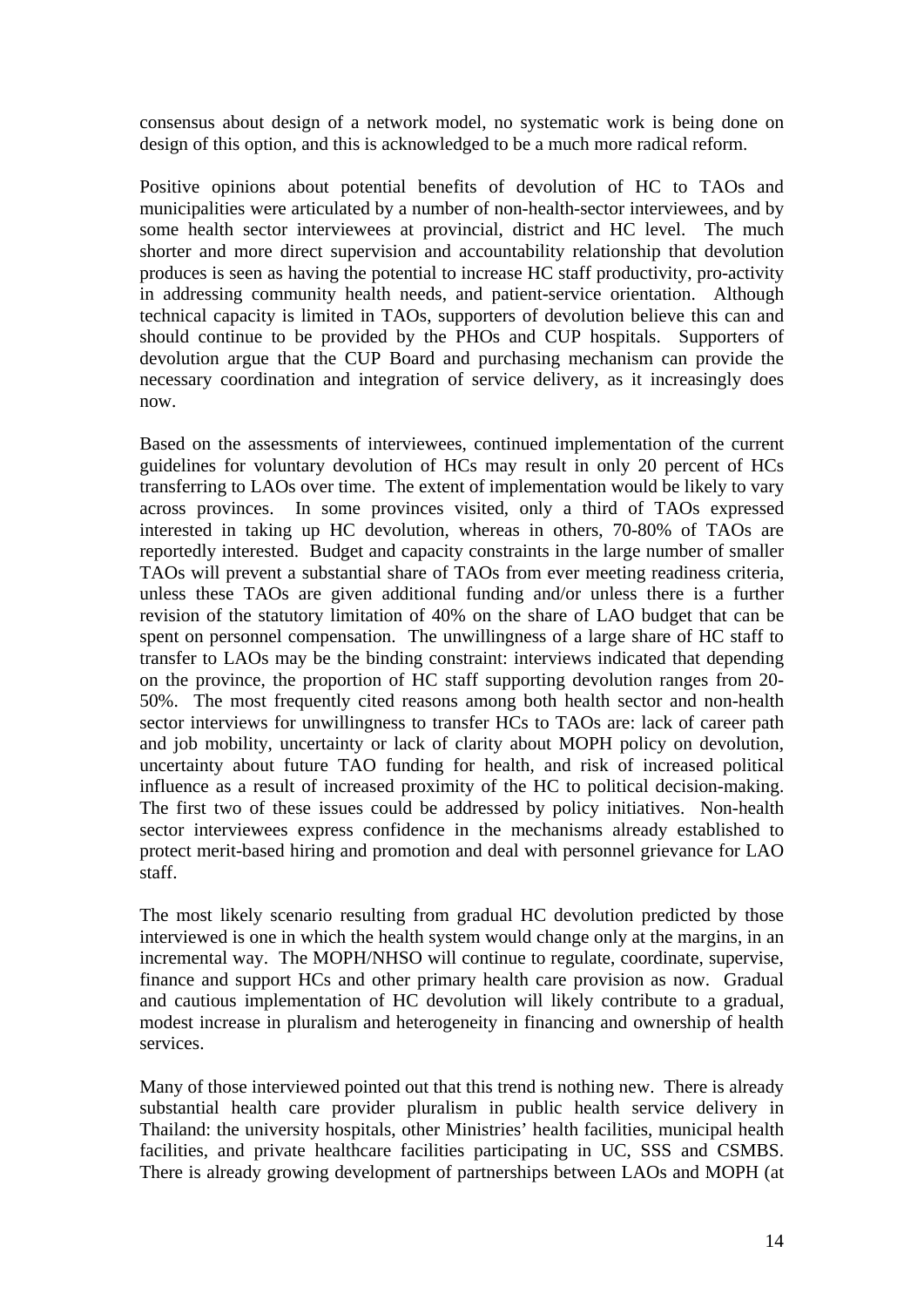consensus about design of a network model, no systematic work is being done on design of this option, and this is acknowledged to be a much more radical reform.

Positive opinions about potential benefits of devolution of HC to TAOs and municipalities were articulated by a number of non-health-sector interviewees, and by some health sector interviewees at provincial, district and HC level. The much shorter and more direct supervision and accountability relationship that devolution produces is seen as having the potential to increase HC staff productivity, pro-activity in addressing community health needs, and patient-service orientation. Although technical capacity is limited in TAOs, supporters of devolution believe this can and should continue to be provided by the PHOs and CUP hospitals. Supporters of devolution argue that the CUP Board and purchasing mechanism can provide the necessary coordination and integration of service delivery, as it increasingly does now.

Based on the assessments of interviewees, continued implementation of the current guidelines for voluntary devolution of HCs may result in only 20 percent of HCs transferring to LAOs over time. The extent of implementation would be likely to vary across provinces. In some provinces visited, only a third of TAOs expressed interested in taking up HC devolution, whereas in others, 70-80% of TAOs are reportedly interested. Budget and capacity constraints in the large number of smaller TAOs will prevent a substantial share of TAOs from ever meeting readiness criteria, unless these TAOs are given additional funding and/or unless there is a further revision of the statutory limitation of 40% on the share of LAO budget that can be spent on personnel compensation. The unwillingness of a large share of HC staff to transfer to LAOs may be the binding constraint: interviews indicated that depending on the province, the proportion of HC staff supporting devolution ranges from 20-50%. The most frequently cited reasons among both health sector and non-health sector interviews for unwillingness to transfer HCs to TAOs are: lack of career path and job mobility, uncertainty or lack of clarity about MOPH policy on devolution, uncertainty about future TAO funding for health, and risk of increased political influence as a result of increased proximity of the HC to political decision-making. The first two of these issues could be addressed by policy initiatives. Non-health sector interviewees express confidence in the mechanisms already established to protect merit-based hiring and promotion and deal with personnel grievance for LAO staff.

The most likely scenario resulting from gradual HC devolution predicted by those interviewed is one in which the health system would change only at the margins, in an incremental way. The MOPH/NHSO will continue to regulate, coordinate, supervise, finance and support HCs and other primary health care provision as now. Gradual and cautious implementation of HC devolution will likely contribute to a gradual, modest increase in pluralism and heterogeneity in financing and ownership of health services.

Many of those interviewed pointed out that this trend is nothing new. There is already substantial health care provider pluralism in public health service delivery in Thailand: the university hospitals, other Ministries' health facilities, municipal health facilities, and private healthcare facilities participating in UC, SSS and CSMBS. There is already growing development of partnerships between LAOs and MOPH (at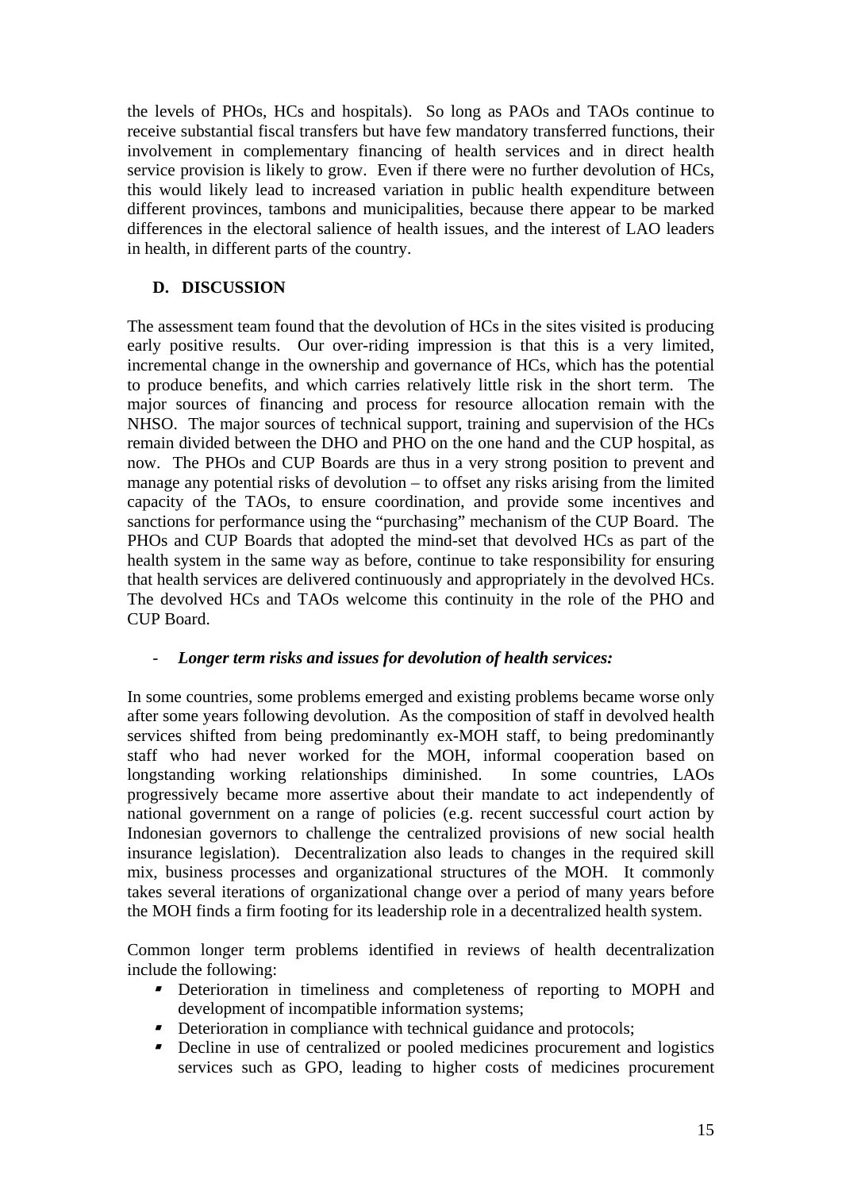the levels of PHOs, HCs and hospitals). So long as PAOs and TAOs continue to receive substantial fiscal transfers but have few mandatory transferred functions, their involvement in complementary financing of health services and in direct health service provision is likely to grow. Even if there were no further devolution of HCs, this would likely lead to increased variation in public health expenditure between different provinces, tambons and municipalities, because there appear to be marked differences in the electoral salience of health issues, and the interest of LAO leaders in health, in different parts of the country.

## D. DISCUSSION

The assessment team found that the devolution of HCs in the sites visited is producing early positive results. Our over-riding impression is that this is a very limited, incremental change in the ownership and governance of HCs, which has the potential to produce benefits, and which carries relatively little risk in the short term. The major sources of financing and process for resource allocation remain with the NHSO. The major sources of technical support, training and supervision of the HCs remain divided between the DHO and PHO on the one hand and the CUP hospital, as now. The PHOs and CUP Boards are thus in a very strong position to prevent and manage any potential risks of devolution – to offset any risks arising from the limited capacity of the TAOs, to ensure coordination, and provide some incentives and sanctions for performance using the "purchasing" mechanism of the CUP Board. The PHOs and CUP Boards that adopted the mind-set that devolved HCs as part of the health system in the same way as before, continue to take responsibility for ensuring that health services are delivered continuously and appropriately in the devolved HCs. The devolved HCs and TAOs welcome this continuity in the role of the PHO and CUP Board.

- ***Longer term risks and issues for devolution of health services:***

In some countries, some problems emerged and existing problems became worse only after some years following devolution. As the composition of staff in devolved health services shifted from being predominantly ex-MOH staff, to being predominantly staff who had never worked for the MOH, informal cooperation based on longstanding working relationships diminished. In some countries, LAOs progressively became more assertive about their mandate to act independently of national government on a range of policies (e.g. recent successful court action by Indonesian governors to challenge the centralized provisions of new social health insurance legislation). Decentralization also leads to changes in the required skill mix, business processes and organizational structures of the MOH. It commonly takes several iterations of organizational change over a period of many years before the MOH finds a firm footing for its leadership role in a decentralized health system.

Common longer term problems identified in reviews of health decentralization include the following:

- Deterioration in timeliness and completeness of reporting to MOPH and development of incompatible information systems;
- Deterioration in compliance with technical guidance and protocols;
- Decline in use of centralized or pooled medicines procurement and logistics services such as GPO, leading to higher costs of medicines procurement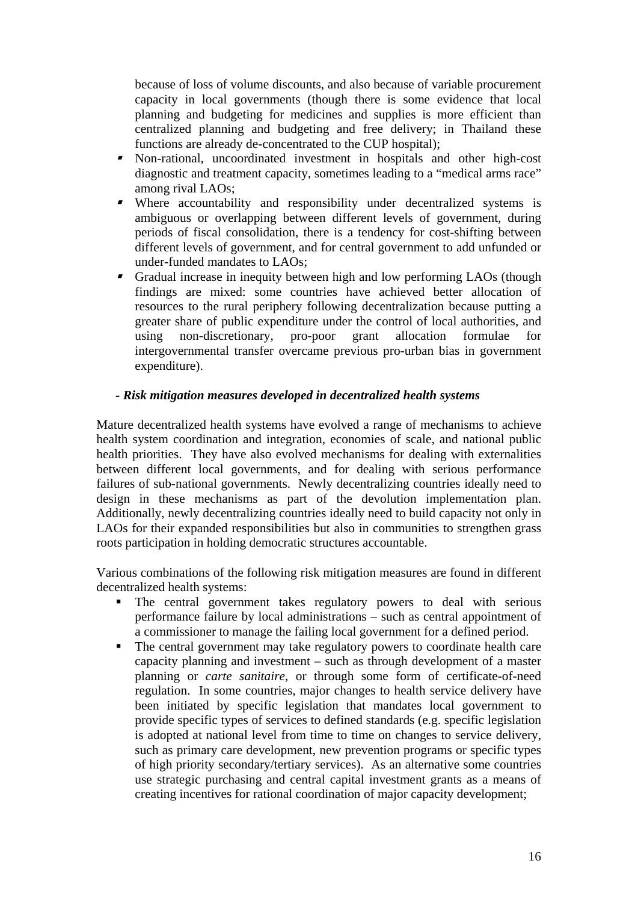because of loss of volume discounts, and also because of variable procurement capacity in local governments (though there is some evidence that local planning and budgeting for medicines and supplies is more efficient than centralized planning and budgeting and free delivery; in Thailand these functions are already de-concentrated to the CUP hospital);

- Non-rational, uncoordinated investment in hospitals and other high-cost diagnostic and treatment capacity, sometimes leading to a "medical arms race" among rival LAOs;
- Where accountability and responsibility under decentralized systems is ambiguous or overlapping between different levels of government, during periods of fiscal consolidation, there is a tendency for cost-shifting between different levels of government, and for central government to add unfunded or under-funded mandates to LAOs;
- Gradual increase in inequity between high and low performing LAOs (though findings are mixed: some countries have achieved better allocation of resources to the rural periphery following decentralization because putting a greater share of public expenditure under the control of local authorities, and using non-discretionary, pro-poor grant allocation formulae for intergovernmental transfer overcame previous pro-urban bias in government expenditure).

- ***Risk mitigation measures developed in decentralized health systems***

Mature decentralized health systems have evolved a range of mechanisms to achieve health system coordination and integration, economies of scale, and national public health priorities. They have also evolved mechanisms for dealing with externalities between different local governments, and for dealing with serious performance failures of sub-national governments. Newly decentralizing countries ideally need to design in these mechanisms as part of the devolution implementation plan. Additionally, newly decentralizing countries ideally need to build capacity not only in LAOs for their expanded responsibilities but also in communities to strengthen grass roots participation in holding democratic structures accountable.

Various combinations of the following risk mitigation measures are found in different decentralized health systems:

- The central government takes regulatory powers to deal with serious performance failure by local administrations – such as central appointment of a commissioner to manage the failing local government for a defined period.
- The central government may take regulatory powers to coordinate health care capacity planning and investment – such as through development of a master planning or *carte sanitaire*, or through some form of certificate-of-need regulation. In some countries, major changes to health service delivery have been initiated by specific legislation that mandates local government to provide specific types of services to defined standards (e.g. specific legislation is adopted at national level from time to time on changes to service delivery, such as primary care development, new prevention programs or specific types of high priority secondary/tertiary services). As an alternative some countries use strategic purchasing and central capital investment grants as a means of creating incentives for rational coordination of major capacity development;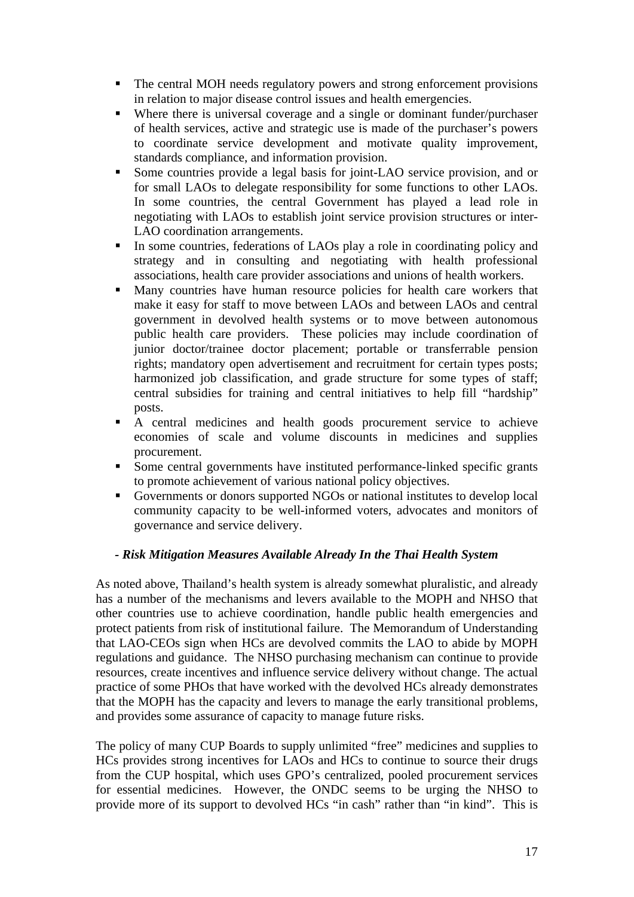- The central MOH needs regulatory powers and strong enforcement provisions in relation to major disease control issues and health emergencies.
- Where there is universal coverage and a single or dominant funder/purchaser of health services, active and strategic use is made of the purchaser's powers to coordinate service development and motivate quality improvement, standards compliance, and information provision.
- Some countries provide a legal basis for joint-LAO service provision, and or for small LAOs to delegate responsibility for some functions to other LAOs. In some countries, the central Government has played a lead role in negotiating with LAOs to establish joint service provision structures or inter-LAO coordination arrangements.
- In some countries, federations of LAOs play a role in coordinating policy and strategy and in consulting and negotiating with health professional associations, health care provider associations and unions of health workers.
- Many countries have human resource policies for health care workers that make it easy for staff to move between LAOs and between LAOs and central government in devolved health systems or to move between autonomous public health care providers. These policies may include coordination of junior doctor/trainee doctor placement; portable or transferrable pension rights; mandatory open advertisement and recruitment for certain types posts; harmonized job classification, and grade structure for some types of staff; central subsidies for training and central initiatives to help fill "hardship" posts.
- A central medicines and health goods procurement service to achieve economies of scale and volume discounts in medicines and supplies procurement.
- Some central governments have instituted performance-linked specific grants to promote achievement of various national policy objectives.
- Governments or donors supported NGOs or national institutes to develop local community capacity to be well-informed voters, advocates and monitors of governance and service delivery.

***- Risk Mitigation Measures Available Already In the Thai Health System***

As noted above, Thailand's health system is already somewhat pluralistic, and already has a number of the mechanisms and levers available to the MOPH and NHSO that other countries use to achieve coordination, handle public health emergencies and protect patients from risk of institutional failure. The Memorandum of Understanding that LAO-CEOs sign when HCs are devolved commits the LAO to abide by MOPH regulations and guidance. The NHSO purchasing mechanism can continue to provide resources, create incentives and influence service delivery without change. The actual practice of some PHOs that have worked with the devolved HCs already demonstrates that the MOPH has the capacity and levers to manage the early transitional problems, and provides some assurance of capacity to manage future risks.

The policy of many CUP Boards to supply unlimited "free" medicines and supplies to HCs provides strong incentives for LAOs and HCs to continue to source their drugs from the CUP hospital, which uses GPO's centralized, pooled procurement services for essential medicines. However, the ONDC seems to be urging the NHSO to provide more of its support to devolved HCs "in cash" rather than "in kind". This is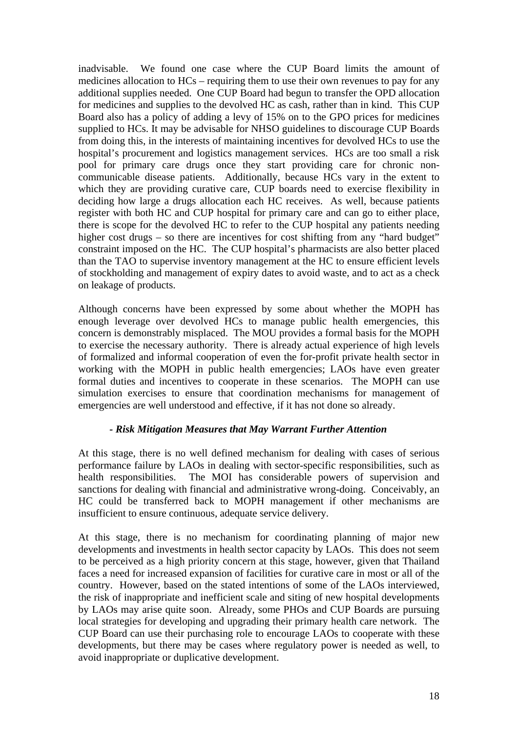inadvisable. We found one case where the CUP Board limits the amount of medicines allocation to HCs – requiring them to use their own revenues to pay for any additional supplies needed. One CUP Board had begun to transfer the OPD allocation for medicines and supplies to the devolved HC as cash, rather than in kind. This CUP Board also has a policy of adding a levy of 15% on to the GPO prices for medicines supplied to HCs. It may be advisable for NHSO guidelines to discourage CUP Boards from doing this, in the interests of maintaining incentives for devolved HCs to use the hospital's procurement and logistics management services. HCs are too small a risk pool for primary care drugs once they start providing care for chronic non-communicable disease patients. Additionally, because HCs vary in the extent to which they are providing curative care, CUP boards need to exercise flexibility in deciding how large a drugs allocation each HC receives. As well, because patients register with both HC and CUP hospital for primary care and can go to either place, there is scope for the devolved HC to refer to the CUP hospital any patients needing higher cost drugs – so there are incentives for cost shifting from any "hard budget" constraint imposed on the HC. The CUP hospital's pharmacists are also better placed than the TAO to supervise inventory management at the HC to ensure efficient levels of stockholding and management of expiry dates to avoid waste, and to act as a check on leakage of products.

Although concerns have been expressed by some about whether the MOPH has enough leverage over devolved HCs to manage public health emergencies, this concern is demonstrably misplaced. The MOU provides a formal basis for the MOPH to exercise the necessary authority. There is already actual experience of high levels of formalized and informal cooperation of even the for-profit private health sector in working with the MOPH in public health emergencies; LAOs have even greater formal duties and incentives to cooperate in these scenarios. The MOPH can use simulation exercises to ensure that coordination mechanisms for management of emergencies are well understood and effective, if it has not done so already.

***- Risk Mitigation Measures that May Warrant Further Attention***

At this stage, there is no well defined mechanism for dealing with cases of serious performance failure by LAOs in dealing with sector-specific responsibilities, such as health responsibilities. The MOI has considerable powers of supervision and sanctions for dealing with financial and administrative wrong-doing. Conceivably, an HC could be transferred back to MOPH management if other mechanisms are insufficient to ensure continuous, adequate service delivery.

At this stage, there is no mechanism for coordinating planning of major new developments and investments in health sector capacity by LAOs. This does not seem to be perceived as a high priority concern at this stage, however, given that Thailand faces a need for increased expansion of facilities for curative care in most or all of the country. However, based on the stated intentions of some of the LAOs interviewed, the risk of inappropriate and inefficient scale and siting of new hospital developments by LAOs may arise quite soon. Already, some PHOs and CUP Boards are pursuing local strategies for developing and upgrading their primary health care network. The CUP Board can use their purchasing role to encourage LAOs to cooperate with these developments, but there may be cases where regulatory power is needed as well, to avoid inappropriate or duplicative development.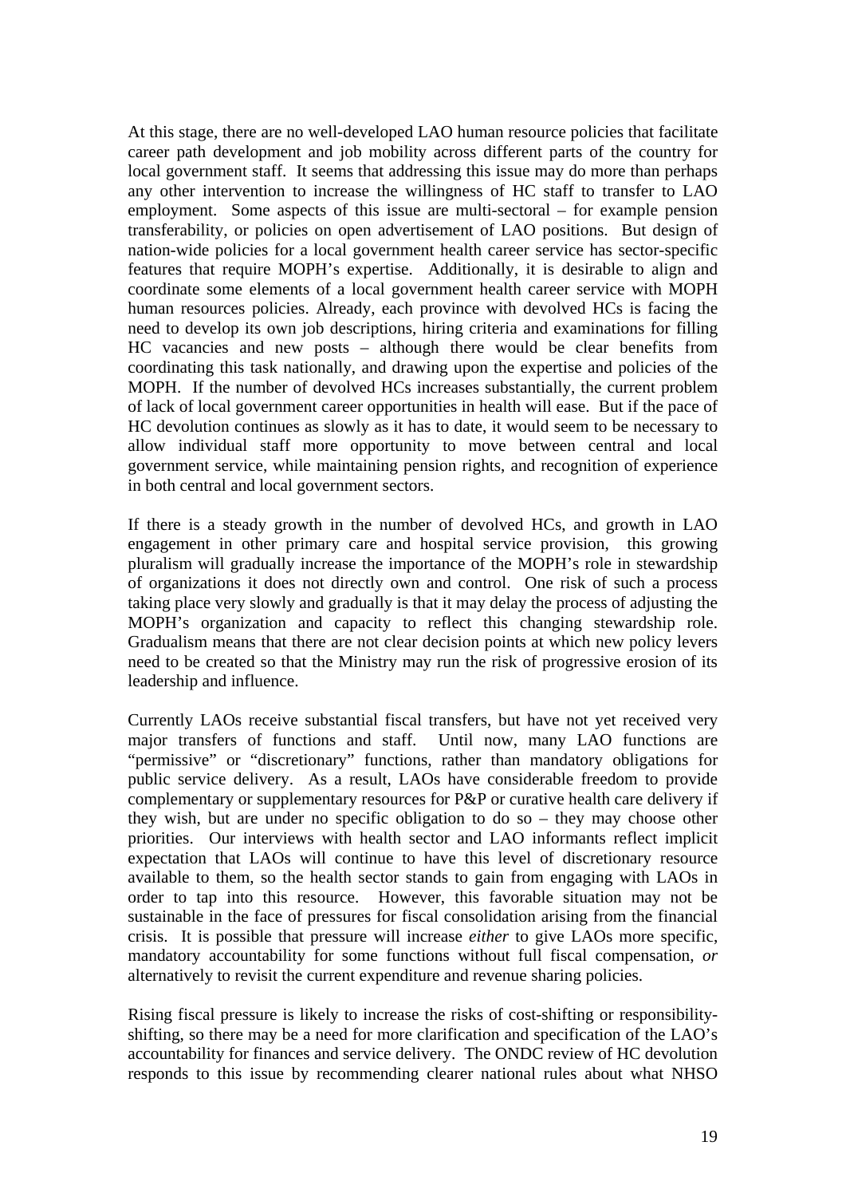At this stage, there are no well-developed LAO human resource policies that facilitate career path development and job mobility across different parts of the country for local government staff. It seems that addressing this issue may do more than perhaps any other intervention to increase the willingness of HC staff to transfer to LAO employment. Some aspects of this issue are multi-sectoral – for example pension transferability, or policies on open advertisement of LAO positions. But design of nation-wide policies for a local government health career service has sector-specific features that require MOPH's expertise. Additionally, it is desirable to align and coordinate some elements of a local government health career service with MOPH human resources policies. Already, each province with devolved HCs is facing the need to develop its own job descriptions, hiring criteria and examinations for filling HC vacancies and new posts – although there would be clear benefits from coordinating this task nationally, and drawing upon the expertise and policies of the MOPH. If the number of devolved HCs increases substantially, the current problem of lack of local government career opportunities in health will ease. But if the pace of HC devolution continues as slowly as it has to date, it would seem to be necessary to allow individual staff more opportunity to move between central and local government service, while maintaining pension rights, and recognition of experience in both central and local government sectors.

If there is a steady growth in the number of devolved HCs, and growth in LAO engagement in other primary care and hospital service provision, this growing pluralism will gradually increase the importance of the MOPH's role in stewardship of organizations it does not directly own and control. One risk of such a process taking place very slowly and gradually is that it may delay the process of adjusting the MOPH's organization and capacity to reflect this changing stewardship role. Gradualism means that there are not clear decision points at which new policy levers need to be created so that the Ministry may run the risk of progressive erosion of its leadership and influence.

Currently LAOs receive substantial fiscal transfers, but have not yet received very major transfers of functions and staff. Until now, many LAO functions are "permissive" or "discretionary" functions, rather than mandatory obligations for public service delivery. As a result, LAOs have considerable freedom to provide complementary or supplementary resources for P&P or curative health care delivery if they wish, but are under no specific obligation to do so – they may choose other priorities. Our interviews with health sector and LAO informants reflect implicit expectation that LAOs will continue to have this level of discretionary resource available to them, so the health sector stands to gain from engaging with LAOs in order to tap into this resource. However, this favorable situation may not be sustainable in the face of pressures for fiscal consolidation arising from the financial crisis. It is possible that pressure will increase *either* to give LAOs more specific, mandatory accountability for some functions without full fiscal compensation, *or* alternatively to revisit the current expenditure and revenue sharing policies.

Rising fiscal pressure is likely to increase the risks of cost-shifting or responsibility-shifting, so there may be a need for more clarification and specification of the LAO's accountability for finances and service delivery. The ONDC review of HC devolution responds to this issue by recommending clearer national rules about what NHSO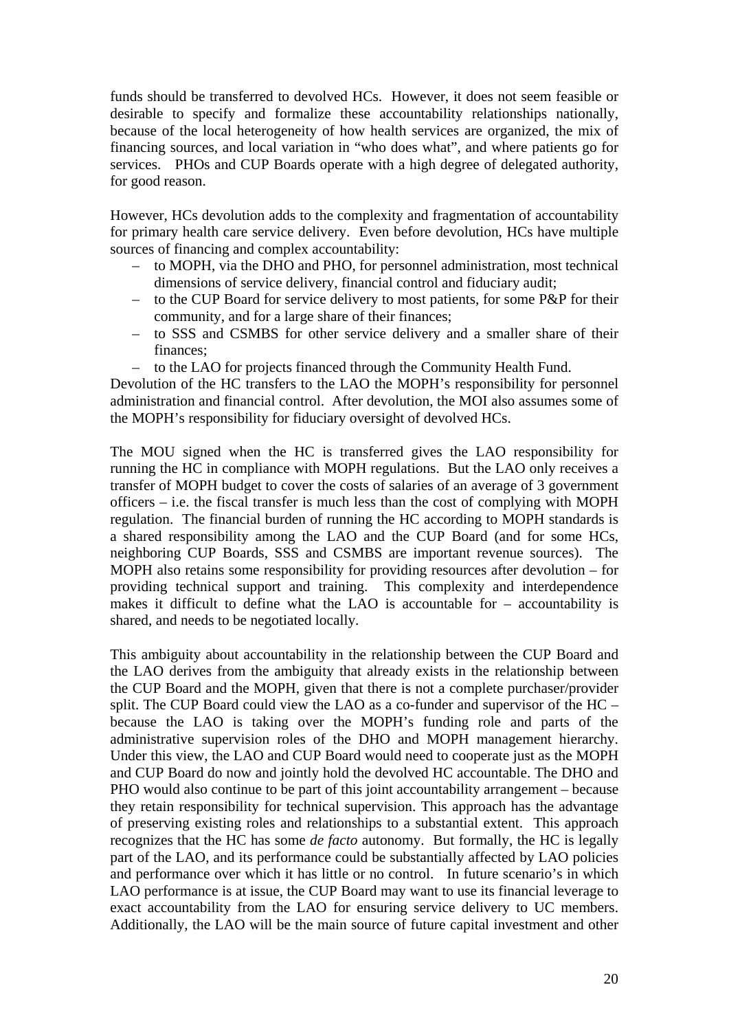funds should be transferred to devolved HCs. However, it does not seem feasible or desirable to specify and formalize these accountability relationships nationally, because of the local heterogeneity of how health services are organized, the mix of financing sources, and local variation in "who does what", and where patients go for services. PHOs and CUP Boards operate with a high degree of delegated authority, for good reason.

However, HCs devolution adds to the complexity and fragmentation of accountability for primary health care service delivery. Even before devolution, HCs have multiple sources of financing and complex accountability:

- to MOPH, via the DHO and PHO, for personnel administration, most technical dimensions of service delivery, financial control and fiduciary audit;
- to the CUP Board for service delivery to most patients, for some P&P for their community, and for a large share of their finances;
- to SSS and CSMBS for other service delivery and a smaller share of their finances;
- to the LAO for projects financed through the Community Health Fund.

Devolution of the HC transfers to the LAO the MOPH's responsibility for personnel administration and financial control. After devolution, the MOI also assumes some of the MOPH's responsibility for fiduciary oversight of devolved HCs.

The MOU signed when the HC is transferred gives the LAO responsibility for running the HC in compliance with MOPH regulations. But the LAO only receives a transfer of MOPH budget to cover the costs of salaries of an average of 3 government officers – i.e. the fiscal transfer is much less than the cost of complying with MOPH regulation. The financial burden of running the HC according to MOPH standards is a shared responsibility among the LAO and the CUP Board (and for some HCs, neighboring CUP Boards, SSS and CSMBS are important revenue sources). The MOPH also retains some responsibility for providing resources after devolution – for providing technical support and training. This complexity and interdependence makes it difficult to define what the LAO is accountable for – accountability is shared, and needs to be negotiated locally.

This ambiguity about accountability in the relationship between the CUP Board and the LAO derives from the ambiguity that already exists in the relationship between the CUP Board and the MOPH, given that there is not a complete purchaser/provider split. The CUP Board could view the LAO as a co-funder and supervisor of the HC – because the LAO is taking over the MOPH's funding role and parts of the administrative supervision roles of the DHO and MOPH management hierarchy. Under this view, the LAO and CUP Board would need to cooperate just as the MOPH and CUP Board do now and jointly hold the devolved HC accountable. The DHO and PHO would also continue to be part of this joint accountability arrangement – because they retain responsibility for technical supervision. This approach has the advantage of preserving existing roles and relationships to a substantial extent. This approach recognizes that the HC has some *de facto* autonomy. But formally, the HC is legally part of the LAO, and its performance could be substantially affected by LAO policies and performance over which it has little or no control. In future scenario's in which LAO performance is at issue, the CUP Board may want to use its financial leverage to exact accountability from the LAO for ensuring service delivery to UC members. Additionally, the LAO will be the main source of future capital investment and other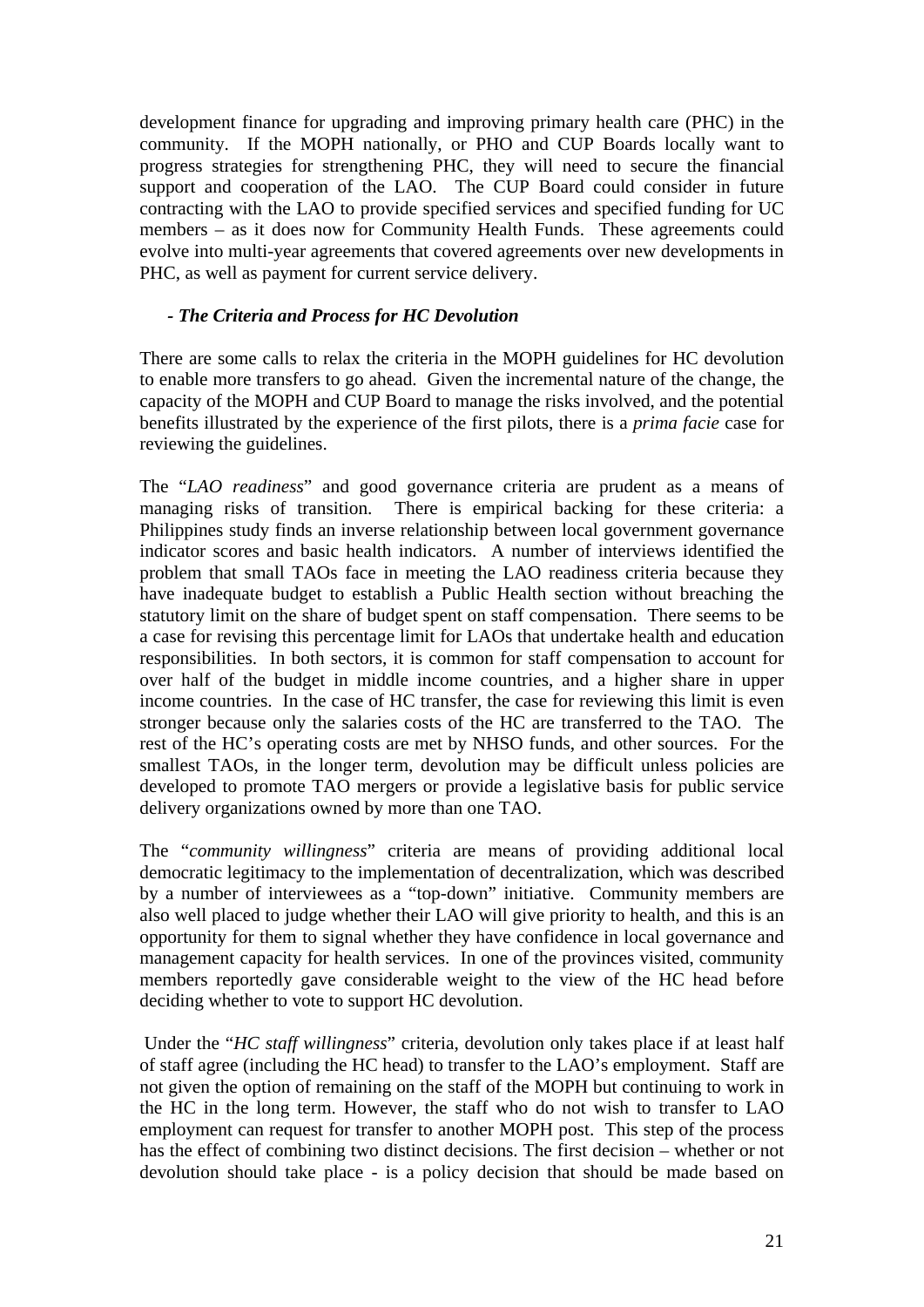development finance for upgrading and improving primary health care (PHC) in the community. If the MOPH nationally, or PHO and CUP Boards locally want to progress strategies for strengthening PHC, they will need to secure the financial support and cooperation of the LAO. The CUP Board could consider in future contracting with the LAO to provide specified services and specified funding for UC members – as it does now for Community Health Funds. These agreements could evolve into multi-year agreements that covered agreements over new developments in PHC, as well as payment for current service delivery.

### *- The Criteria and Process for HC Devolution*

There are some calls to relax the criteria in the MOPH guidelines for HC devolution to enable more transfers to go ahead. Given the incremental nature of the change, the capacity of the MOPH and CUP Board to manage the risks involved, and the potential benefits illustrated by the experience of the first pilots, there is a *prima facie* case for reviewing the guidelines.

The "*LAO readiness*" and good governance criteria are prudent as a means of managing risks of transition. There is empirical backing for these criteria: a Philippines study finds an inverse relationship between local government governance indicator scores and basic health indicators. A number of interviews identified the problem that small TAOs face in meeting the LAO readiness criteria because they have inadequate budget to establish a Public Health section without breaching the statutory limit on the share of budget spent on staff compensation. There seems to be a case for revising this percentage limit for LAOs that undertake health and education responsibilities. In both sectors, it is common for staff compensation to account for over half of the budget in middle income countries, and a higher share in upper income countries. In the case of HC transfer, the case for reviewing this limit is even stronger because only the salaries costs of the HC are transferred to the TAO. The rest of the HC's operating costs are met by NHSO funds, and other sources. For the smallest TAOs, in the longer term, devolution may be difficult unless policies are developed to promote TAO mergers or provide a legislative basis for public service delivery organizations owned by more than one TAO.

The "*community willingness*" criteria are means of providing additional local democratic legitimacy to the implementation of decentralization, which was described by a number of interviewees as a "top-down" initiative. Community members are also well placed to judge whether their LAO will give priority to health, and this is an opportunity for them to signal whether they have confidence in local governance and management capacity for health services. In one of the provinces visited, community members reportedly gave considerable weight to the view of the HC head before deciding whether to vote to support HC devolution.

Under the "*HC staff willingness*" criteria, devolution only takes place if at least half of staff agree (including the HC head) to transfer to the LAO's employment. Staff are not given the option of remaining on the staff of the MOPH but continuing to work in the HC in the long term. However, the staff who do not wish to transfer to LAO employment can request for transfer to another MOPH post. This step of the process has the effect of combining two distinct decisions. The first decision – whether or not devolution should take place - is a policy decision that should be made based on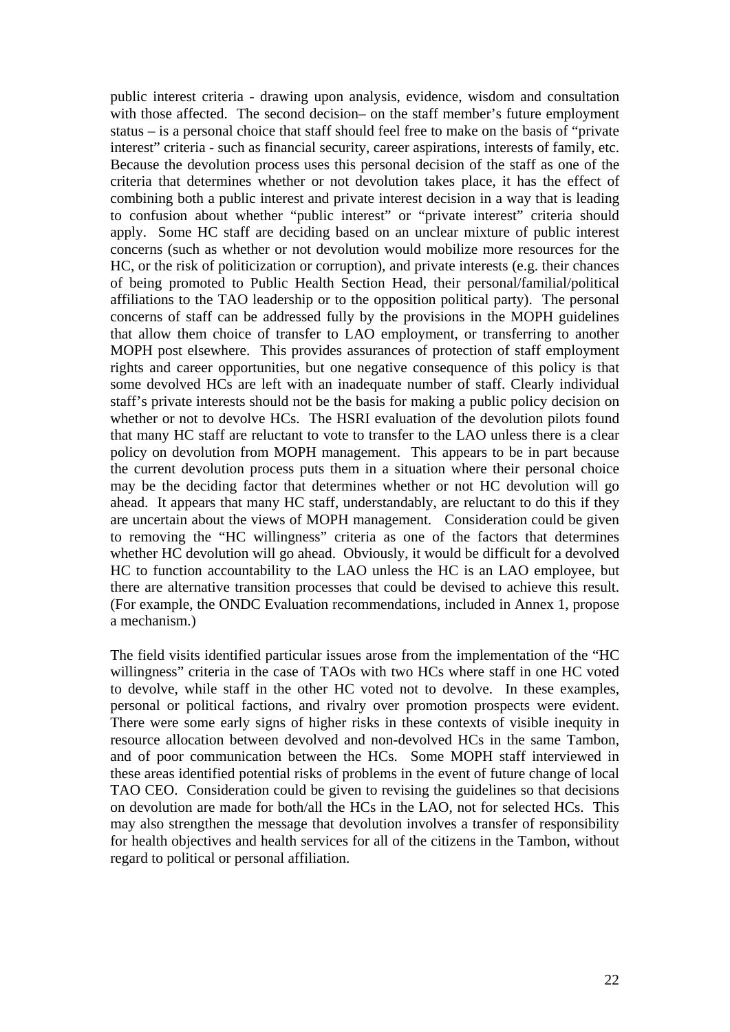public interest criteria - drawing upon analysis, evidence, wisdom and consultation with those affected. The second decision– on the staff member's future employment status – is a personal choice that staff should feel free to make on the basis of "private interest" criteria - such as financial security, career aspirations, interests of family, etc. Because the devolution process uses this personal decision of the staff as one of the criteria that determines whether or not devolution takes place, it has the effect of combining both a public interest and private interest decision in a way that is leading to confusion about whether "public interest" or "private interest" criteria should apply. Some HC staff are deciding based on an unclear mixture of public interest concerns (such as whether or not devolution would mobilize more resources for the HC, or the risk of politicization or corruption), and private interests (e.g. their chances of being promoted to Public Health Section Head, their personal/familial/political affiliations to the TAO leadership or to the opposition political party). The personal concerns of staff can be addressed fully by the provisions in the MOPH guidelines that allow them choice of transfer to LAO employment, or transferring to another MOPH post elsewhere. This provides assurances of protection of staff employment rights and career opportunities, but one negative consequence of this policy is that some devolved HCs are left with an inadequate number of staff. Clearly individual staff's private interests should not be the basis for making a public policy decision on whether or not to devolve HCs. The HSRI evaluation of the devolution pilots found that many HC staff are reluctant to vote to transfer to the LAO unless there is a clear policy on devolution from MOPH management. This appears to be in part because the current devolution process puts them in a situation where their personal choice may be the deciding factor that determines whether or not HC devolution will go ahead. It appears that many HC staff, understandably, are reluctant to do this if they are uncertain about the views of MOPH management. Consideration could be given to removing the "HC willingness" criteria as one of the factors that determines whether HC devolution will go ahead. Obviously, it would be difficult for a devolved HC to function accountability to the LAO unless the HC is an LAO employee, but there are alternative transition processes that could be devised to achieve this result. (For example, the ONDC Evaluation recommendations, included in Annex 1, propose a mechanism.)

The field visits identified particular issues arose from the implementation of the "HC willingness" criteria in the case of TAOs with two HCs where staff in one HC voted to devolve, while staff in the other HC voted not to devolve. In these examples, personal or political factions, and rivalry over promotion prospects were evident. There were some early signs of higher risks in these contexts of visible inequity in resource allocation between devolved and non-devolved HCs in the same Tambon, and of poor communication between the HCs. Some MOPH staff interviewed in these areas identified potential risks of problems in the event of future change of local TAO CEO. Consideration could be given to revising the guidelines so that decisions on devolution are made for both/all the HCs in the LAO, not for selected HCs. This may also strengthen the message that devolution involves a transfer of responsibility for health objectives and health services for all of the citizens in the Tambon, without regard to political or personal affiliation.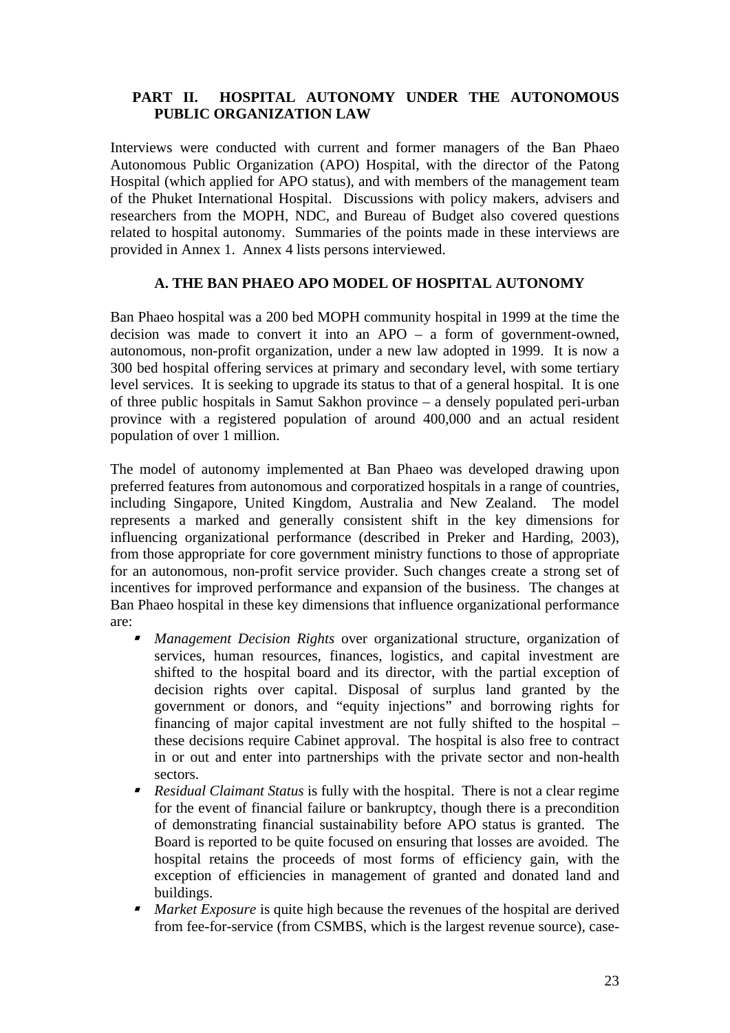## PART II. HOSPITAL AUTONOMY UNDER THE AUTONOMOUS PUBLIC ORGANIZATION LAW

Interviews were conducted with current and former managers of the Ban Phaeo Autonomous Public Organization (APO) Hospital, with the director of the Patong Hospital (which applied for APO status), and with members of the management team of the Phuket International Hospital. Discussions with policy makers, advisers and researchers from the MOPH, NDC, and Bureau of Budget also covered questions related to hospital autonomy. Summaries of the points made in these interviews are provided in Annex 1. Annex 4 lists persons interviewed.

### A. THE BAN PHAEO APO MODEL OF HOSPITAL AUTONOMY

Ban Phaeo hospital was a 200 bed MOPH community hospital in 1999 at the time the decision was made to convert it into an APO – a form of government-owned, autonomous, non-profit organization, under a new law adopted in 1999. It is now a 300 bed hospital offering services at primary and secondary level, with some tertiary level services. It is seeking to upgrade its status to that of a general hospital. It is one of three public hospitals in Samut Sakhon province – a densely populated peri-urban province with a registered population of around 400,000 and an actual resident population of over 1 million.

The model of autonomy implemented at Ban Phaeo was developed drawing upon preferred features from autonomous and corporatized hospitals in a range of countries, including Singapore, United Kingdom, Australia and New Zealand. The model represents a marked and generally consistent shift in the key dimensions for influencing organizational performance (described in Preker and Harding, 2003), from those appropriate for core government ministry functions to those of appropriate for an autonomous, non-profit service provider. Such changes create a strong set of incentives for improved performance and expansion of the business. The changes at Ban Phaeo hospital in these key dimensions that influence organizational performance are:

- *Management Decision Rights* over organizational structure, organization of services, human resources, finances, logistics, and capital investment are shifted to the hospital board and its director, with the partial exception of decision rights over capital. Disposal of surplus land granted by the government or donors, and "equity injections" and borrowing rights for financing of major capital investment are not fully shifted to the hospital – these decisions require Cabinet approval. The hospital is also free to contract in or out and enter into partnerships with the private sector and non-health sectors.
- *Residual Claimant Status* is fully with the hospital. There is not a clear regime for the event of financial failure or bankruptcy, though there is a precondition of demonstrating financial sustainability before APO status is granted. The Board is reported to be quite focused on ensuring that losses are avoided. The hospital retains the proceeds of most forms of efficiency gain, with the exception of efficiencies in management of granted and donated land and buildings.
- *Market Exposure* is quite high because the revenues of the hospital are derived from fee-for-service (from CSMBS, which is the largest revenue source), case-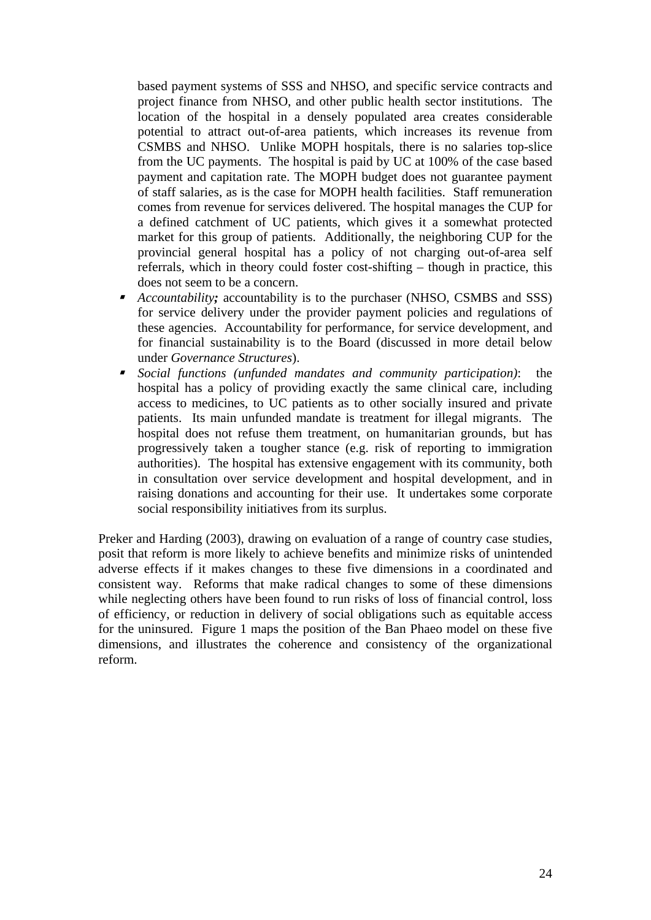based payment systems of SSS and NHSO, and specific service contracts and project finance from NHSO, and other public health sector institutions. The location of the hospital in a densely populated area creates considerable potential to attract out-of-area patients, which increases its revenue from CSMBS and NHSO. Unlike MOPH hospitals, there is no salaries top-slice from the UC payments. The hospital is paid by UC at 100% of the case based payment and capitation rate. The MOPH budget does not guarantee payment of staff salaries, as is the case for MOPH health facilities. Staff remuneration comes from revenue for services delivered. The hospital manages the CUP for a defined catchment of UC patients, which gives it a somewhat protected market for this group of patients. Additionally, the neighboring CUP for the provincial general hospital has a policy of not charging out-of-area self referrals, which in theory could foster cost-shifting – though in practice, this does not seem to be a concern.

- *Accountability;* accountability is to the purchaser (NHSO, CSMBS and SSS) for service delivery under the provider payment policies and regulations of these agencies. Accountability for performance, for service development, and for financial sustainability is to the Board (discussed in more detail below under *Governance Structures*).
- *Social functions (unfunded mandates and community participation)*: the hospital has a policy of providing exactly the same clinical care, including access to medicines, to UC patients as to other socially insured and private patients. Its main unfunded mandate is treatment for illegal migrants. The hospital does not refuse them treatment, on humanitarian grounds, but has progressively taken a tougher stance (e.g. risk of reporting to immigration authorities). The hospital has extensive engagement with its community, both in consultation over service development and hospital development, and in raising donations and accounting for their use. It undertakes some corporate social responsibility initiatives from its surplus.

Preker and Harding (2003), drawing on evaluation of a range of country case studies, posit that reform is more likely to achieve benefits and minimize risks of unintended adverse effects if it makes changes to these five dimensions in a coordinated and consistent way. Reforms that make radical changes to some of these dimensions while neglecting others have been found to run risks of loss of financial control, loss of efficiency, or reduction in delivery of social obligations such as equitable access for the uninsured. Figure 1 maps the position of the Ban Phaeo model on these five dimensions, and illustrates the coherence and consistency of the organizational reform.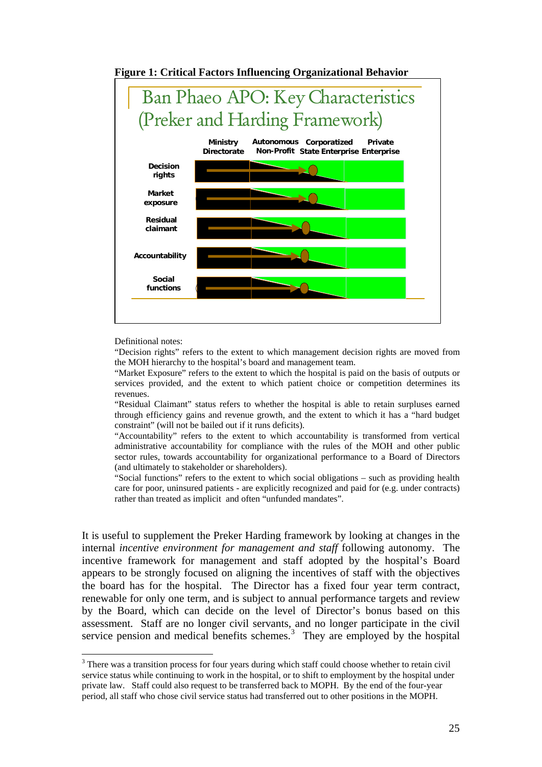**Figure 1: Critical Factors Influencing Organizational Behavior**

Ban Phaeo APO: Key Characteristics (Preker and Harding Framework)

| | Ministry Directorate | Autonomous Non-Profit | Corporatized State Enterprise | Private Enterprise |
|---|---|---|---|---|
| Decision rights | | | | |
| Market exposure | | | | |
| Residual claimant | | | | |
| Accountability | | | | |
| Social functions | | | | |

Definitional notes:

"Decision rights" refers to the extent to which management decision rights are moved from the MOH hierarchy to the hospital's board and management team.

"Market Exposure" refers to the extent to which the hospital is paid on the basis of outputs or services provided, and the extent to which patient choice or competition determines its revenues.

"Residual Claimant" status refers to whether the hospital is able to retain surpluses earned through efficiency gains and revenue growth, and the extent to which it has a "hard budget constraint" (will not be bailed out if it runs deficits).

"Accountability" refers to the extent to which accountability is transformed from vertical administrative accountability for compliance with the rules of the MOH and other public sector rules, towards accountability for organizational performance to a Board of Directors (and ultimately to stakeholder or shareholders).

"Social functions" refers to the extent to which social obligations – such as providing health care for poor, uninsured patients - are explicitly recognized and paid for (e.g. under contracts) rather than treated as implicit and often "unfunded mandates".

It is useful to supplement the Preker Harding framework by looking at changes in the internal *incentive environment for management and staff* following autonomy. The incentive framework for management and staff adopted by the hospital's Board appears to be strongly focused on aligning the incentives of staff with the objectives the board has for the hospital. The Director has a fixed four year term contract, renewable for only one term, and is subject to annual performance targets and review by the Board, which can decide on the level of Director's bonus based on this assessment. Staff are no longer civil servants, and no longer participate in the civil service pension and medical benefits schemes.[3] They are employed by the hospital

[3] There was a transition process for four years during which staff could choose whether to retain civil service status while continuing to work in the hospital, or to shift to employment by the hospital under private law. Staff could also request to be transferred back to MOPH. By the end of the four-year period, all staff who chose civil service status had transferred out to other positions in the MOPH.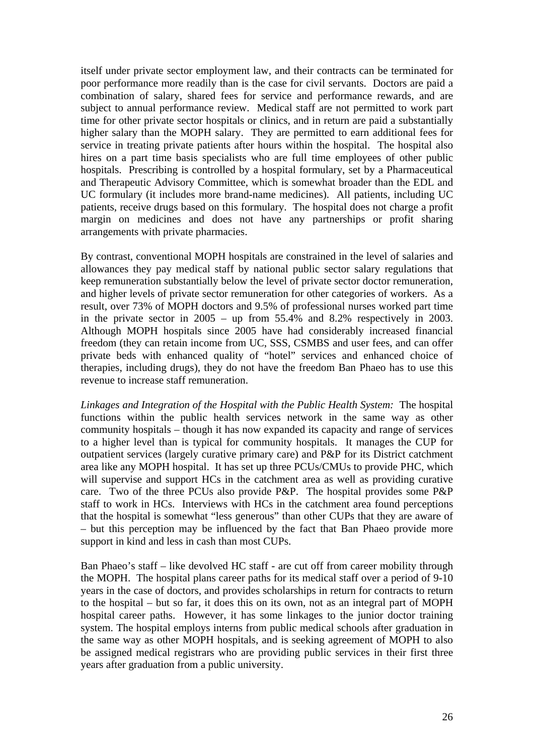itself under private sector employment law, and their contracts can be terminated for poor performance more readily than is the case for civil servants. Doctors are paid a combination of salary, shared fees for service and performance rewards, and are subject to annual performance review. Medical staff are not permitted to work part time for other private sector hospitals or clinics, and in return are paid a substantially higher salary than the MOPH salary. They are permitted to earn additional fees for service in treating private patients after hours within the hospital. The hospital also hires on a part time basis specialists who are full time employees of other public hospitals. Prescribing is controlled by a hospital formulary, set by a Pharmaceutical and Therapeutic Advisory Committee, which is somewhat broader than the EDL and UC formulary (it includes more brand-name medicines). All patients, including UC patients, receive drugs based on this formulary. The hospital does not charge a profit margin on medicines and does not have any partnerships or profit sharing arrangements with private pharmacies.

By contrast, conventional MOPH hospitals are constrained in the level of salaries and allowances they pay medical staff by national public sector salary regulations that keep remuneration substantially below the level of private sector doctor remuneration, and higher levels of private sector remuneration for other categories of workers. As a result, over 73% of MOPH doctors and 9.5% of professional nurses worked part time in the private sector in 2005 – up from 55.4% and 8.2% respectively in 2003. Although MOPH hospitals since 2005 have had considerably increased financial freedom (they can retain income from UC, SSS, CSMBS and user fees, and can offer private beds with enhanced quality of "hotel" services and enhanced choice of therapies, including drugs), they do not have the freedom Ban Phaeo has to use this revenue to increase staff remuneration.

*Linkages and Integration of the Hospital with the Public Health System:* The hospital functions within the public health services network in the same way as other community hospitals – though it has now expanded its capacity and range of services to a higher level than is typical for community hospitals. It manages the CUP for outpatient services (largely curative primary care) and P&P for its District catchment area like any MOPH hospital. It has set up three PCUs/CMUs to provide PHC, which will supervise and support HCs in the catchment area as well as providing curative care. Two of the three PCUs also provide P&P. The hospital provides some P&P staff to work in HCs. Interviews with HCs in the catchment area found perceptions that the hospital is somewhat "less generous" than other CUPs that they are aware of – but this perception may be influenced by the fact that Ban Phaeo provide more support in kind and less in cash than most CUPs.

Ban Phaeo's staff – like devolved HC staff - are cut off from career mobility through the MOPH. The hospital plans career paths for its medical staff over a period of 9-10 years in the case of doctors, and provides scholarships in return for contracts to return to the hospital – but so far, it does this on its own, not as an integral part of MOPH hospital career paths. However, it has some linkages to the junior doctor training system. The hospital employs interns from public medical schools after graduation in the same way as other MOPH hospitals, and is seeking agreement of MOPH to also be assigned medical registrars who are providing public services in their first three years after graduation from a public university.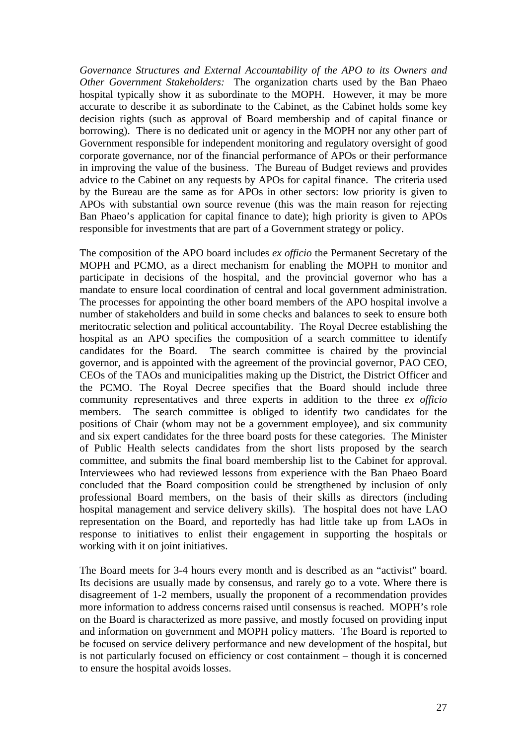*Governance Structures and External Accountability of the APO to its Owners and Other Government Stakeholders:* The organization charts used by the Ban Phaeo hospital typically show it as subordinate to the MOPH. However, it may be more accurate to describe it as subordinate to the Cabinet, as the Cabinet holds some key decision rights (such as approval of Board membership and of capital finance or borrowing). There is no dedicated unit or agency in the MOPH nor any other part of Government responsible for independent monitoring and regulatory oversight of good corporate governance, nor of the financial performance of APOs or their performance in improving the value of the business. The Bureau of Budget reviews and provides advice to the Cabinet on any requests by APOs for capital finance. The criteria used by the Bureau are the same as for APOs in other sectors: low priority is given to APOs with substantial own source revenue (this was the main reason for rejecting Ban Phaeo's application for capital finance to date); high priority is given to APOs responsible for investments that are part of a Government strategy or policy.

The composition of the APO board includes *ex officio* the Permanent Secretary of the MOPH and PCMO, as a direct mechanism for enabling the MOPH to monitor and participate in decisions of the hospital, and the provincial governor who has a mandate to ensure local coordination of central and local government administration. The processes for appointing the other board members of the APO hospital involve a number of stakeholders and build in some checks and balances to seek to ensure both meritocratic selection and political accountability. The Royal Decree establishing the hospital as an APO specifies the composition of a search committee to identify candidates for the Board. The search committee is chaired by the provincial governor, and is appointed with the agreement of the provincial governor, PAO CEO, CEOs of the TAOs and municipalities making up the District, the District Officer and the PCMO. The Royal Decree specifies that the Board should include three community representatives and three experts in addition to the three *ex officio* members. The search committee is obliged to identify two candidates for the positions of Chair (whom may not be a government employee), and six community and six expert candidates for the three board posts for these categories. The Minister of Public Health selects candidates from the short lists proposed by the search committee, and submits the final board membership list to the Cabinet for approval. Interviewees who had reviewed lessons from experience with the Ban Phaeo Board concluded that the Board composition could be strengthened by inclusion of only professional Board members, on the basis of their skills as directors (including hospital management and service delivery skills). The hospital does not have LAO representation on the Board, and reportedly has had little take up from LAOs in response to initiatives to enlist their engagement in supporting the hospitals or working with it on joint initiatives.

The Board meets for 3-4 hours every month and is described as an "activist" board. Its decisions are usually made by consensus, and rarely go to a vote. Where there is disagreement of 1-2 members, usually the proponent of a recommendation provides more information to address concerns raised until consensus is reached. MOPH's role on the Board is characterized as more passive, and mostly focused on providing input and information on government and MOPH policy matters. The Board is reported to be focused on service delivery performance and new development of the hospital, but is not particularly focused on efficiency or cost containment – though it is concerned to ensure the hospital avoids losses.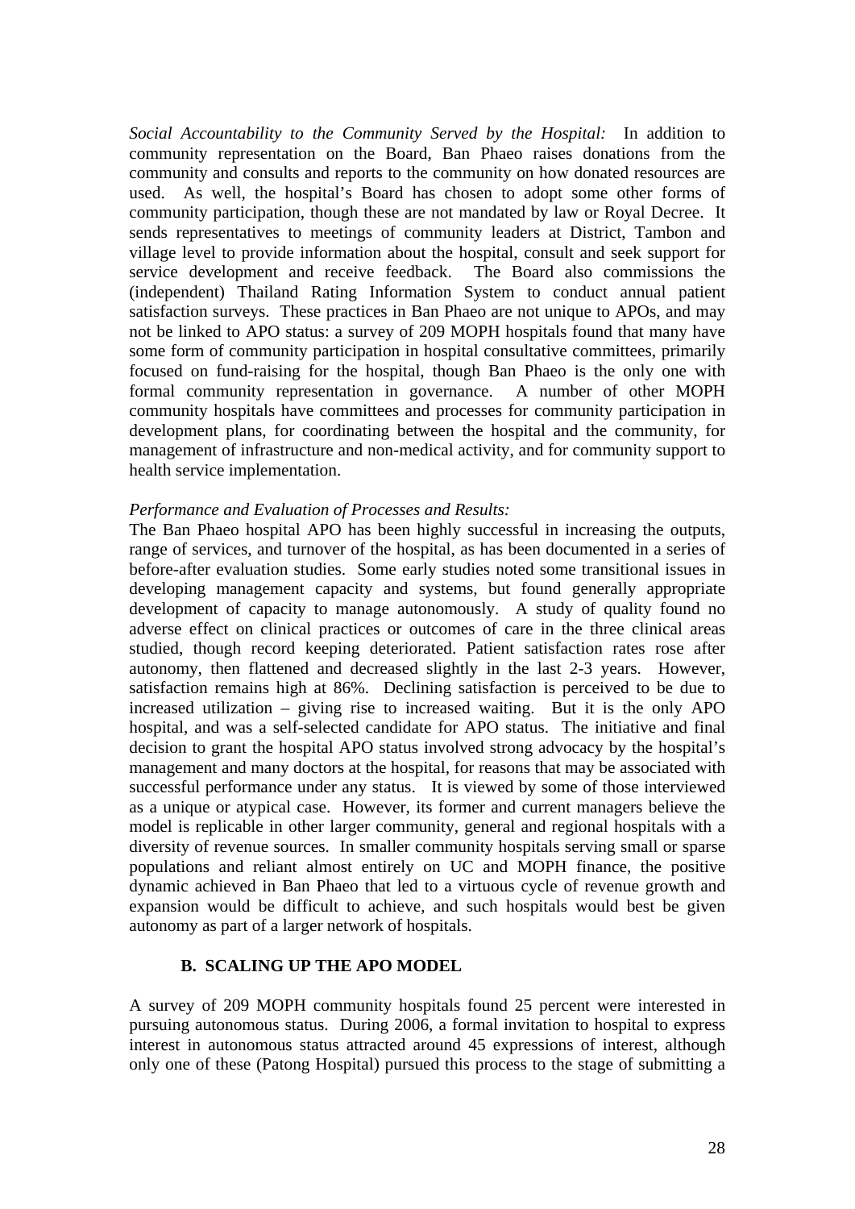*Social Accountability to the Community Served by the Hospital:* In addition to community representation on the Board, Ban Phaeo raises donations from the community and consults and reports to the community on how donated resources are used. As well, the hospital's Board has chosen to adopt some other forms of community participation, though these are not mandated by law or Royal Decree. It sends representatives to meetings of community leaders at District, Tambon and village level to provide information about the hospital, consult and seek support for service development and receive feedback. The Board also commissions the (independent) Thailand Rating Information System to conduct annual patient satisfaction surveys. These practices in Ban Phaeo are not unique to APOs, and may not be linked to APO status: a survey of 209 MOPH hospitals found that many have some form of community participation in hospital consultative committees, primarily focused on fund-raising for the hospital, though Ban Phaeo is the only one with formal community representation in governance. A number of other MOPH community hospitals have committees and processes for community participation in development plans, for coordinating between the hospital and the community, for management of infrastructure and non-medical activity, and for community support to health service implementation.

*Performance and Evaluation of Processes and Results:*
The Ban Phaeo hospital APO has been highly successful in increasing the outputs, range of services, and turnover of the hospital, as has been documented in a series of before-after evaluation studies. Some early studies noted some transitional issues in developing management capacity and systems, but found generally appropriate development of capacity to manage autonomously. A study of quality found no adverse effect on clinical practices or outcomes of care in the three clinical areas studied, though record keeping deteriorated. Patient satisfaction rates rose after autonomy, then flattened and decreased slightly in the last 2-3 years. However, satisfaction remains high at 86%. Declining satisfaction is perceived to be due to increased utilization – giving rise to increased waiting. But it is the only APO hospital, and was a self-selected candidate for APO status. The initiative and final decision to grant the hospital APO status involved strong advocacy by the hospital's management and many doctors at the hospital, for reasons that may be associated with successful performance under any status. It is viewed by some of those interviewed as a unique or atypical case. However, its former and current managers believe the model is replicable in other larger community, general and regional hospitals with a diversity of revenue sources. In smaller community hospitals serving small or sparse populations and reliant almost entirely on UC and MOPH finance, the positive dynamic achieved in Ban Phaeo that led to a virtuous cycle of revenue growth and expansion would be difficult to achieve, and such hospitals would best be given autonomy as part of a larger network of hospitals.

### B. SCALING UP THE APO MODEL

A survey of 209 MOPH community hospitals found 25 percent were interested in pursuing autonomous status. During 2006, a formal invitation to hospital to express interest in autonomous status attracted around 45 expressions of interest, although only one of these (Patong Hospital) pursued this process to the stage of submitting a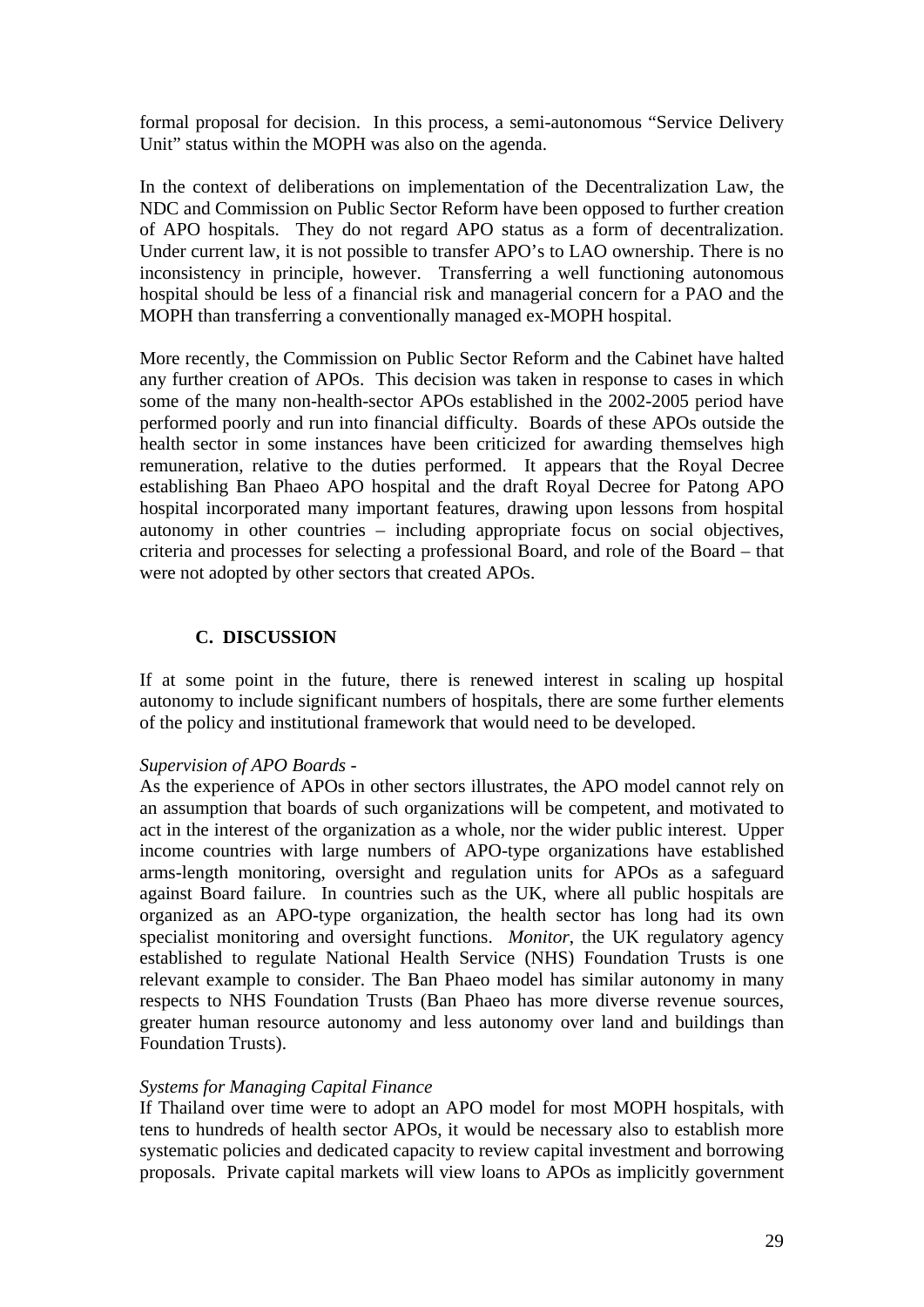formal proposal for decision. In this process, a semi-autonomous "Service Delivery Unit" status within the MOPH was also on the agenda.

In the context of deliberations on implementation of the Decentralization Law, the NDC and Commission on Public Sector Reform have been opposed to further creation of APO hospitals. They do not regard APO status as a form of decentralization. Under current law, it is not possible to transfer APO's to LAO ownership. There is no inconsistency in principle, however. Transferring a well functioning autonomous hospital should be less of a financial risk and managerial concern for a PAO and the MOPH than transferring a conventionally managed ex-MOPH hospital.

More recently, the Commission on Public Sector Reform and the Cabinet have halted any further creation of APOs. This decision was taken in response to cases in which some of the many non-health-sector APOs established in the 2002-2005 period have performed poorly and run into financial difficulty. Boards of these APOs outside the health sector in some instances have been criticized for awarding themselves high remuneration, relative to the duties performed. It appears that the Royal Decree establishing Ban Phaeo APO hospital and the draft Royal Decree for Patong APO hospital incorporated many important features, drawing upon lessons from hospital autonomy in other countries – including appropriate focus on social objectives, criteria and processes for selecting a professional Board, and role of the Board – that were not adopted by other sectors that created APOs.

## C. DISCUSSION

If at some point in the future, there is renewed interest in scaling up hospital autonomy to include significant numbers of hospitals, there are some further elements of the policy and institutional framework that would need to be developed.

*Supervision of APO Boards -*

As the experience of APOs in other sectors illustrates, the APO model cannot rely on an assumption that boards of such organizations will be competent, and motivated to act in the interest of the organization as a whole, nor the wider public interest. Upper income countries with large numbers of APO-type organizations have established arms-length monitoring, oversight and regulation units for APOs as a safeguard against Board failure. In countries such as the UK, where all public hospitals are organized as an APO-type organization, the health sector has long had its own specialist monitoring and oversight functions. *Monitor*, the UK regulatory agency established to regulate National Health Service (NHS) Foundation Trusts is one relevant example to consider. The Ban Phaeo model has similar autonomy in many respects to NHS Foundation Trusts (Ban Phaeo has more diverse revenue sources, greater human resource autonomy and less autonomy over land and buildings than Foundation Trusts).

*Systems for Managing Capital Finance*

If Thailand over time were to adopt an APO model for most MOPH hospitals, with tens to hundreds of health sector APOs, it would be necessary also to establish more systematic policies and dedicated capacity to review capital investment and borrowing proposals. Private capital markets will view loans to APOs as implicitly government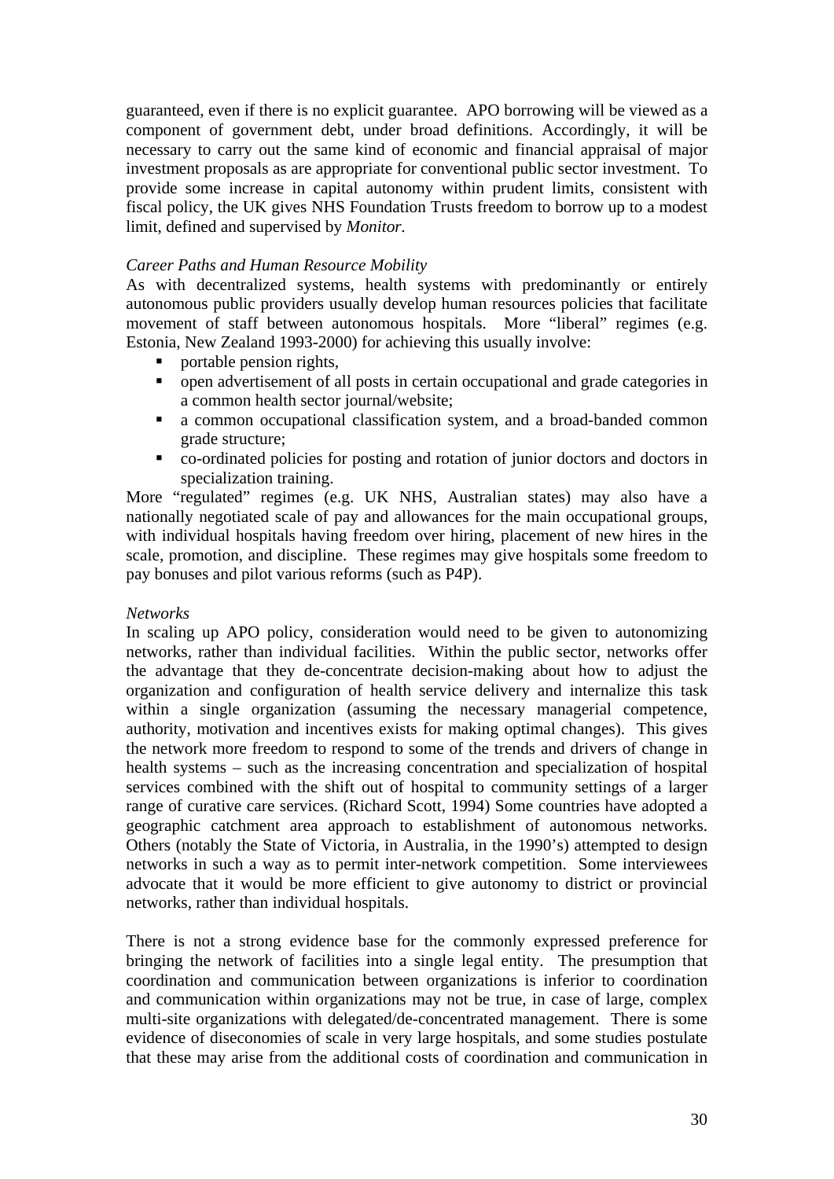guaranteed, even if there is no explicit guarantee. APO borrowing will be viewed as a component of government debt, under broad definitions. Accordingly, it will be necessary to carry out the same kind of economic and financial appraisal of major investment proposals as are appropriate for conventional public sector investment. To provide some increase in capital autonomy within prudent limits, consistent with fiscal policy, the UK gives NHS Foundation Trusts freedom to borrow up to a modest limit, defined and supervised by *Monitor.*

*Career Paths and Human Resource Mobility*

As with decentralized systems, health systems with predominantly or entirely autonomous public providers usually develop human resources policies that facilitate movement of staff between autonomous hospitals. More "liberal" regimes (e.g. Estonia, New Zealand 1993-2000) for achieving this usually involve:

- portable pension rights,
- open advertisement of all posts in certain occupational and grade categories in a common health sector journal/website;
- a common occupational classification system, and a broad-banded common grade structure;
- co-ordinated policies for posting and rotation of junior doctors and doctors in specialization training.

More "regulated" regimes (e.g. UK NHS, Australian states) may also have a nationally negotiated scale of pay and allowances for the main occupational groups, with individual hospitals having freedom over hiring, placement of new hires in the scale, promotion, and discipline. These regimes may give hospitals some freedom to pay bonuses and pilot various reforms (such as P4P).

*Networks*

In scaling up APO policy, consideration would need to be given to autonomizing networks, rather than individual facilities. Within the public sector, networks offer the advantage that they de-concentrate decision-making about how to adjust the organization and configuration of health service delivery and internalize this task within a single organization (assuming the necessary managerial competence, authority, motivation and incentives exists for making optimal changes). This gives the network more freedom to respond to some of the trends and drivers of change in health systems – such as the increasing concentration and specialization of hospital services combined with the shift out of hospital to community settings of a larger range of curative care services. (Richard Scott, 1994) Some countries have adopted a geographic catchment area approach to establishment of autonomous networks. Others (notably the State of Victoria, in Australia, in the 1990's) attempted to design networks in such a way as to permit inter-network competition. Some interviewees advocate that it would be more efficient to give autonomy to district or provincial networks, rather than individual hospitals.

There is not a strong evidence base for the commonly expressed preference for bringing the network of facilities into a single legal entity. The presumption that coordination and communication between organizations is inferior to coordination and communication within organizations may not be true, in case of large, complex multi-site organizations with delegated/de-concentrated management. There is some evidence of diseconomies of scale in very large hospitals, and some studies postulate that these may arise from the additional costs of coordination and communication in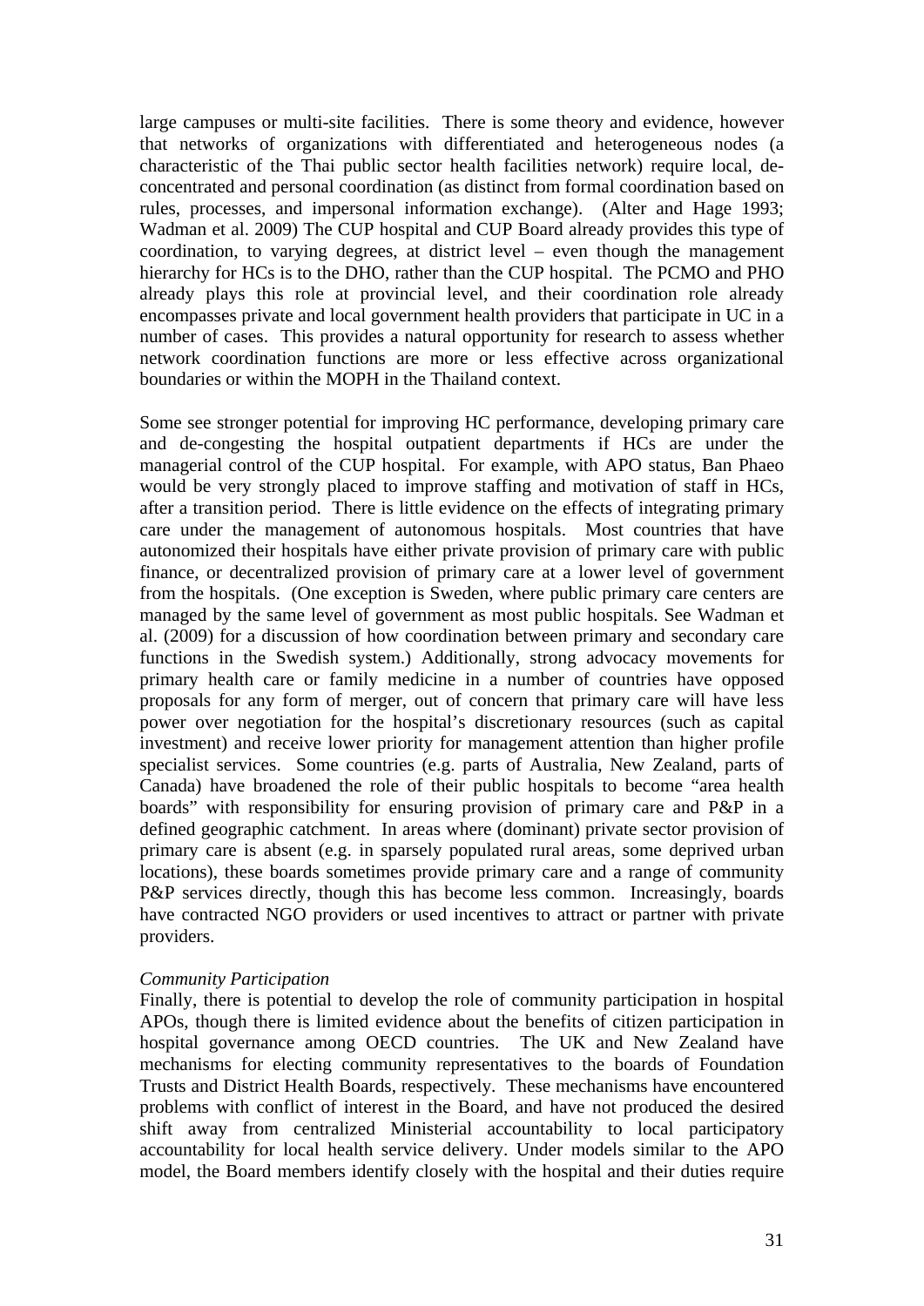large campuses or multi-site facilities. There is some theory and evidence, however that networks of organizations with differentiated and heterogeneous nodes (a characteristic of the Thai public sector health facilities network) require local, de-concentrated and personal coordination (as distinct from formal coordination based on rules, processes, and impersonal information exchange). (Alter and Hage 1993; Wadman et al. 2009) The CUP hospital and CUP Board already provides this type of coordination, to varying degrees, at district level – even though the management hierarchy for HCs is to the DHO, rather than the CUP hospital. The PCMO and PHO already plays this role at provincial level, and their coordination role already encompasses private and local government health providers that participate in UC in a number of cases. This provides a natural opportunity for research to assess whether network coordination functions are more or less effective across organizational boundaries or within the MOPH in the Thailand context.

Some see stronger potential for improving HC performance, developing primary care and de-congesting the hospital outpatient departments if HCs are under the managerial control of the CUP hospital. For example, with APO status, Ban Phaeo would be very strongly placed to improve staffing and motivation of staff in HCs, after a transition period. There is little evidence on the effects of integrating primary care under the management of autonomous hospitals. Most countries that have autonomized their hospitals have either private provision of primary care with public finance, or decentralized provision of primary care at a lower level of government from the hospitals. (One exception is Sweden, where public primary care centers are managed by the same level of government as most public hospitals. See Wadman et al. (2009) for a discussion of how coordination between primary and secondary care functions in the Swedish system.) Additionally, strong advocacy movements for primary health care or family medicine in a number of countries have opposed proposals for any form of merger, out of concern that primary care will have less power over negotiation for the hospital's discretionary resources (such as capital investment) and receive lower priority for management attention than higher profile specialist services. Some countries (e.g. parts of Australia, New Zealand, parts of Canada) have broadened the role of their public hospitals to become "area health boards" with responsibility for ensuring provision of primary care and P&P in a defined geographic catchment. In areas where (dominant) private sector provision of primary care is absent (e.g. in sparsely populated rural areas, some deprived urban locations), these boards sometimes provide primary care and a range of community P&P services directly, though this has become less common. Increasingly, boards have contracted NGO providers or used incentives to attract or partner with private providers.

*Community Participation*

Finally, there is potential to develop the role of community participation in hospital APOs, though there is limited evidence about the benefits of citizen participation in hospital governance among OECD countries. The UK and New Zealand have mechanisms for electing community representatives to the boards of Foundation Trusts and District Health Boards, respectively. These mechanisms have encountered problems with conflict of interest in the Board, and have not produced the desired shift away from centralized Ministerial accountability to local participatory accountability for local health service delivery. Under models similar to the APO model, the Board members identify closely with the hospital and their duties require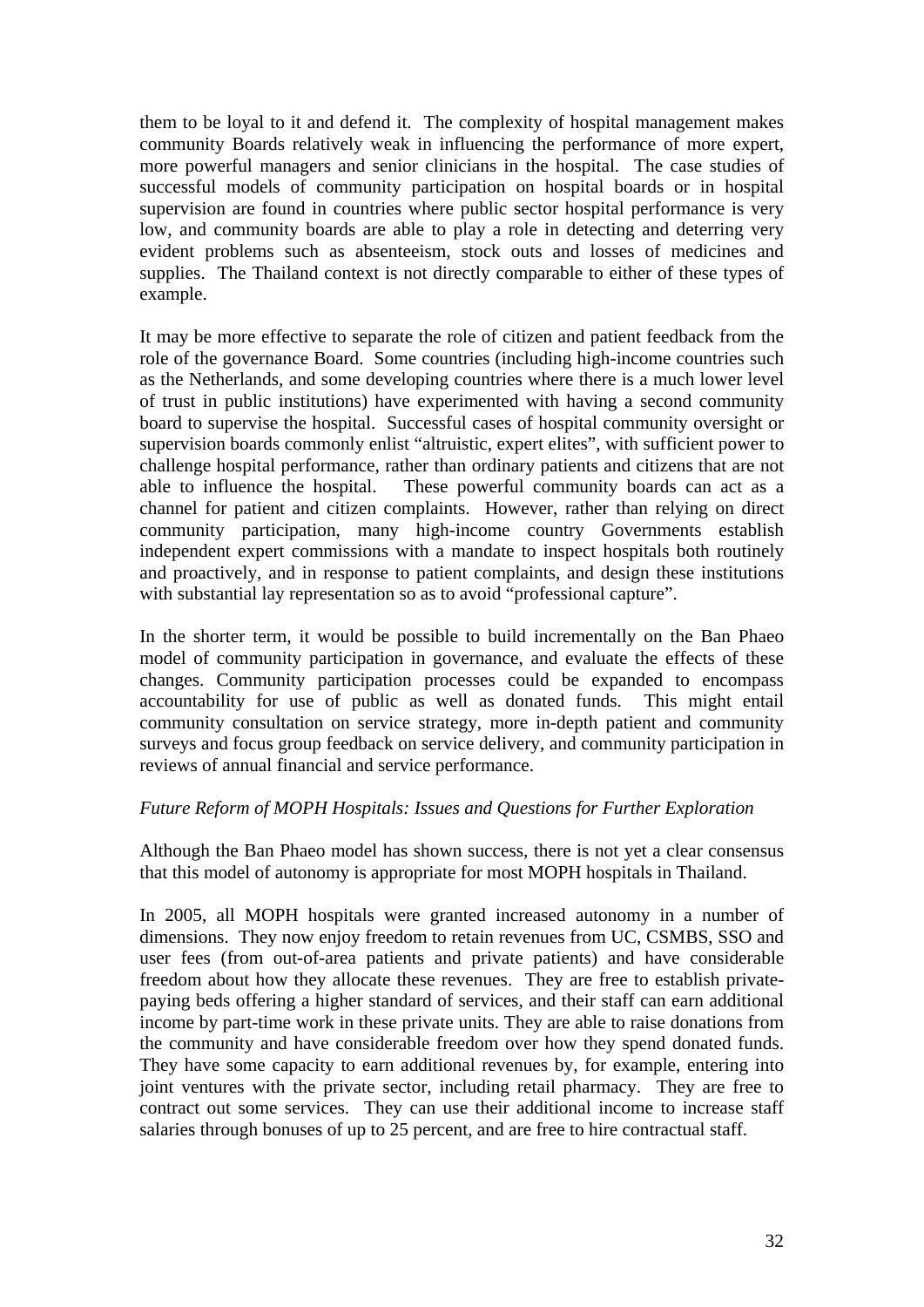them to be loyal to it and defend it. The complexity of hospital management makes community Boards relatively weak in influencing the performance of more expert, more powerful managers and senior clinicians in the hospital. The case studies of successful models of community participation on hospital boards or in hospital supervision are found in countries where public sector hospital performance is very low, and community boards are able to play a role in detecting and deterring very evident problems such as absenteeism, stock outs and losses of medicines and supplies. The Thailand context is not directly comparable to either of these types of example.

It may be more effective to separate the role of citizen and patient feedback from the role of the governance Board. Some countries (including high-income countries such as the Netherlands, and some developing countries where there is a much lower level of trust in public institutions) have experimented with having a second community board to supervise the hospital. Successful cases of hospital community oversight or supervision boards commonly enlist "altruistic, expert elites", with sufficient power to challenge hospital performance, rather than ordinary patients and citizens that are not able to influence the hospital. These powerful community boards can act as a channel for patient and citizen complaints. However, rather than relying on direct community participation, many high-income country Governments establish independent expert commissions with a mandate to inspect hospitals both routinely and proactively, and in response to patient complaints, and design these institutions with substantial lay representation so as to avoid "professional capture".

In the shorter term, it would be possible to build incrementally on the Ban Phaeo model of community participation in governance, and evaluate the effects of these changes. Community participation processes could be expanded to encompass accountability for use of public as well as donated funds. This might entail community consultation on service strategy, more in-depth patient and community surveys and focus group feedback on service delivery, and community participation in reviews of annual financial and service performance.

*Future Reform of MOPH Hospitals: Issues and Questions for Further Exploration*

Although the Ban Phaeo model has shown success, there is not yet a clear consensus that this model of autonomy is appropriate for most MOPH hospitals in Thailand.

In 2005, all MOPH hospitals were granted increased autonomy in a number of dimensions. They now enjoy freedom to retain revenues from UC, CSMBS, SSO and user fees (from out-of-area patients and private patients) and have considerable freedom about how they allocate these revenues. They are free to establish private-paying beds offering a higher standard of services, and their staff can earn additional income by part-time work in these private units. They are able to raise donations from the community and have considerable freedom over how they spend donated funds. They have some capacity to earn additional revenues by, for example, entering into joint ventures with the private sector, including retail pharmacy. They are free to contract out some services. They can use their additional income to increase staff salaries through bonuses of up to 25 percent, and are free to hire contractual staff.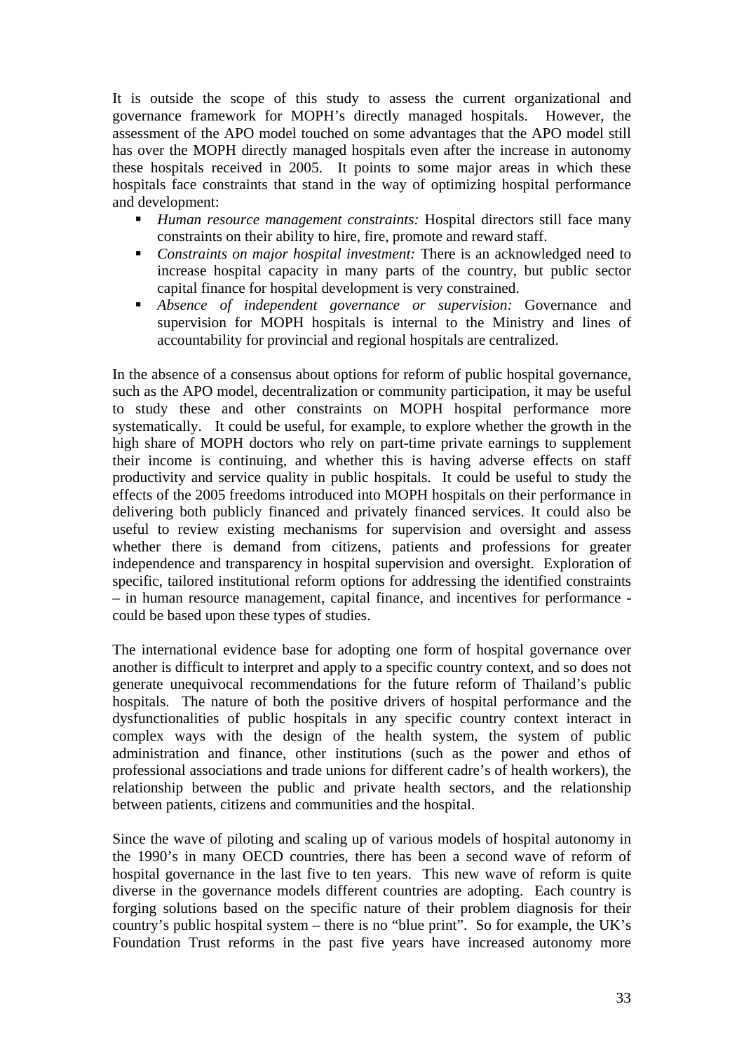It is outside the scope of this study to assess the current organizational and governance framework for MOPH's directly managed hospitals. However, the assessment of the APO model touched on some advantages that the APO model still has over the MOPH directly managed hospitals even after the increase in autonomy these hospitals received in 2005. It points to some major areas in which these hospitals face constraints that stand in the way of optimizing hospital performance and development:

- *Human resource management constraints:* Hospital directors still face many constraints on their ability to hire, fire, promote and reward staff.
- *Constraints on major hospital investment:* There is an acknowledged need to increase hospital capacity in many parts of the country, but public sector capital finance for hospital development is very constrained.
- *Absence of independent governance or supervision:* Governance and supervision for MOPH hospitals is internal to the Ministry and lines of accountability for provincial and regional hospitals are centralized.

In the absence of a consensus about options for reform of public hospital governance, such as the APO model, decentralization or community participation, it may be useful to study these and other constraints on MOPH hospital performance more systematically. It could be useful, for example, to explore whether the growth in the high share of MOPH doctors who rely on part-time private earnings to supplement their income is continuing, and whether this is having adverse effects on staff productivity and service quality in public hospitals. It could be useful to study the effects of the 2005 freedoms introduced into MOPH hospitals on their performance in delivering both publicly financed and privately financed services. It could also be useful to review existing mechanisms for supervision and oversight and assess whether there is demand from citizens, patients and professions for greater independence and transparency in hospital supervision and oversight. Exploration of specific, tailored institutional reform options for addressing the identified constraints – in human resource management, capital finance, and incentives for performance - could be based upon these types of studies.

The international evidence base for adopting one form of hospital governance over another is difficult to interpret and apply to a specific country context, and so does not generate unequivocal recommendations for the future reform of Thailand's public hospitals. The nature of both the positive drivers of hospital performance and the dysfunctionalities of public hospitals in any specific country context interact in complex ways with the design of the health system, the system of public administration and finance, other institutions (such as the power and ethos of professional associations and trade unions for different cadre's of health workers), the relationship between the public and private health sectors, and the relationship between patients, citizens and communities and the hospital.

Since the wave of piloting and scaling up of various models of hospital autonomy in the 1990's in many OECD countries, there has been a second wave of reform of hospital governance in the last five to ten years. This new wave of reform is quite diverse in the governance models different countries are adopting. Each country is forging solutions based on the specific nature of their problem diagnosis for their country's public hospital system – there is no "blue print". So for example, the UK's Foundation Trust reforms in the past five years have increased autonomy more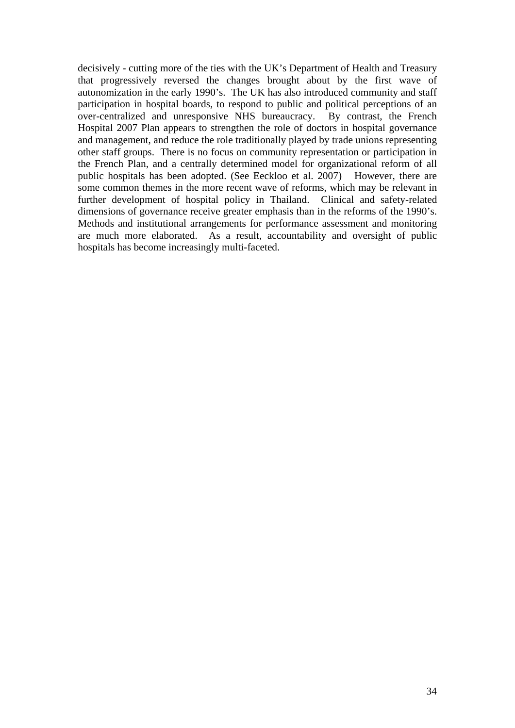decisively - cutting more of the ties with the UK's Department of Health and Treasury that progressively reversed the changes brought about by the first wave of autonomization in the early 1990's. The UK has also introduced community and staff participation in hospital boards, to respond to public and political perceptions of an over-centralized and unresponsive NHS bureaucracy. By contrast, the French Hospital 2007 Plan appears to strengthen the role of doctors in hospital governance and management, and reduce the role traditionally played by trade unions representing other staff groups. There is no focus on community representation or participation in the French Plan, and a centrally determined model for organizational reform of all public hospitals has been adopted. (See Eeckloo et al. 2007) However, there are some common themes in the more recent wave of reforms, which may be relevant in further development of hospital policy in Thailand. Clinical and safety-related dimensions of governance receive greater emphasis than in the reforms of the 1990's. Methods and institutional arrangements for performance assessment and monitoring are much more elaborated. As a result, accountability and oversight of public hospitals has become increasingly multi-faceted.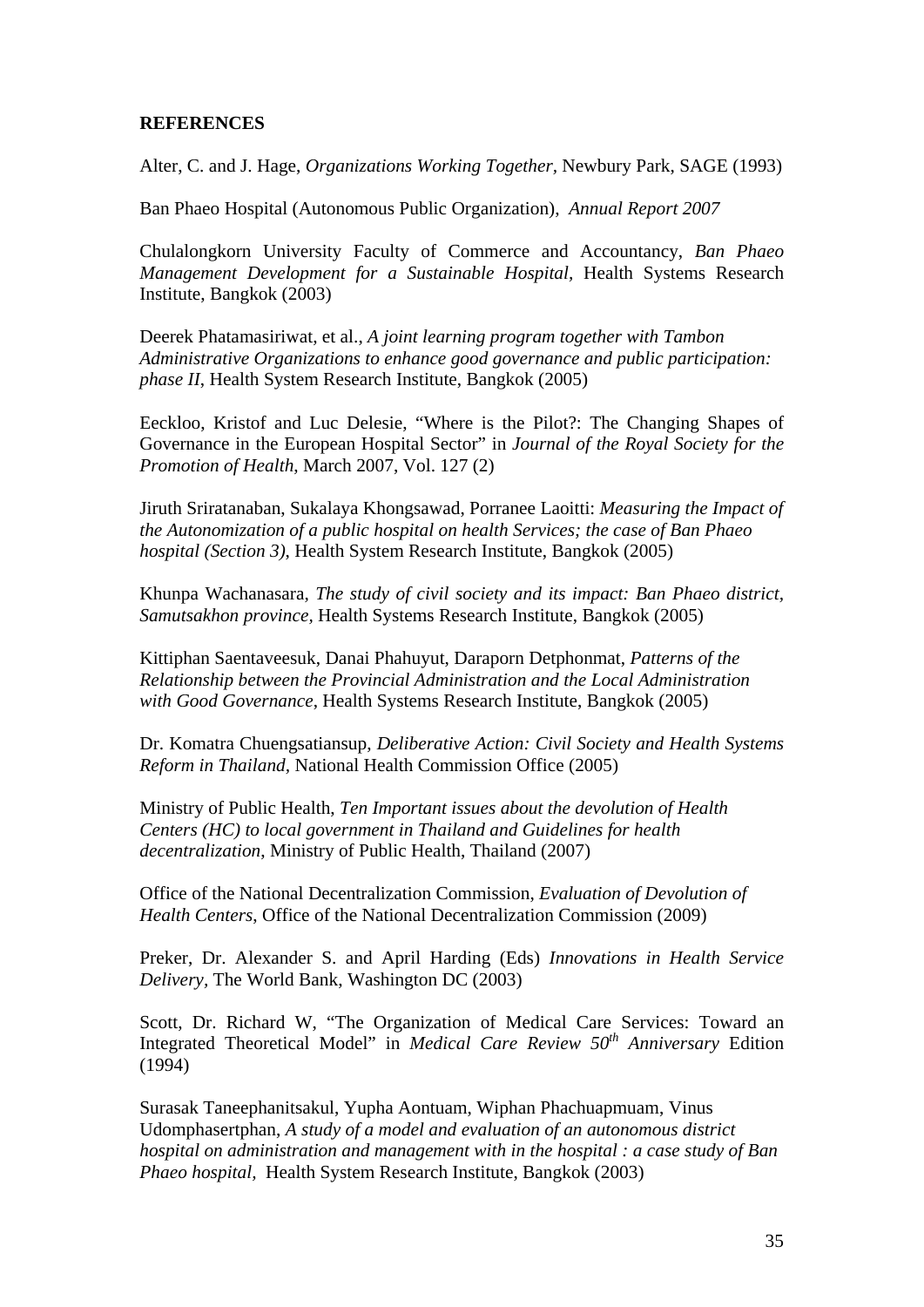**REFERENCES**

Alter, C. and J. Hage, *Organizations Working Together*, Newbury Park, SAGE (1993)

Ban Phaeo Hospital (Autonomous Public Organization), *Annual Report 2007*

Chulalongkorn University Faculty of Commerce and Accountancy, *Ban Phaeo Management Development for a Sustainable Hospital*, Health Systems Research Institute, Bangkok (2003)

Deerek Phatamasiriwat, et al., *A joint learning program together with Tambon Administrative Organizations to enhance good governance and public participation: phase II*, Health System Research Institute, Bangkok (2005)

Eeckloo, Kristof and Luc Delesie, "Where is the Pilot?: The Changing Shapes of Governance in the European Hospital Sector" in *Journal of the Royal Society for the Promotion of Health*, March 2007, Vol. 127 (2)

Jiruth Sriratanaban, Sukalaya Khongsawad, Porranee Laoitti: *Measuring the Impact of the Autonomization of a public hospital on health Services; the case of Ban Phaeo hospital (Section 3)*, Health System Research Institute, Bangkok (2005)

Khunpa Wachanasara, *The study of civil society and its impact: Ban Phaeo district, Samutsakhon province*, Health Systems Research Institute, Bangkok (2005)

Kittiphan Saentaveesuk, Danai Phahuyut, Daraporn Detphonmat, *Patterns of the Relationship between the Provincial Administration and the Local Administration with Good Governance*, Health Systems Research Institute, Bangkok (2005)

Dr. Komatra Chuengsatiansup, *Deliberative Action: Civil Society and Health Systems Reform in Thailand*, National Health Commission Office (2005)

Ministry of Public Health, *Ten Important issues about the devolution of Health Centers (HC) to local government in Thailand and Guidelines for health decentralization*, Ministry of Public Health, Thailand (2007)

Office of the National Decentralization Commission, *Evaluation of Devolution of Health Centers*, Office of the National Decentralization Commission (2009)

Preker, Dr. Alexander S. and April Harding (Eds) *Innovations in Health Service Delivery*, The World Bank, Washington DC (2003)

Scott, Dr. Richard W, "The Organization of Medical Care Services: Toward an Integrated Theoretical Model" in *Medical Care Review 50th Anniversary* Edition (1994)

Surasak Taneephanitsakul, Yupha Aontuam, Wiphan Phachuapmuam, Vinus Udomphasertphan, *A study of a model and evaluation of an autonomous district hospital on administration and management with in the hospital : a case study of Ban Phaeo hospital*, Health System Research Institute, Bangkok (2003)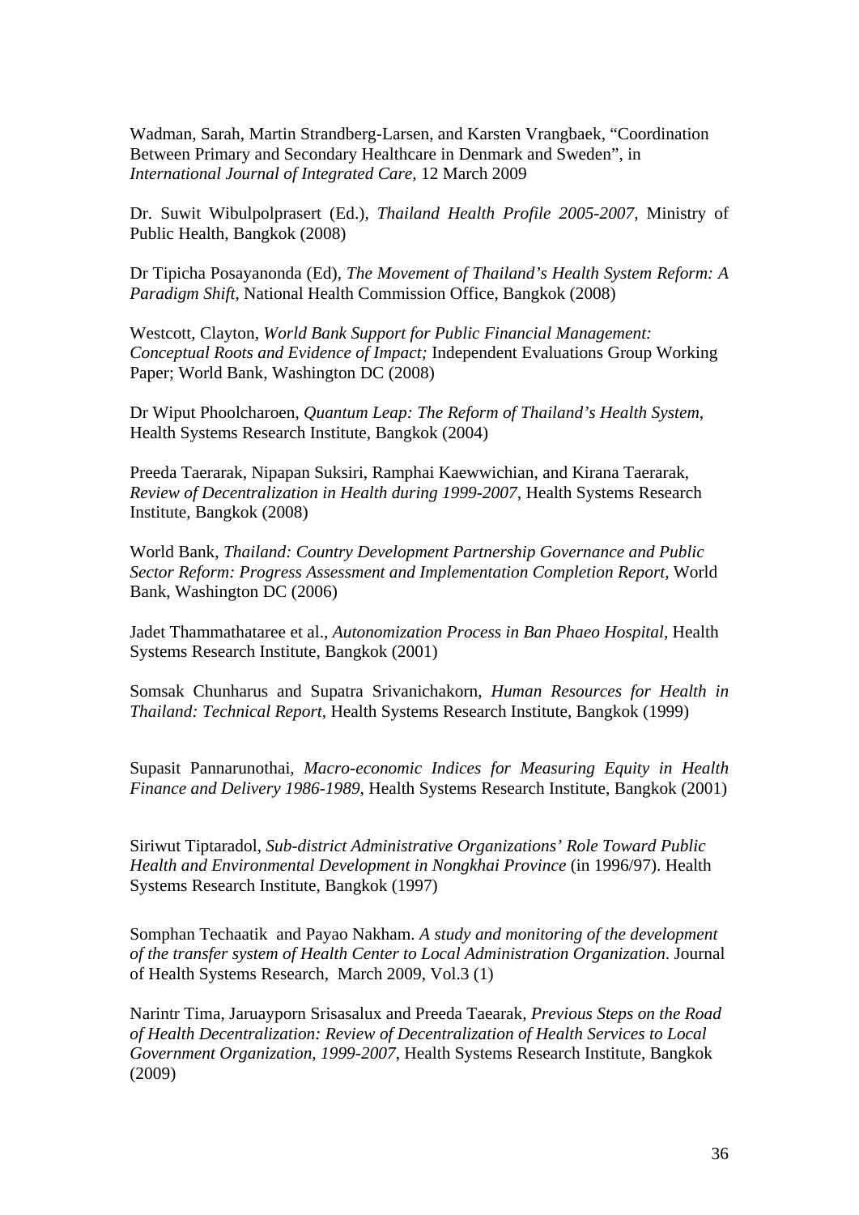Wadman, Sarah, Martin Strandberg-Larsen, and Karsten Vrangbaek, "Coordination Between Primary and Secondary Healthcare in Denmark and Sweden", in *International Journal of Integrated Care,* 12 March 2009

Dr. Suwit Wibulpolprasert (Ed.), *Thailand Health Profile 2005-2007*, Ministry of Public Health, Bangkok (2008)

Dr Tipicha Posayanonda (Ed), *The Movement of Thailand's Health System Reform: A Paradigm Shift*, National Health Commission Office, Bangkok (2008)

Westcott, Clayton, *World Bank Support for Public Financial Management: Conceptual Roots and Evidence of Impact;* Independent Evaluations Group Working Paper; World Bank, Washington DC (2008)

Dr Wiput Phoolcharoen, *Quantum Leap: The Reform of Thailand's Health System*, Health Systems Research Institute, Bangkok (2004)

Preeda Taerarak, Nipapan Suksiri, Ramphai Kaewwichian, and Kirana Taerarak, *Review of Decentralization in Health during 1999-2007,* Health Systems Research Institute, Bangkok (2008)

World Bank, *Thailand: Country Development Partnership Governance and Public Sector Reform: Progress Assessment and Implementation Completion Report*, World Bank, Washington DC (2006)

Jadet Thammathataree et al., *Autonomization Process in Ban Phaeo Hospital*, Health Systems Research Institute, Bangkok (2001)

Somsak Chunharus and Supatra Srivanichakorn, *Human Resources for Health in Thailand: Technical Report*, Health Systems Research Institute, Bangkok (1999)

Supasit Pannarunothai, *Macro-economic Indices for Measuring Equity in Health Finance and Delivery 1986-1989*, Health Systems Research Institute, Bangkok (2001)

Siriwut Tiptaradol, *Sub-district Administrative Organizations' Role Toward Public Health and Environmental Development in Nongkhai Province* (in 1996/97). Health Systems Research Institute, Bangkok (1997)

Somphan Techaatik and Payao Nakham. *A study and monitoring of the development of the transfer system of Health Center to Local Administration Organization*. Journal of Health Systems Research, March 2009, Vol.3 (1)

Narintr Tima, Jaruayporn Srisasalux and Preeda Taearak, *Previous Steps on the Road of Health Decentralization: Review of Decentralization of Health Services to Local Government Organization, 1999-2007*, Health Systems Research Institute, Bangkok (2009)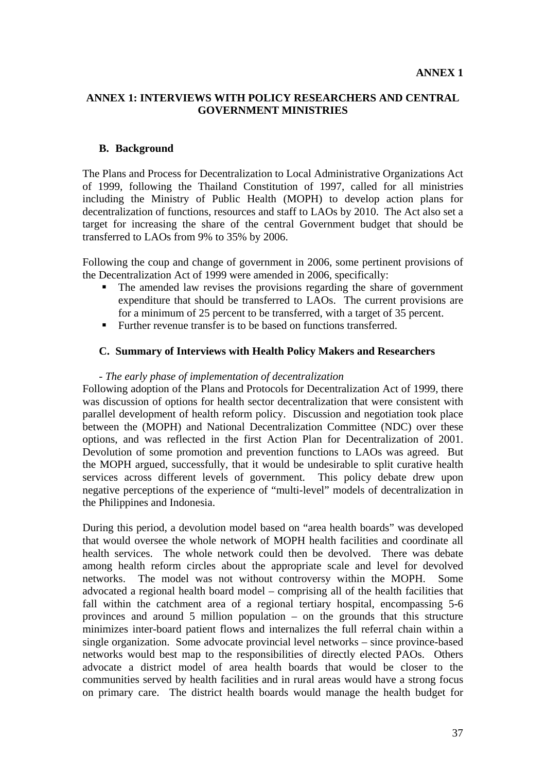**ANNEX 1**

## ANNEX 1: INTERVIEWS WITH POLICY RESEARCHERS AND CENTRAL GOVERNMENT MINISTRIES

### B. Background

The Plans and Process for Decentralization to Local Administrative Organizations Act of 1999, following the Thailand Constitution of 1997, called for all ministries including the Ministry of Public Health (MOPH) to develop action plans for decentralization of functions, resources and staff to LAOs by 2010. The Act also set a target for increasing the share of the central Government budget that should be transferred to LAOs from 9% to 35% by 2006.

Following the coup and change of government in 2006, some pertinent provisions of the Decentralization Act of 1999 were amended in 2006, specifically:

- The amended law revises the provisions regarding the share of government expenditure that should be transferred to LAOs. The current provisions are for a minimum of 25 percent to be transferred, with a target of 35 percent.
- Further revenue transfer is to be based on functions transferred.

### C. Summary of Interviews with Health Policy Makers and Researchers

*- The early phase of implementation of decentralization*

Following adoption of the Plans and Protocols for Decentralization Act of 1999, there was discussion of options for health sector decentralization that were consistent with parallel development of health reform policy. Discussion and negotiation took place between the (MOPH) and National Decentralization Committee (NDC) over these options, and was reflected in the first Action Plan for Decentralization of 2001. Devolution of some promotion and prevention functions to LAOs was agreed. But the MOPH argued, successfully, that it would be undesirable to split curative health services across different levels of government. This policy debate drew upon negative perceptions of the experience of "multi-level" models of decentralization in the Philippines and Indonesia.

During this period, a devolution model based on "area health boards" was developed that would oversee the whole network of MOPH health facilities and coordinate all health services. The whole network could then be devolved. There was debate among health reform circles about the appropriate scale and level for devolved networks. The model was not without controversy within the MOPH. Some advocated a regional health board model – comprising all of the health facilities that fall within the catchment area of a regional tertiary hospital, encompassing 5-6 provinces and around 5 million population – on the grounds that this structure minimizes inter-board patient flows and internalizes the full referral chain within a single organization. Some advocate provincial level networks – since province-based networks would best map to the responsibilities of directly elected PAOs. Others advocate a district model of area health boards that would be closer to the communities served by health facilities and in rural areas would have a strong focus on primary care. The district health boards would manage the health budget for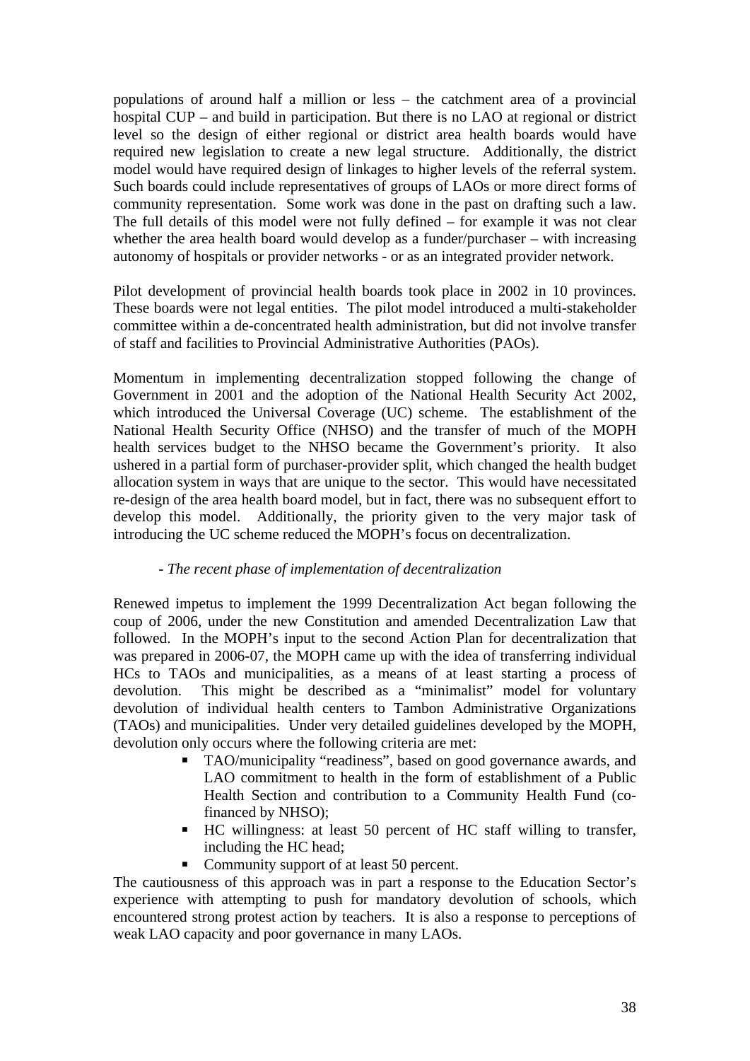populations of around half a million or less – the catchment area of a provincial hospital CUP – and build in participation. But there is no LAO at regional or district level so the design of either regional or district area health boards would have required new legislation to create a new legal structure. Additionally, the district model would have required design of linkages to higher levels of the referral system. Such boards could include representatives of groups of LAOs or more direct forms of community representation. Some work was done in the past on drafting such a law. The full details of this model were not fully defined – for example it was not clear whether the area health board would develop as a funder/purchaser – with increasing autonomy of hospitals or provider networks - or as an integrated provider network.

Pilot development of provincial health boards took place in 2002 in 10 provinces. These boards were not legal entities. The pilot model introduced a multi-stakeholder committee within a de-concentrated health administration, but did not involve transfer of staff and facilities to Provincial Administrative Authorities (PAOs).

Momentum in implementing decentralization stopped following the change of Government in 2001 and the adoption of the National Health Security Act 2002, which introduced the Universal Coverage (UC) scheme. The establishment of the National Health Security Office (NHSO) and the transfer of much of the MOPH health services budget to the NHSO became the Government's priority. It also ushered in a partial form of purchaser-provider split, which changed the health budget allocation system in ways that are unique to the sector. This would have necessitated re-design of the area health board model, but in fact, there was no subsequent effort to develop this model. Additionally, the priority given to the very major task of introducing the UC scheme reduced the MOPH's focus on decentralization.

*- The recent phase of implementation of decentralization*

Renewed impetus to implement the 1999 Decentralization Act began following the coup of 2006, under the new Constitution and amended Decentralization Law that followed. In the MOPH's input to the second Action Plan for decentralization that was prepared in 2006-07, the MOPH came up with the idea of transferring individual HCs to TAOs and municipalities, as a means of at least starting a process of devolution. This might be described as a "minimalist" model for voluntary devolution of individual health centers to Tambon Administrative Organizations (TAOs) and municipalities. Under very detailed guidelines developed by the MOPH, devolution only occurs where the following criteria are met:

- TAO/municipality "readiness", based on good governance awards, and LAO commitment to health in the form of establishment of a Public Health Section and contribution to a Community Health Fund (co-financed by NHSO);
- HC willingness: at least 50 percent of HC staff willing to transfer, including the HC head;
- Community support of at least 50 percent.

The cautiousness of this approach was in part a response to the Education Sector's experience with attempting to push for mandatory devolution of schools, which encountered strong protest action by teachers. It is also a response to perceptions of weak LAO capacity and poor governance in many LAOs.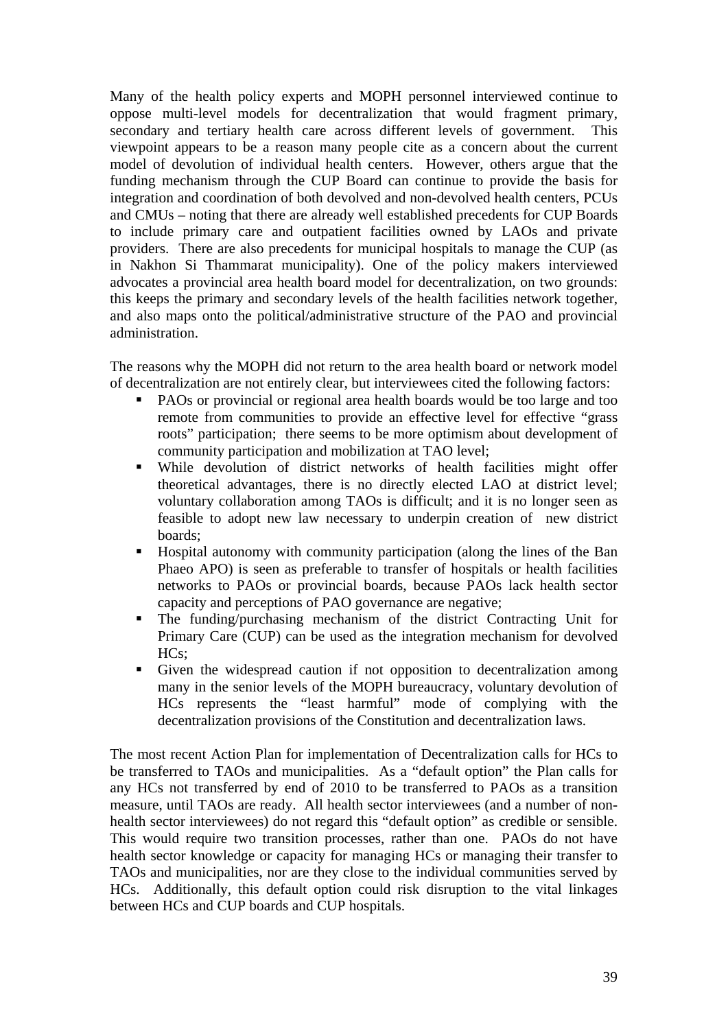Many of the health policy experts and MOPH personnel interviewed continue to oppose multi-level models for decentralization that would fragment primary, secondary and tertiary health care across different levels of government. This viewpoint appears to be a reason many people cite as a concern about the current model of devolution of individual health centers. However, others argue that the funding mechanism through the CUP Board can continue to provide the basis for integration and coordination of both devolved and non-devolved health centers, PCUs and CMUs – noting that there are already well established precedents for CUP Boards to include primary care and outpatient facilities owned by LAOs and private providers. There are also precedents for municipal hospitals to manage the CUP (as in Nakhon Si Thammarat municipality). One of the policy makers interviewed advocates a provincial area health board model for decentralization, on two grounds: this keeps the primary and secondary levels of the health facilities network together, and also maps onto the political/administrative structure of the PAO and provincial administration.

The reasons why the MOPH did not return to the area health board or network model of decentralization are not entirely clear, but interviewees cited the following factors:

- PAOs or provincial or regional area health boards would be too large and too remote from communities to provide an effective level for effective "grass roots" participation; there seems to be more optimism about development of community participation and mobilization at TAO level;
- While devolution of district networks of health facilities might offer theoretical advantages, there is no directly elected LAO at district level; voluntary collaboration among TAOs is difficult; and it is no longer seen as feasible to adopt new law necessary to underpin creation of new district boards;
- Hospital autonomy with community participation (along the lines of the Ban Phaeo APO) is seen as preferable to transfer of hospitals or health facilities networks to PAOs or provincial boards, because PAOs lack health sector capacity and perceptions of PAO governance are negative;
- The funding/purchasing mechanism of the district Contracting Unit for Primary Care (CUP) can be used as the integration mechanism for devolved HCs;
- Given the widespread caution if not opposition to decentralization among many in the senior levels of the MOPH bureaucracy, voluntary devolution of HCs represents the "least harmful" mode of complying with the decentralization provisions of the Constitution and decentralization laws.

The most recent Action Plan for implementation of Decentralization calls for HCs to be transferred to TAOs and municipalities. As a "default option" the Plan calls for any HCs not transferred by end of 2010 to be transferred to PAOs as a transition measure, until TAOs are ready. All health sector interviewees (and a number of non-health sector interviewees) do not regard this "default option" as credible or sensible. This would require two transition processes, rather than one. PAOs do not have health sector knowledge or capacity for managing HCs or managing their transfer to TAOs and municipalities, nor are they close to the individual communities served by HCs. Additionally, this default option could risk disruption to the vital linkages between HCs and CUP boards and CUP hospitals.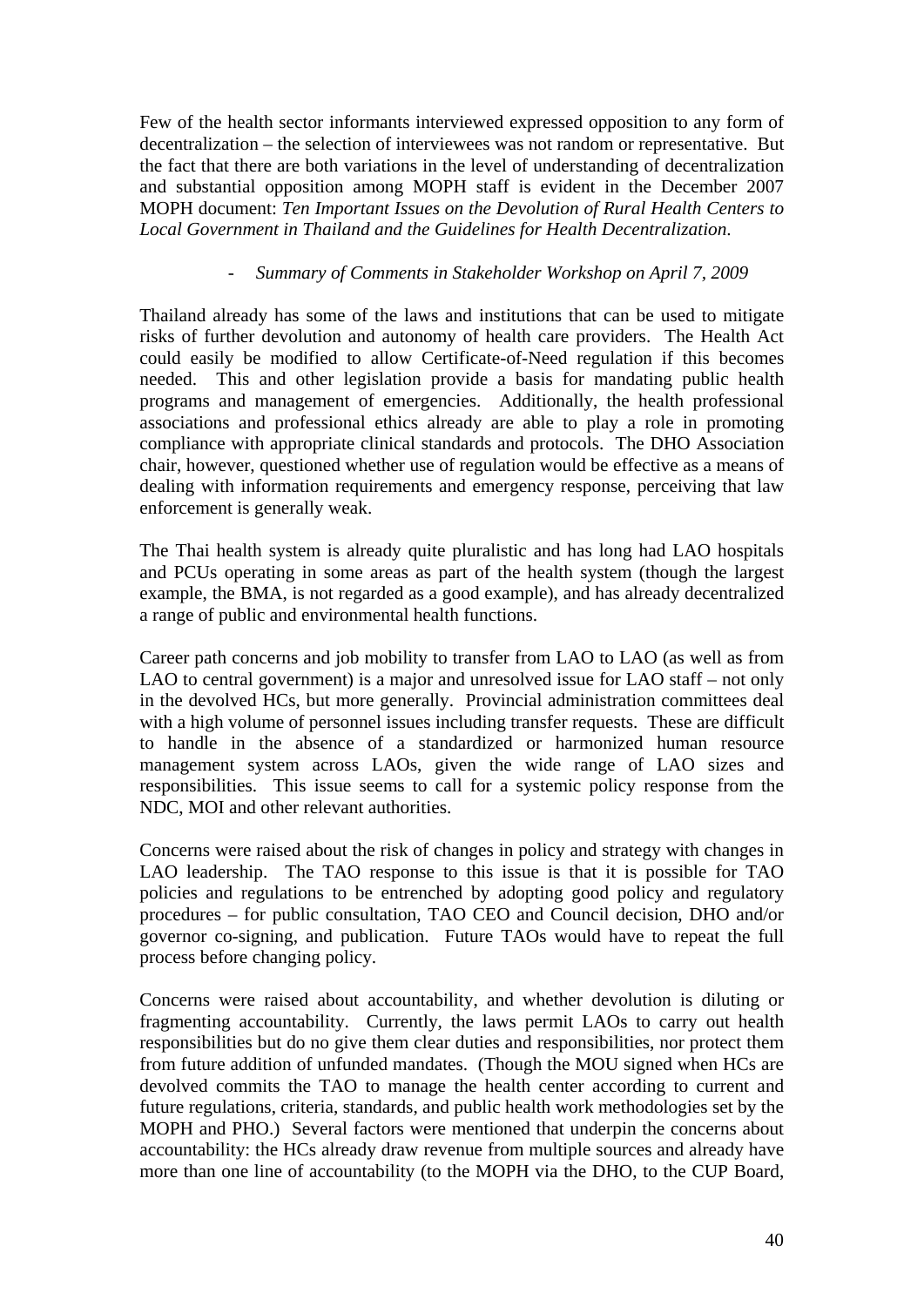Few of the health sector informants interviewed expressed opposition to any form of decentralization – the selection of interviewees was not random or representative. But the fact that there are both variations in the level of understanding of decentralization and substantial opposition among MOPH staff is evident in the December 2007 MOPH document: *Ten Important Issues on the Devolution of Rural Health Centers to Local Government in Thailand and the Guidelines for Health Decentralization*.

- *Summary of Comments in Stakeholder Workshop on April 7, 2009*

Thailand already has some of the laws and institutions that can be used to mitigate risks of further devolution and autonomy of health care providers. The Health Act could easily be modified to allow Certificate-of-Need regulation if this becomes needed. This and other legislation provide a basis for mandating public health programs and management of emergencies. Additionally, the health professional associations and professional ethics already are able to play a role in promoting compliance with appropriate clinical standards and protocols. The DHO Association chair, however, questioned whether use of regulation would be effective as a means of dealing with information requirements and emergency response, perceiving that law enforcement is generally weak.

The Thai health system is already quite pluralistic and has long had LAO hospitals and PCUs operating in some areas as part of the health system (though the largest example, the BMA, is not regarded as a good example), and has already decentralized a range of public and environmental health functions.

Career path concerns and job mobility to transfer from LAO to LAO (as well as from LAO to central government) is a major and unresolved issue for LAO staff – not only in the devolved HCs, but more generally. Provincial administration committees deal with a high volume of personnel issues including transfer requests. These are difficult to handle in the absence of a standardized or harmonized human resource management system across LAOs, given the wide range of LAO sizes and responsibilities. This issue seems to call for a systemic policy response from the NDC, MOI and other relevant authorities.

Concerns were raised about the risk of changes in policy and strategy with changes in LAO leadership. The TAO response to this issue is that it is possible for TAO policies and regulations to be entrenched by adopting good policy and regulatory procedures – for public consultation, TAO CEO and Council decision, DHO and/or governor co-signing, and publication. Future TAOs would have to repeat the full process before changing policy.

Concerns were raised about accountability, and whether devolution is diluting or fragmenting accountability. Currently, the laws permit LAOs to carry out health responsibilities but do no give them clear duties and responsibilities, nor protect them from future addition of unfunded mandates. (Though the MOU signed when HCs are devolved commits the TAO to manage the health center according to current and future regulations, criteria, standards, and public health work methodologies set by the MOPH and PHO.) Several factors were mentioned that underpin the concerns about accountability: the HCs already draw revenue from multiple sources and already have more than one line of accountability (to the MOPH via the DHO, to the CUP Board,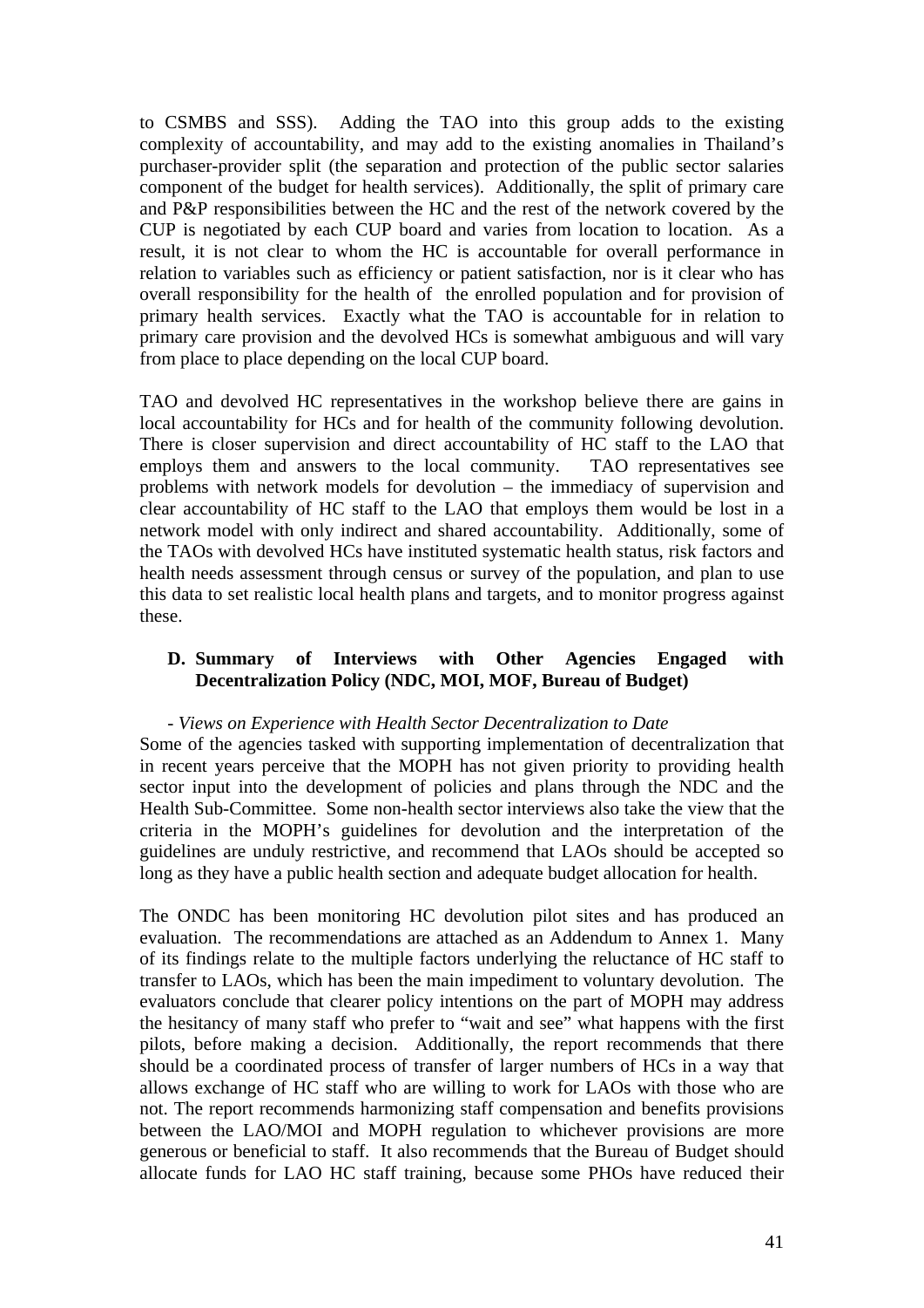to CSMBS and SSS). Adding the TAO into this group adds to the existing complexity of accountability, and may add to the existing anomalies in Thailand's purchaser-provider split (the separation and protection of the public sector salaries component of the budget for health services). Additionally, the split of primary care and P&P responsibilities between the HC and the rest of the network covered by the CUP is negotiated by each CUP board and varies from location to location. As a result, it is not clear to whom the HC is accountable for overall performance in relation to variables such as efficiency or patient satisfaction, nor is it clear who has overall responsibility for the health of the enrolled population and for provision of primary health services. Exactly what the TAO is accountable for in relation to primary care provision and the devolved HCs is somewhat ambiguous and will vary from place to place depending on the local CUP board.

TAO and devolved HC representatives in the workshop believe there are gains in local accountability for HCs and for health of the community following devolution. There is closer supervision and direct accountability of HC staff to the LAO that employs them and answers to the local community. TAO representatives see problems with network models for devolution – the immediacy of supervision and clear accountability of HC staff to the LAO that employs them would be lost in a network model with only indirect and shared accountability. Additionally, some of the TAOs with devolved HCs have instituted systematic health status, risk factors and health needs assessment through census or survey of the population, and plan to use this data to set realistic local health plans and targets, and to monitor progress against these.

### D. Summary of Interviews with Other Agencies Engaged with Decentralization Policy (NDC, MOI, MOF, Bureau of Budget)

*- Views on Experience with Health Sector Decentralization to Date*

Some of the agencies tasked with supporting implementation of decentralization that in recent years perceive that the MOPH has not given priority to providing health sector input into the development of policies and plans through the NDC and the Health Sub-Committee. Some non-health sector interviews also take the view that the criteria in the MOPH's guidelines for devolution and the interpretation of the guidelines are unduly restrictive, and recommend that LAOs should be accepted so long as they have a public health section and adequate budget allocation for health.

The ONDC has been monitoring HC devolution pilot sites and has produced an evaluation. The recommendations are attached as an Addendum to Annex 1. Many of its findings relate to the multiple factors underlying the reluctance of HC staff to transfer to LAOs, which has been the main impediment to voluntary devolution. The evaluators conclude that clearer policy intentions on the part of MOPH may address the hesitancy of many staff who prefer to "wait and see" what happens with the first pilots, before making a decision. Additionally, the report recommends that there should be a coordinated process of transfer of larger numbers of HCs in a way that allows exchange of HC staff who are willing to work for LAOs with those who are not. The report recommends harmonizing staff compensation and benefits provisions between the LAO/MOI and MOPH regulation to whichever provisions are more generous or beneficial to staff. It also recommends that the Bureau of Budget should allocate funds for LAO HC staff training, because some PHOs have reduced their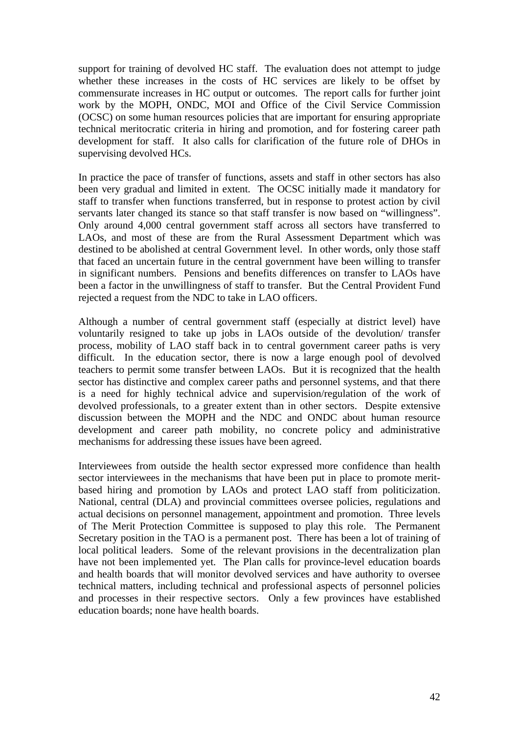support for training of devolved HC staff. The evaluation does not attempt to judge whether these increases in the costs of HC services are likely to be offset by commensurate increases in HC output or outcomes. The report calls for further joint work by the MOPH, ONDC, MOI and Office of the Civil Service Commission (OCSC) on some human resources policies that are important for ensuring appropriate technical meritocratic criteria in hiring and promotion, and for fostering career path development for staff. It also calls for clarification of the future role of DHOs in supervising devolved HCs.

In practice the pace of transfer of functions, assets and staff in other sectors has also been very gradual and limited in extent. The OCSC initially made it mandatory for staff to transfer when functions transferred, but in response to protest action by civil servants later changed its stance so that staff transfer is now based on "willingness". Only around 4,000 central government staff across all sectors have transferred to LAOs, and most of these are from the Rural Assessment Department which was destined to be abolished at central Government level. In other words, only those staff that faced an uncertain future in the central government have been willing to transfer in significant numbers. Pensions and benefits differences on transfer to LAOs have been a factor in the unwillingness of staff to transfer. But the Central Provident Fund rejected a request from the NDC to take in LAO officers.

Although a number of central government staff (especially at district level) have voluntarily resigned to take up jobs in LAOs outside of the devolution/ transfer process, mobility of LAO staff back in to central government career paths is very difficult. In the education sector, there is now a large enough pool of devolved teachers to permit some transfer between LAOs. But it is recognized that the health sector has distinctive and complex career paths and personnel systems, and that there is a need for highly technical advice and supervision/regulation of the work of devolved professionals, to a greater extent than in other sectors. Despite extensive discussion between the MOPH and the NDC and ONDC about human resource development and career path mobility, no concrete policy and administrative mechanisms for addressing these issues have been agreed.

Interviewees from outside the health sector expressed more confidence than health sector interviewees in the mechanisms that have been put in place to promote merit-based hiring and promotion by LAOs and protect LAO staff from politicization. National, central (DLA) and provincial committees oversee policies, regulations and actual decisions on personnel management, appointment and promotion. Three levels of The Merit Protection Committee is supposed to play this role. The Permanent Secretary position in the TAO is a permanent post. There has been a lot of training of local political leaders. Some of the relevant provisions in the decentralization plan have not been implemented yet. The Plan calls for province-level education boards and health boards that will monitor devolved services and have authority to oversee technical matters, including technical and professional aspects of personnel policies and processes in their respective sectors. Only a few provinces have established education boards; none have health boards.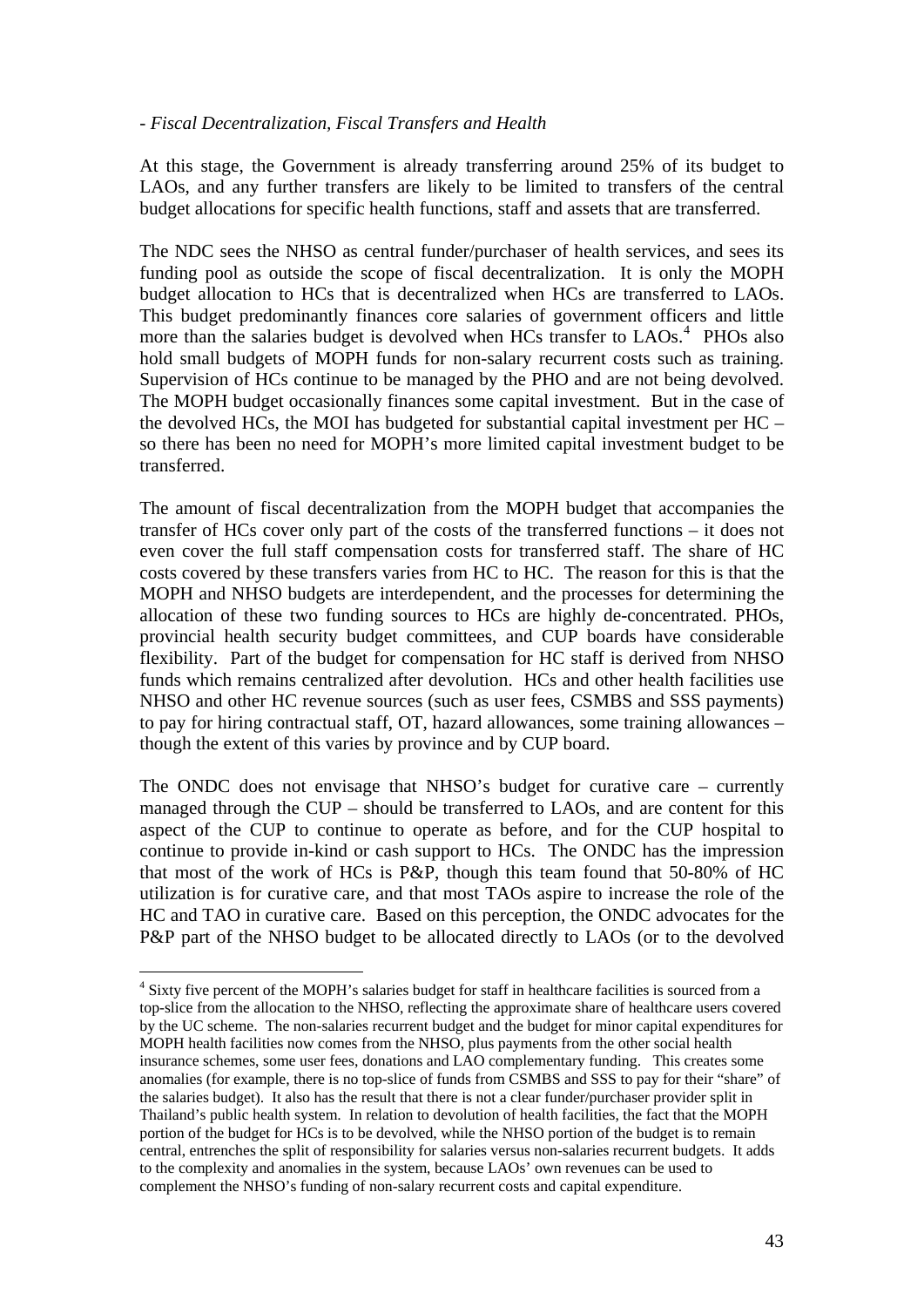*- Fiscal Decentralization, Fiscal Transfers and Health*

At this stage, the Government is already transferring around 25% of its budget to LAOs, and any further transfers are likely to be limited to transfers of the central budget allocations for specific health functions, staff and assets that are transferred.

The NDC sees the NHSO as central funder/purchaser of health services, and sees its funding pool as outside the scope of fiscal decentralization. It is only the MOPH budget allocation to HCs that is decentralized when HCs are transferred to LAOs. This budget predominantly finances core salaries of government officers and little more than the salaries budget is devolved when HCs transfer to LAOs.[4] PHOs also hold small budgets of MOPH funds for non-salary recurrent costs such as training. Supervision of HCs continue to be managed by the PHO and are not being devolved. The MOPH budget occasionally finances some capital investment. But in the case of the devolved HCs, the MOI has budgeted for substantial capital investment per HC – so there has been no need for MOPH's more limited capital investment budget to be transferred.

The amount of fiscal decentralization from the MOPH budget that accompanies the transfer of HCs cover only part of the costs of the transferred functions – it does not even cover the full staff compensation costs for transferred staff. The share of HC costs covered by these transfers varies from HC to HC. The reason for this is that the MOPH and NHSO budgets are interdependent, and the processes for determining the allocation of these two funding sources to HCs are highly de-concentrated. PHOs, provincial health security budget committees, and CUP boards have considerable flexibility. Part of the budget for compensation for HC staff is derived from NHSO funds which remains centralized after devolution. HCs and other health facilities use NHSO and other HC revenue sources (such as user fees, CSMBS and SSS payments) to pay for hiring contractual staff, OT, hazard allowances, some training allowances – though the extent of this varies by province and by CUP board.

The ONDC does not envisage that NHSO's budget for curative care – currently managed through the CUP – should be transferred to LAOs, and are content for this aspect of the CUP to continue to operate as before, and for the CUP hospital to continue to provide in-kind or cash support to HCs. The ONDC has the impression that most of the work of HCs is P&P, though this team found that 50-80% of HC utilization is for curative care, and that most TAOs aspire to increase the role of the HC and TAO in curative care. Based on this perception, the ONDC advocates for the P&P part of the NHSO budget to be allocated directly to LAOs (or to the devolved

---

[4] Sixty five percent of the MOPH's salaries budget for staff in healthcare facilities is sourced from a top-slice from the allocation to the NHSO, reflecting the approximate share of healthcare users covered by the UC scheme. The non-salaries recurrent budget and the budget for minor capital expenditures for MOPH health facilities now comes from the NHSO, plus payments from the other social health insurance schemes, some user fees, donations and LAO complementary funding. This creates some anomalies (for example, there is no top-slice of funds from CSMBS and SSS to pay for their "share" of the salaries budget). It also has the result that there is not a clear funder/purchaser provider split in Thailand's public health system. In relation to devolution of health facilities, the fact that the MOPH portion of the budget for HCs is to be devolved, while the NHSO portion of the budget is to remain central, entrenches the split of responsibility for salaries versus non-salaries recurrent budgets. It adds to the complexity and anomalies in the system, because LAOs' own revenues can be used to complement the NHSO's funding of non-salary recurrent costs and capital expenditure.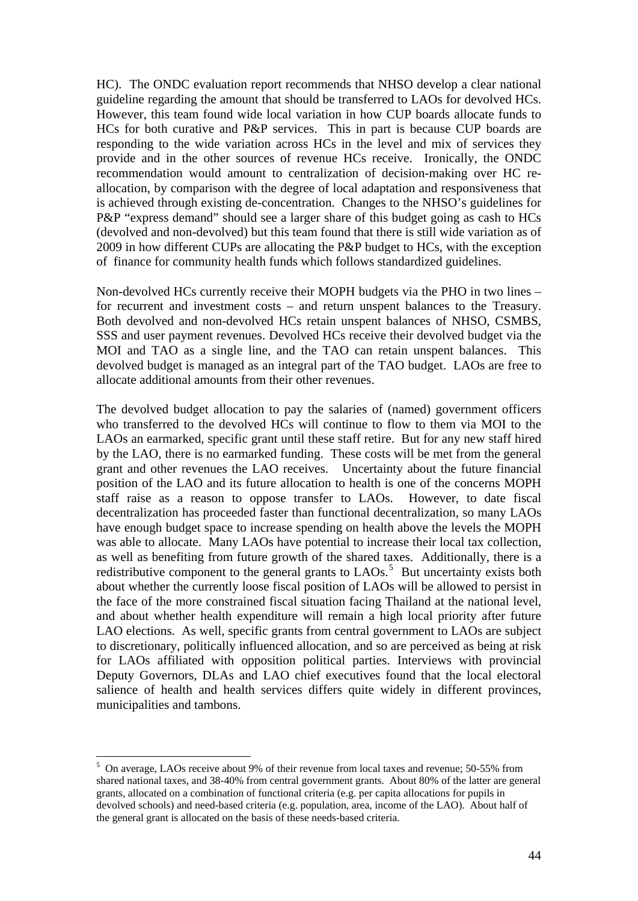HC). The ONDC evaluation report recommends that NHSO develop a clear national guideline regarding the amount that should be transferred to LAOs for devolved HCs. However, this team found wide local variation in how CUP boards allocate funds to HCs for both curative and P&P services. This in part is because CUP boards are responding to the wide variation across HCs in the level and mix of services they provide and in the other sources of revenue HCs receive. Ironically, the ONDC recommendation would amount to centralization of decision-making over HC re-allocation, by comparison with the degree of local adaptation and responsiveness that is achieved through existing de-concentration. Changes to the NHSO's guidelines for P&P "express demand" should see a larger share of this budget going as cash to HCs (devolved and non-devolved) but this team found that there is still wide variation as of 2009 in how different CUPs are allocating the P&P budget to HCs, with the exception of finance for community health funds which follows standardized guidelines.

Non-devolved HCs currently receive their MOPH budgets via the PHO in two lines – for recurrent and investment costs – and return unspent balances to the Treasury. Both devolved and non-devolved HCs retain unspent balances of NHSO, CSMBS, SSS and user payment revenues. Devolved HCs receive their devolved budget via the MOI and TAO as a single line, and the TAO can retain unspent balances. This devolved budget is managed as an integral part of the TAO budget. LAOs are free to allocate additional amounts from their other revenues.

The devolved budget allocation to pay the salaries of (named) government officers who transferred to the devolved HCs will continue to flow to them via MOI to the LAOs an earmarked, specific grant until these staff retire. But for any new staff hired by the LAO, there is no earmarked funding. These costs will be met from the general grant and other revenues the LAO receives. Uncertainty about the future financial position of the LAO and its future allocation to health is one of the concerns MOPH staff raise as a reason to oppose transfer to LAOs. However, to date fiscal decentralization has proceeded faster than functional decentralization, so many LAOs have enough budget space to increase spending on health above the levels the MOPH was able to allocate. Many LAOs have potential to increase their local tax collection, as well as benefiting from future growth of the shared taxes. Additionally, there is a redistributive component to the general grants to LAOs.[5] But uncertainty exists both about whether the currently loose fiscal position of LAOs will be allowed to persist in the face of the more constrained fiscal situation facing Thailand at the national level, and about whether health expenditure will remain a high local priority after future LAO elections. As well, specific grants from central government to LAOs are subject to discretionary, politically influenced allocation, and so are perceived as being at risk for LAOs affiliated with opposition political parties. Interviews with provincial Deputy Governors, DLAs and LAO chief executives found that the local electoral salience of health and health services differs quite widely in different provinces, municipalities and tambons.

---

[5] On average, LAOs receive about 9% of their revenue from local taxes and revenue; 50-55% from shared national taxes, and 38-40% from central government grants. About 80% of the latter are general grants, allocated on a combination of functional criteria (e.g. per capita allocations for pupils in devolved schools) and need-based criteria (e.g. population, area, income of the LAO). About half of the general grant is allocated on the basis of these needs-based criteria.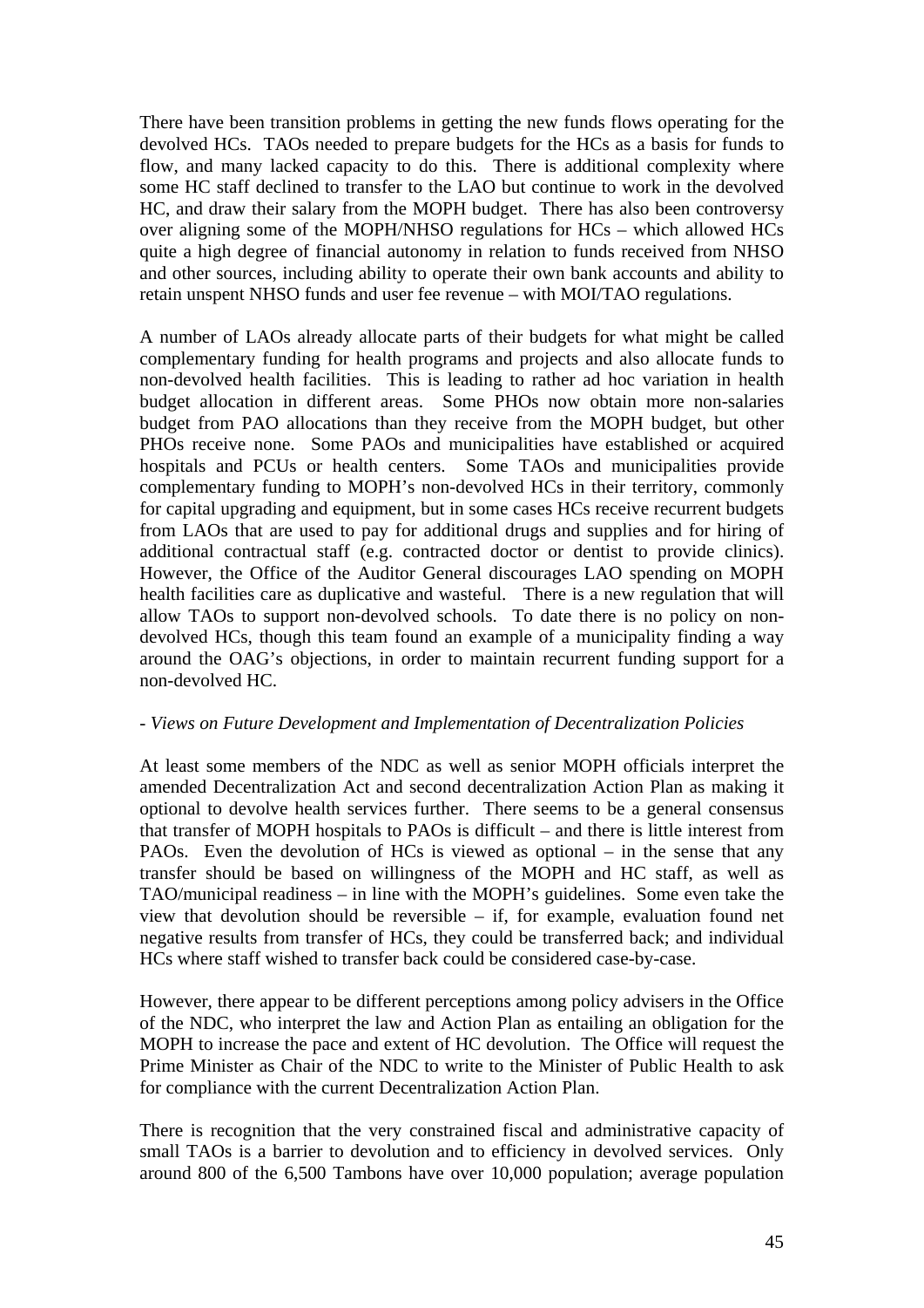There have been transition problems in getting the new funds flows operating for the devolved HCs. TAOs needed to prepare budgets for the HCs as a basis for funds to flow, and many lacked capacity to do this. There is additional complexity where some HC staff declined to transfer to the LAO but continue to work in the devolved HC, and draw their salary from the MOPH budget. There has also been controversy over aligning some of the MOPH/NHSO regulations for HCs – which allowed HCs quite a high degree of financial autonomy in relation to funds received from NHSO and other sources, including ability to operate their own bank accounts and ability to retain unspent NHSO funds and user fee revenue – with MOI/TAO regulations.

A number of LAOs already allocate parts of their budgets for what might be called complementary funding for health programs and projects and also allocate funds to non-devolved health facilities. This is leading to rather ad hoc variation in health budget allocation in different areas. Some PHOs now obtain more non-salaries budget from PAO allocations than they receive from the MOPH budget, but other PHOs receive none. Some PAOs and municipalities have established or acquired hospitals and PCUs or health centers. Some TAOs and municipalities provide complementary funding to MOPH's non-devolved HCs in their territory, commonly for capital upgrading and equipment, but in some cases HCs receive recurrent budgets from LAOs that are used to pay for additional drugs and supplies and for hiring of additional contractual staff (e.g. contracted doctor or dentist to provide clinics). However, the Office of the Auditor General discourages LAO spending on MOPH health facilities care as duplicative and wasteful. There is a new regulation that will allow TAOs to support non-devolved schools. To date there is no policy on non-devolved HCs, though this team found an example of a municipality finding a way around the OAG's objections, in order to maintain recurrent funding support for a non-devolved HC.

- *Views on Future Development and Implementation of Decentralization Policies*

At least some members of the NDC as well as senior MOPH officials interpret the amended Decentralization Act and second decentralization Action Plan as making it optional to devolve health services further. There seems to be a general consensus that transfer of MOPH hospitals to PAOs is difficult – and there is little interest from PAOs. Even the devolution of HCs is viewed as optional – in the sense that any transfer should be based on willingness of the MOPH and HC staff, as well as TAO/municipal readiness – in line with the MOPH's guidelines. Some even take the view that devolution should be reversible – if, for example, evaluation found net negative results from transfer of HCs, they could be transferred back; and individual HCs where staff wished to transfer back could be considered case-by-case.

However, there appear to be different perceptions among policy advisers in the Office of the NDC, who interpret the law and Action Plan as entailing an obligation for the MOPH to increase the pace and extent of HC devolution. The Office will request the Prime Minister as Chair of the NDC to write to the Minister of Public Health to ask for compliance with the current Decentralization Action Plan.

There is recognition that the very constrained fiscal and administrative capacity of small TAOs is a barrier to devolution and to efficiency in devolved services. Only around 800 of the 6,500 Tambons have over 10,000 population; average population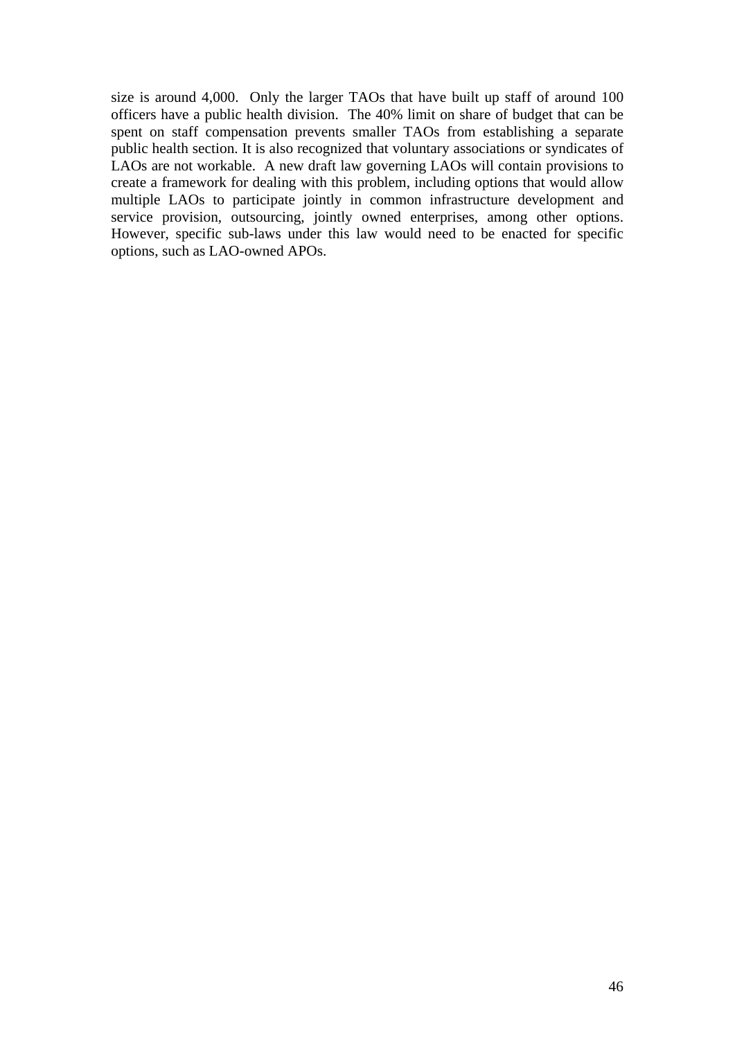size is around 4,000. Only the larger TAOs that have built up staff of around 100 officers have a public health division. The 40% limit on share of budget that can be spent on staff compensation prevents smaller TAOs from establishing a separate public health section. It is also recognized that voluntary associations or syndicates of LAOs are not workable. A new draft law governing LAOs will contain provisions to create a framework for dealing with this problem, including options that would allow multiple LAOs to participate jointly in common infrastructure development and service provision, outsourcing, jointly owned enterprises, among other options. However, specific sub-laws under this law would need to be enacted for specific options, such as LAO-owned APOs.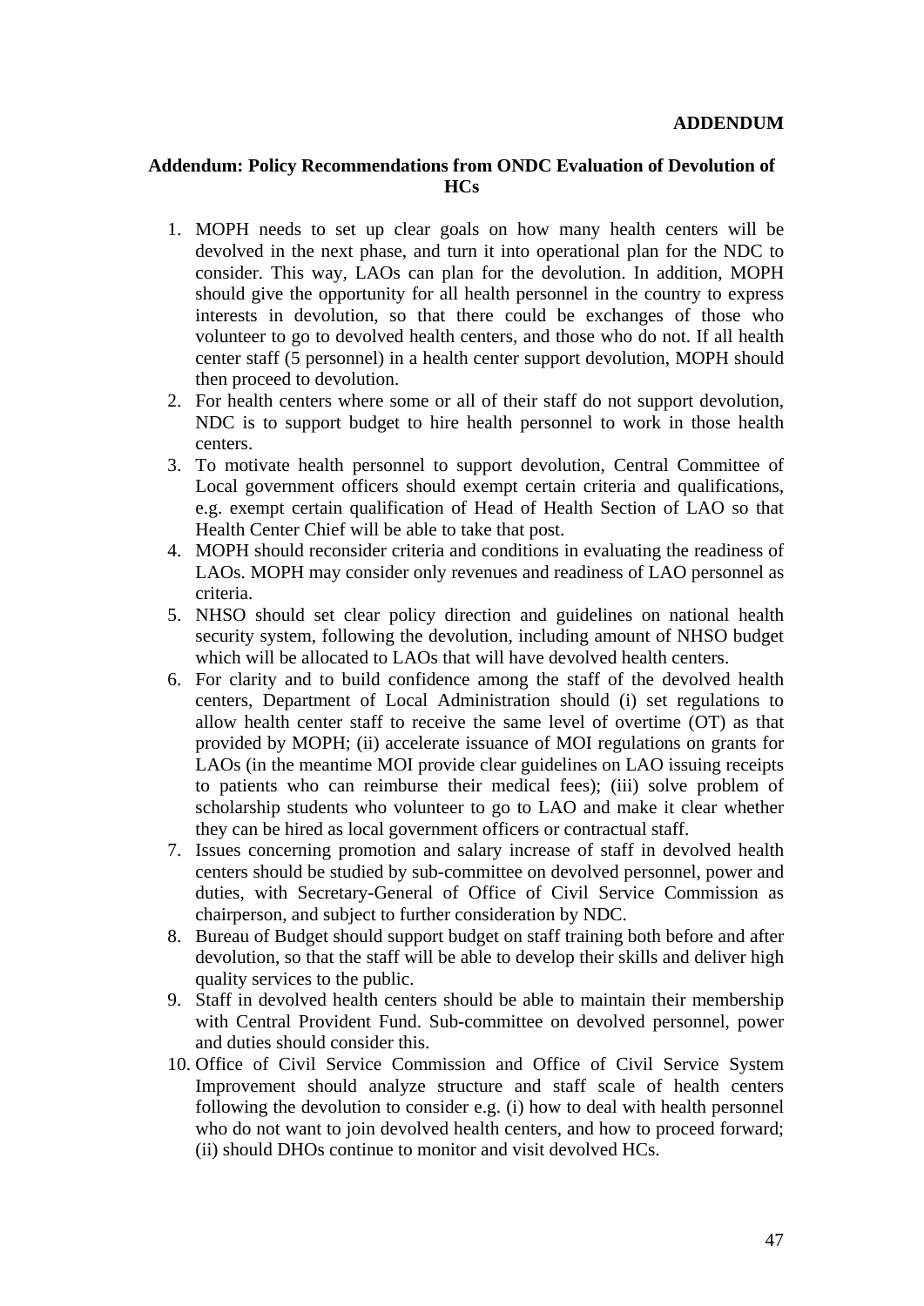**ADDENDUM**

## Addendum: Policy Recommendations from ONDC Evaluation of Devolution of HCs

1. MOPH needs to set up clear goals on how many health centers will be devolved in the next phase, and turn it into operational plan for the NDC to consider. This way, LAOs can plan for the devolution. In addition, MOPH should give the opportunity for all health personnel in the country to express interests in devolution, so that there could be exchanges of those who volunteer to go to devolved health centers, and those who do not. If all health center staff (5 personnel) in a health center support devolution, MOPH should then proceed to devolution.
2. For health centers where some or all of their staff do not support devolution, NDC is to support budget to hire health personnel to work in those health centers.
3. To motivate health personnel to support devolution, Central Committee of Local government officers should exempt certain criteria and qualifications, e.g. exempt certain qualification of Head of Health Section of LAO so that Health Center Chief will be able to take that post.
4. MOPH should reconsider criteria and conditions in evaluating the readiness of LAOs. MOPH may consider only revenues and readiness of LAO personnel as criteria.
5. NHSO should set clear policy direction and guidelines on national health security system, following the devolution, including amount of NHSO budget which will be allocated to LAOs that will have devolved health centers.
6. For clarity and to build confidence among the staff of the devolved health centers, Department of Local Administration should (i) set regulations to allow health center staff to receive the same level of overtime (OT) as that provided by MOPH; (ii) accelerate issuance of MOI regulations on grants for LAOs (in the meantime MOI provide clear guidelines on LAO issuing receipts to patients who can reimburse their medical fees); (iii) solve problem of scholarship students who volunteer to go to LAO and make it clear whether they can be hired as local government officers or contractual staff.
7. Issues concerning promotion and salary increase of staff in devolved health centers should be studied by sub-committee on devolved personnel, power and duties, with Secretary-General of Office of Civil Service Commission as chairperson, and subject to further consideration by NDC.
8. Bureau of Budget should support budget on staff training both before and after devolution, so that the staff will be able to develop their skills and deliver high quality services to the public.
9. Staff in devolved health centers should be able to maintain their membership with Central Provident Fund. Sub-committee on devolved personnel, power and duties should consider this.
10. Office of Civil Service Commission and Office of Civil Service System Improvement should analyze structure and staff scale of health centers following the devolution to consider e.g. (i) how to deal with health personnel who do not want to join devolved health centers, and how to proceed forward; (ii) should DHOs continue to monitor and visit devolved HCs.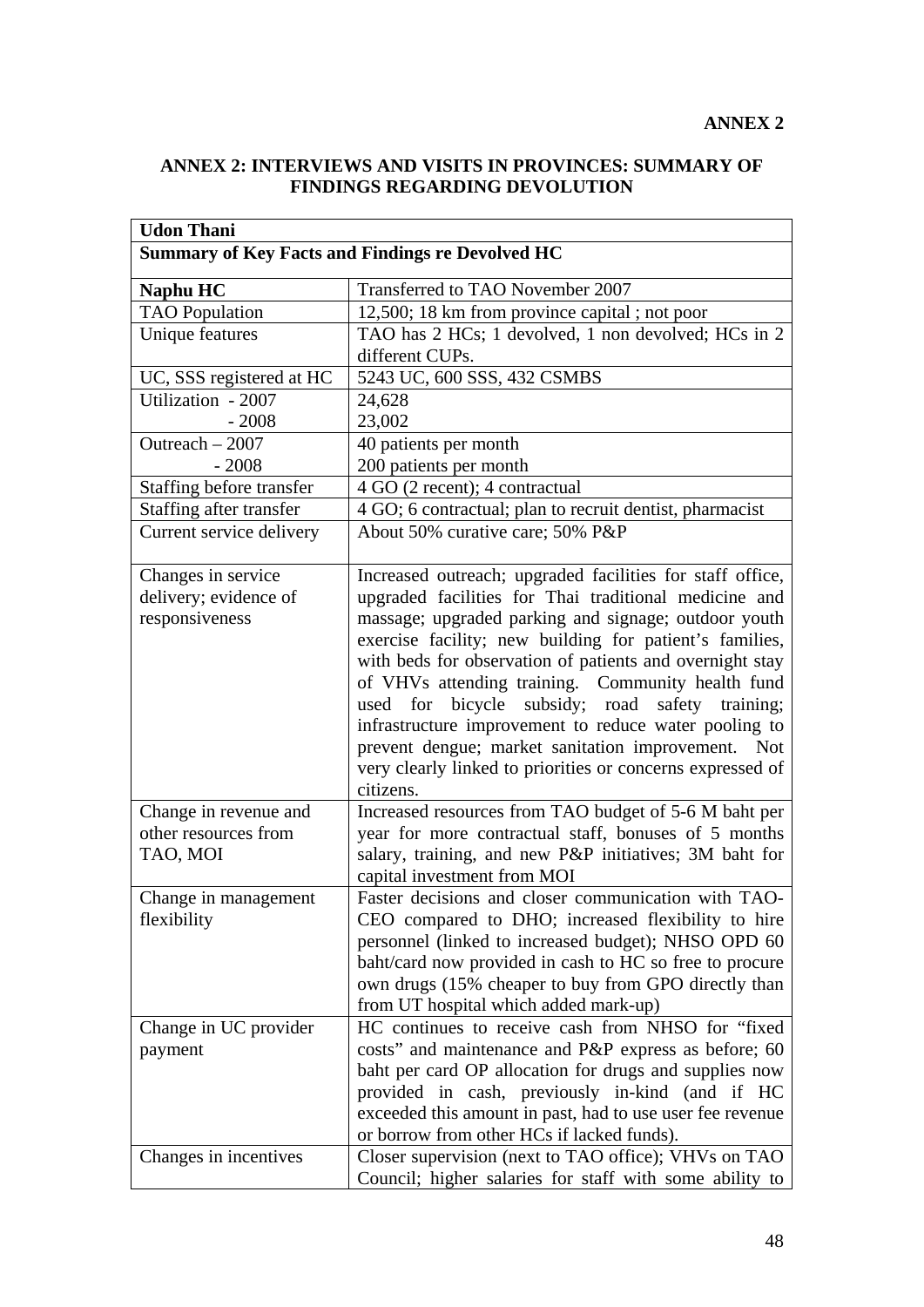**ANNEX 2**

## ANNEX 2: INTERVIEWS AND VISITS IN PROVINCES: SUMMARY OF FINDINGS REGARDING DEVOLUTION

| **Udon Thani** | |
|---|---|
| **Summary of Key Facts and Findings re Devolved HC** | |
| **Naphu HC** | Transferred to TAO November 2007 |
| TAO Population | 12,500; 18 km from province capital ; not poor |
| Unique features | TAO has 2 HCs; 1 devolved, 1 non devolved; HCs in 2 different CUPs. |
| UC, SSS registered at HC | 5243 UC, 600 SSS, 432 CSMBS |
| Utilization - 2007<br>- 2008 | 24,628<br>23,002 |
| Outreach – 2007<br>- 2008 | 40 patients per month<br>200 patients per month |
| Staffing before transfer | 4 GO (2 recent); 4 contractual |
| Staffing after transfer | 4 GO; 6 contractual; plan to recruit dentist, pharmacist |
| Current service delivery | About 50% curative care; 50% P&P |
| Changes in service delivery; evidence of responsiveness | Increased outreach; upgraded facilities for staff office, upgraded facilities for Thai traditional medicine and massage; upgraded parking and signage; outdoor youth exercise facility; new building for patient's families, with beds for observation of patients and overnight stay of VHVs attending training. Community health fund used for bicycle subsidy; road safety training; infrastructure improvement to reduce water pooling to prevent dengue; market sanitation improvement. Not very clearly linked to priorities or concerns expressed of citizens. |
| Change in revenue and other resources from TAO, MOI | Increased resources from TAO budget of 5-6 M baht per year for more contractual staff, bonuses of 5 months salary, training, and new P&P initiatives; 3M baht for capital investment from MOI |
| Change in management flexibility | Faster decisions and closer communication with TAO-CEO compared to DHO; increased flexibility to hire personnel (linked to increased budget); NHSO OPD 60 baht/card now provided in cash to HC so free to procure own drugs (15% cheaper to buy from GPO directly than from UT hospital which added mark-up) |
| Change in UC provider payment | HC continues to receive cash from NHSO for "fixed costs" and maintenance and P&P express as before; 60 baht per card OP allocation for drugs and supplies now provided in cash, previously in-kind (and if HC exceeded this amount in past, had to use user fee revenue or borrow from other HCs if lacked funds). |
| Changes in incentives | Closer supervision (next to TAO office); VHVs on TAO Council; higher salaries for staff with some ability to |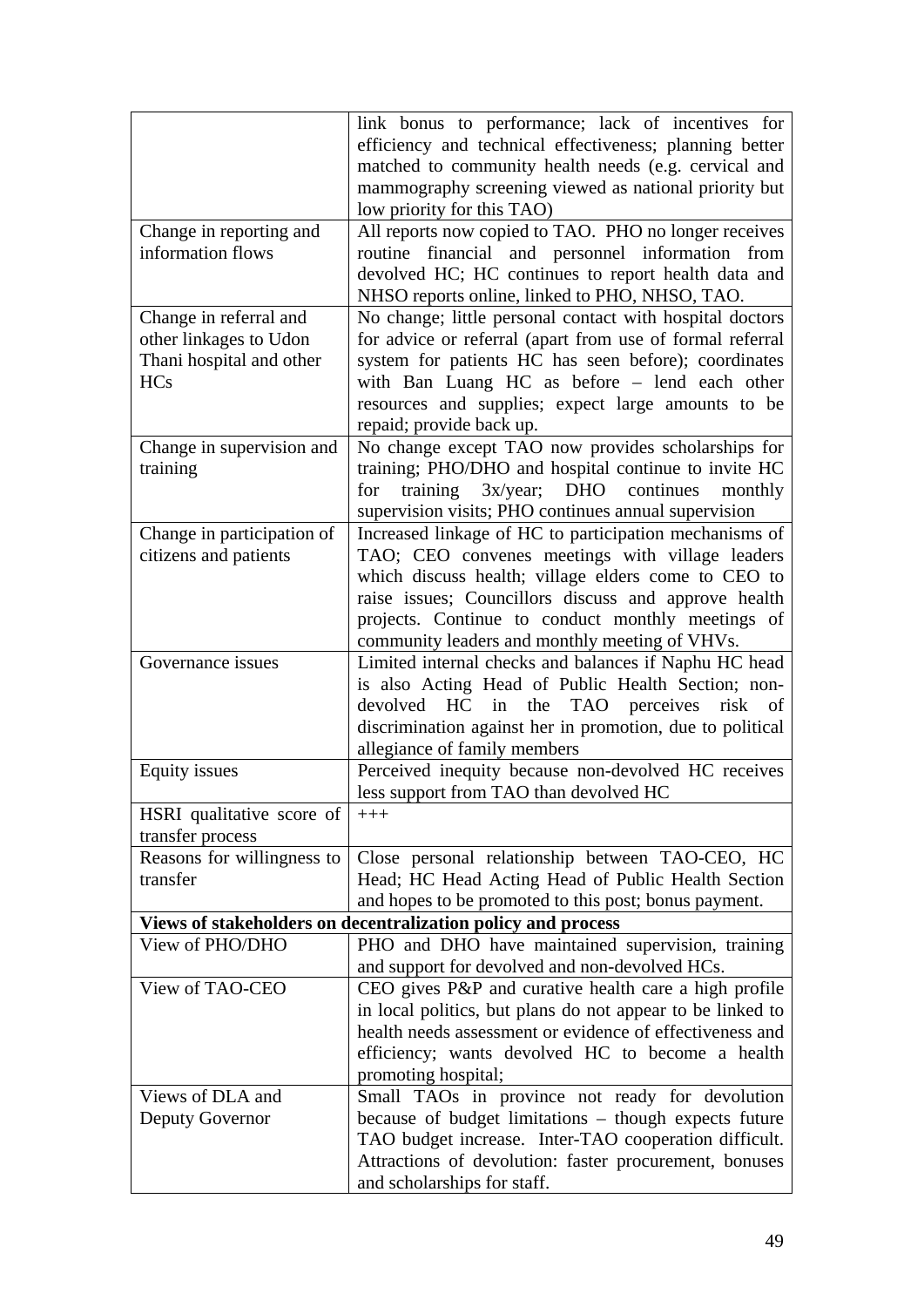| | |
|---|---|
| | link bonus to performance; lack of incentives for efficiency and technical effectiveness; planning better matched to community health needs (e.g. cervical and mammography screening viewed as national priority but low priority for this TAO) |
| Change in reporting and information flows | All reports now copied to TAO. PHO no longer receives routine financial and personnel information from devolved HC; HC continues to report health data and NHSO reports online, linked to PHO, NHSO, TAO. |
| Change in referral and other linkages to Udon Thani hospital and other HCs | No change; little personal contact with hospital doctors for advice or referral (apart from use of formal referral system for patients HC has seen before); coordinates with Ban Luang HC as before – lend each other resources and supplies; expect large amounts to be repaid; provide back up. |
| Change in supervision and training | No change except TAO now provides scholarships for training; PHO/DHO and hospital continue to invite HC for training 3x/year; DHO continues monthly supervision visits; PHO continues annual supervision |
| Change in participation of citizens and patients | Increased linkage of HC to participation mechanisms of TAO; CEO convenes meetings with village leaders which discuss health; village elders come to CEO to raise issues; Councillors discuss and approve health projects. Continue to conduct monthly meetings of community leaders and monthly meeting of VHVs. |
| Governance issues | Limited internal checks and balances if Naphu HC head is also Acting Head of Public Health Section; non-devolved HC in the TAO perceives risk of discrimination against her in promotion, due to political allegiance of family members |
| Equity issues | Perceived inequity because non-devolved HC receives less support from TAO than devolved HC |
| HSRI qualitative score of transfer process | +++ |
| Reasons for willingness to transfer | Close personal relationship between TAO-CEO, HC Head; HC Head Acting Head of Public Health Section and hopes to be promoted to this post; bonus payment. |
| **Views of stakeholders on decentralization policy and process** | |
| View of PHO/DHO | PHO and DHO have maintained supervision, training and support for devolved and non-devolved HCs. |
| View of TAO-CEO | CEO gives P&P and curative health care a high profile in local politics, but plans do not appear to be linked to health needs assessment or evidence of effectiveness and efficiency; wants devolved HC to become a health promoting hospital; |
| Views of DLA and Deputy Governor | Small TAOs in province not ready for devolution because of budget limitations – though expects future TAO budget increase. Inter-TAO cooperation difficult. Attractions of devolution: faster procurement, bonuses and scholarships for staff. |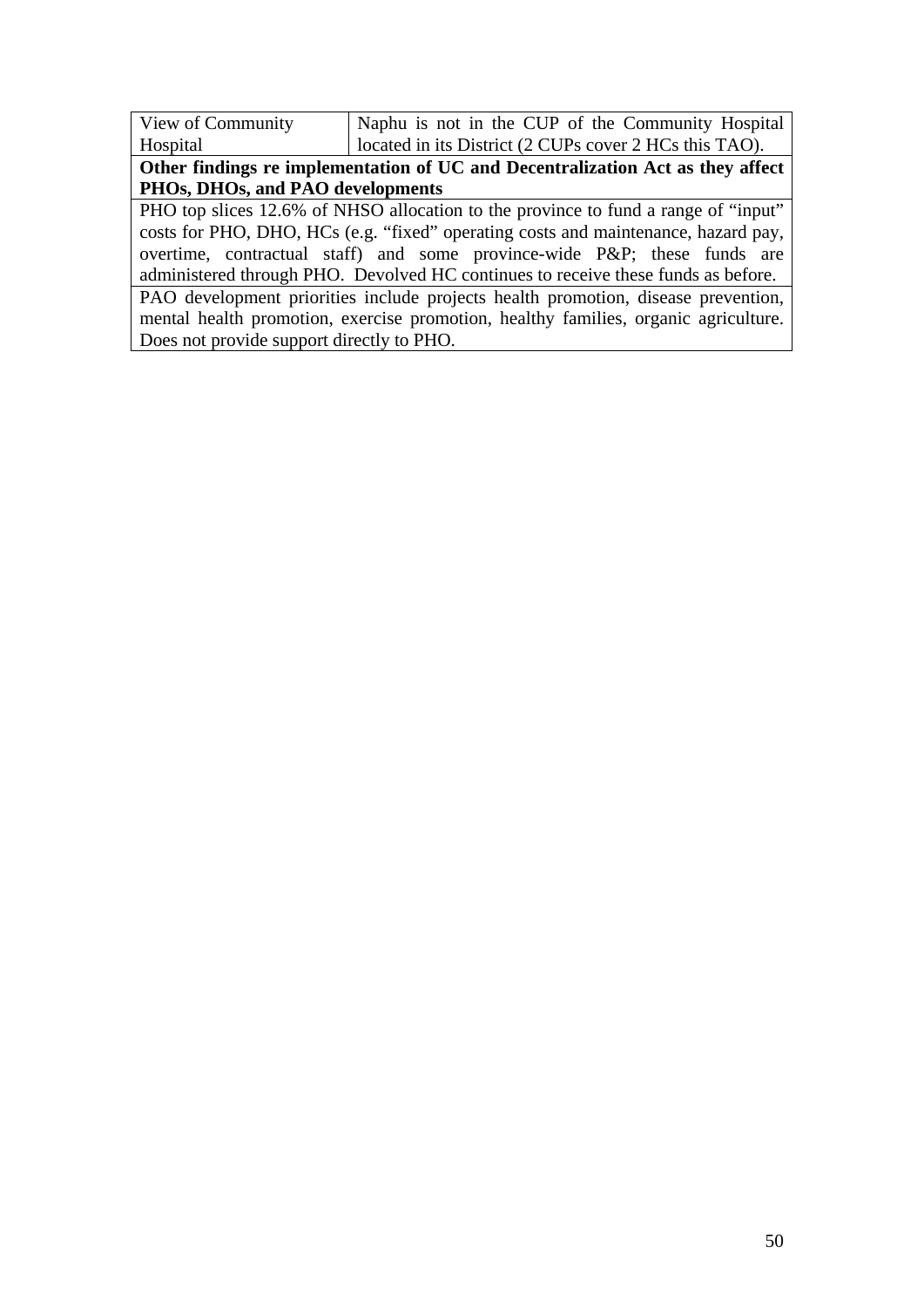| View of Community Hospital | Naphu is not in the CUP of the Community Hospital located in its District (2 CUPs cover 2 HCs this TAO). |
|---|---|
| **Other findings re implementation of UC and Decentralization Act as they affect PHOs, DHOs, and PAO developments** | |
| PHO top slices 12.6% of NHSO allocation to the province to fund a range of "input" costs for PHO, DHO, HCs (e.g. "fixed" operating costs and maintenance, hazard pay, overtime, contractual staff) and some province-wide P&P; these funds are administered through PHO. Devolved HC continues to receive these funds as before. | |
| PAO development priorities include projects health promotion, disease prevention, mental health promotion, exercise promotion, healthy families, organic agriculture. Does not provide support directly to PHO. | |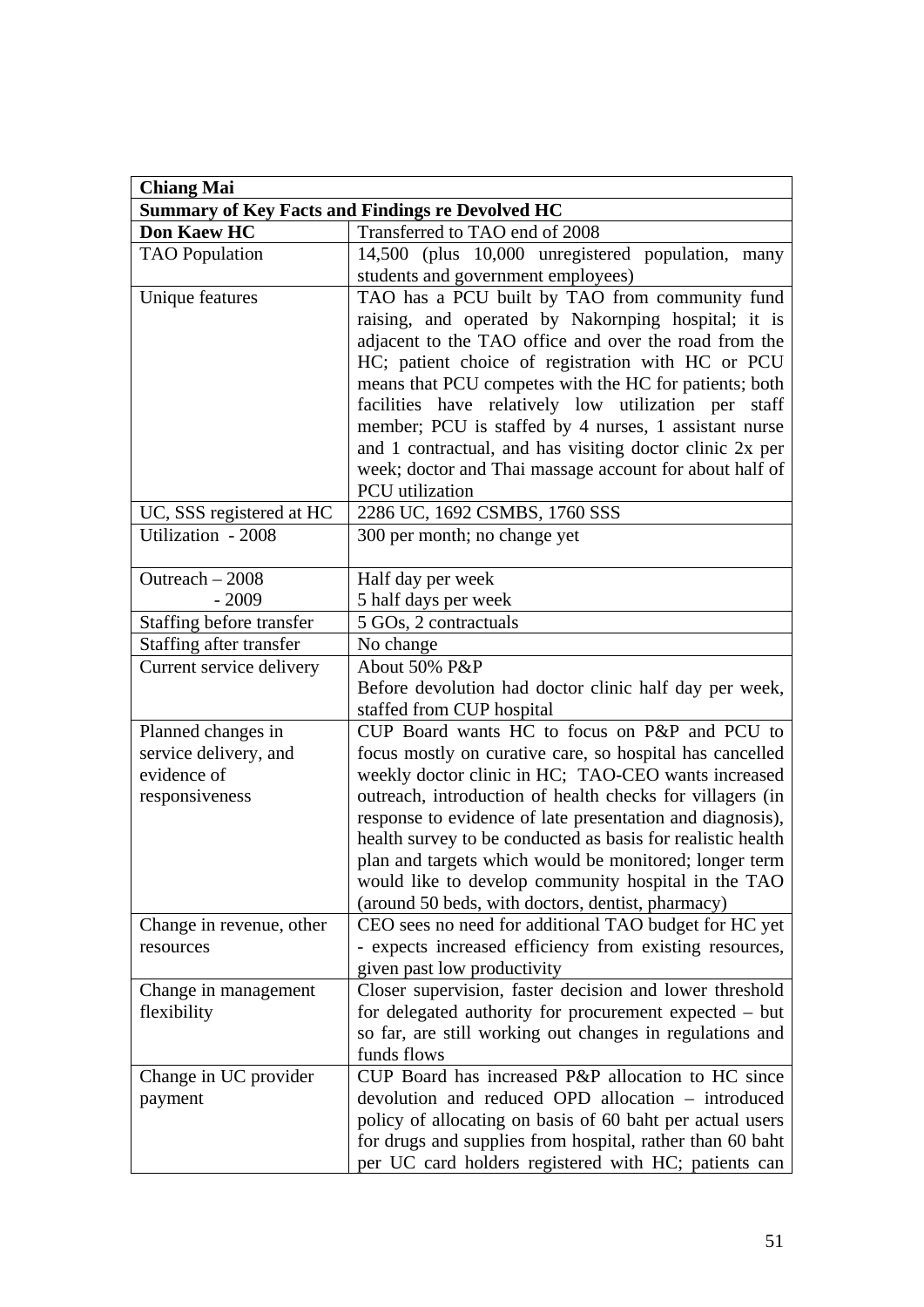| **Chiang Mai** | |
|---|---|
| **Summary of Key Facts and Findings re Devolved HC** | |
| **Don Kaew HC** | Transferred to TAO end of 2008 |
| TAO Population | 14,500 (plus 10,000 unregistered population, many students and government employees) |
| Unique features | TAO has a PCU built by TAO from community fund raising, and operated by Nakornping hospital; it is adjacent to the TAO office and over the road from the HC; patient choice of registration with HC or PCU means that PCU competes with the HC for patients; both facilities have relatively low utilization per staff member; PCU is staffed by 4 nurses, 1 assistant nurse and 1 contractual, and has visiting doctor clinic 2x per week; doctor and Thai massage account for about half of PCU utilization |
| UC, SSS registered at HC | 2286 UC, 1692 CSMBS, 1760 SSS |
| Utilization - 2008 | 300 per month; no change yet |
| Outreach – 2008<br>- 2009 | Half day per week<br>5 half days per week |
| Staffing before transfer | 5 GOs, 2 contractuals |
| Staffing after transfer | No change |
| Current service delivery | About 50% P&P<br>Before devolution had doctor clinic half day per week, staffed from CUP hospital |
| Planned changes in service delivery, and evidence of responsiveness | CUP Board wants HC to focus on P&P and PCU to focus mostly on curative care, so hospital has cancelled weekly doctor clinic in HC; TAO-CEO wants increased outreach, introduction of health checks for villagers (in response to evidence of late presentation and diagnosis), health survey to be conducted as basis for realistic health plan and targets which would be monitored; longer term would like to develop community hospital in the TAO (around 50 beds, with doctors, dentist, pharmacy) |
| Change in revenue, other resources | CEO sees no need for additional TAO budget for HC yet - expects increased efficiency from existing resources, given past low productivity |
| Change in management flexibility | Closer supervision, faster decision and lower threshold for delegated authority for procurement expected – but so far, are still working out changes in regulations and funds flows |
| Change in UC provider payment | CUP Board has increased P&P allocation to HC since devolution and reduced OPD allocation – introduced policy of allocating on basis of 60 baht per actual users for drugs and supplies from hospital, rather than 60 baht per UC card holders registered with HC; patients can |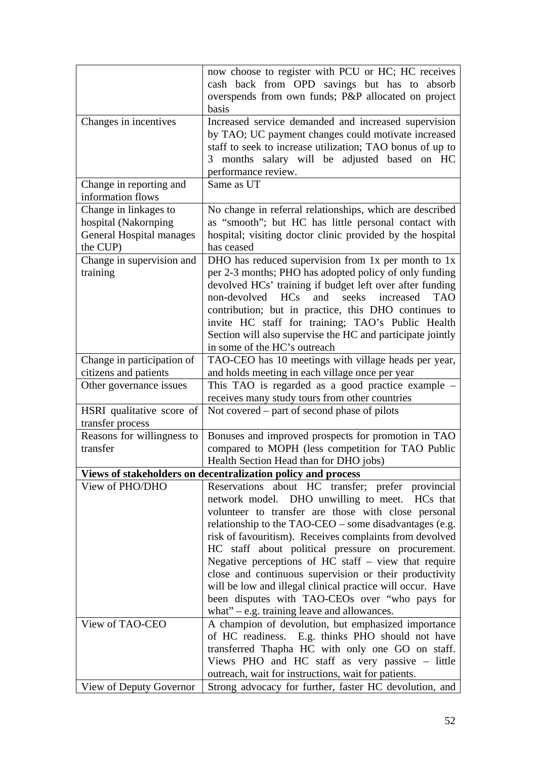| | |
|---|---|
| | now choose to register with PCU or HC; HC receives cash back from OPD savings but has to absorb overspends from own funds; P&P allocated on project basis |
| Changes in incentives | Increased service demanded and increased supervision by TAO; UC payment changes could motivate increased staff to seek to increase utilization; TAO bonus of up to 3 months salary will be adjusted based on HC performance review. |
| Change in reporting and information flows | Same as UT |
| Change in linkages to hospital (Nakornping General Hospital manages the CUP) | No change in referral relationships, which are described as "smooth"; but HC has little personal contact with hospital; visiting doctor clinic provided by the hospital has ceased |
| Change in supervision and training | DHO has reduced supervision from 1x per month to 1x per 2-3 months; PHO has adopted policy of only funding devolved HCs' training if budget left over after funding non-devolved HCs and seeks increased TAO contribution; but in practice, this DHO continues to invite HC staff for training; TAO's Public Health Section will also supervise the HC and participate jointly in some of the HC's outreach |
| Change in participation of citizens and patients | TAO-CEO has 10 meetings with village heads per year, and holds meeting in each village once per year |
| Other governance issues | This TAO is regarded as a good practice example – receives many study tours from other countries |
| HSRI qualitative score of transfer process | Not covered – part of second phase of pilots |
| Reasons for willingness to transfer | Bonuses and improved prospects for promotion in TAO compared to MOPH (less competition for TAO Public Health Section Head than for DHO jobs) |
| **Views of stakeholders on decentralization policy and process** | |
| View of PHO/DHO | Reservations about HC transfer; prefer provincial network model. DHO unwilling to meet. HCs that volunteer to transfer are those with close personal relationship to the TAO-CEO – some disadvantages (e.g. risk of favouritism). Receives complaints from devolved HC staff about political pressure on procurement. Negative perceptions of HC staff – view that require close and continuous supervision or their productivity will be low and illegal clinical practice will occur. Have been disputes with TAO-CEOs over "who pays for what" – e.g. training leave and allowances. |
| View of TAO-CEO | A champion of devolution, but emphasized importance of HC readiness. E.g. thinks PHO should not have transferred Thapha HC with only one GO on staff. Views PHO and HC staff as very passive – little outreach, wait for instructions, wait for patients. |
| View of Deputy Governor | Strong advocacy for further, faster HC devolution, and |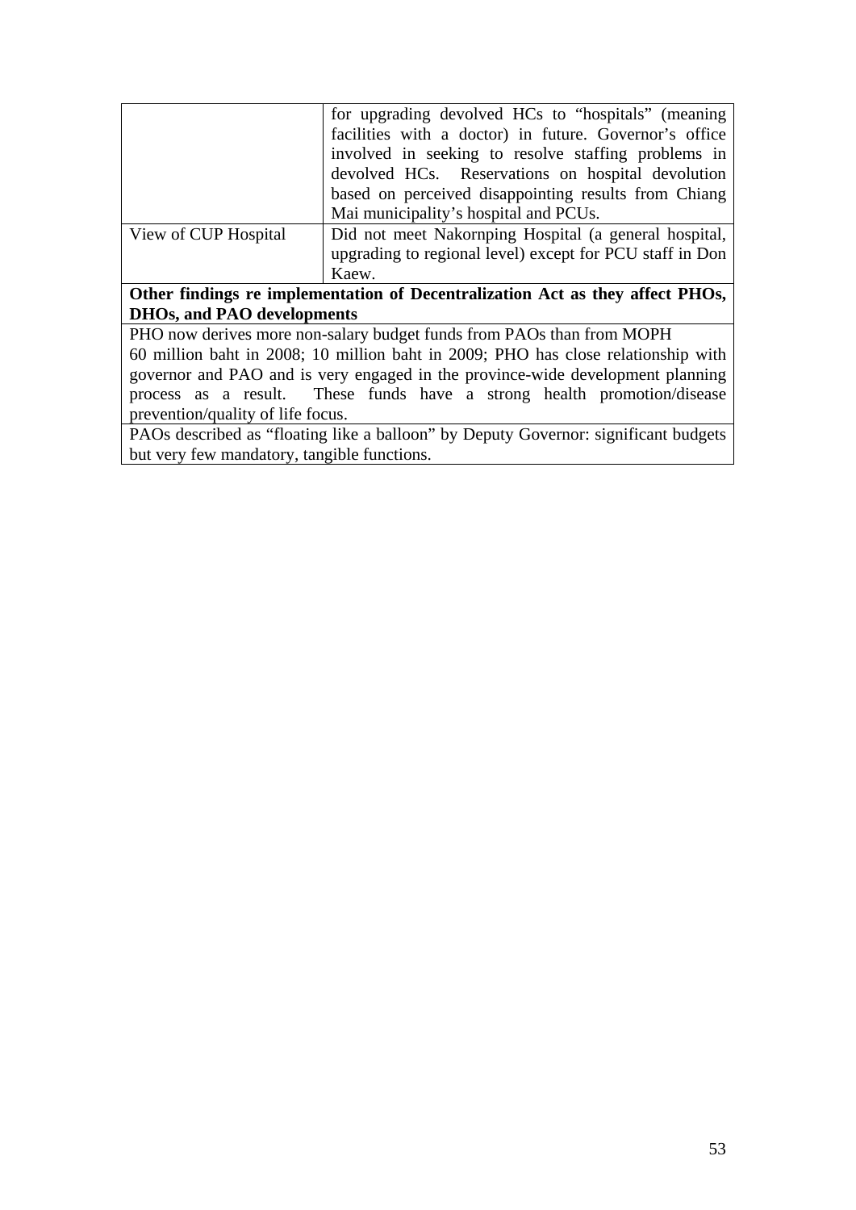| | |
|---|---|
| | for upgrading devolved HCs to "hospitals" (meaning facilities with a doctor) in future. Governor's office involved in seeking to resolve staffing problems in devolved HCs. Reservations on hospital devolution based on perceived disappointing results from Chiang Mai municipality's hospital and PCUs. |
| View of CUP Hospital | Did not meet Nakornping Hospital (a general hospital, upgrading to regional level) except for PCU staff in Don Kaew. |
| **Other findings re implementation of Decentralization Act as they affect PHOs, DHOs, and PAO developments** | |
| PHO now derives more non-salary budget funds from PAOs than from MOPH 60 million baht in 2008; 10 million baht in 2009; PHO has close relationship with governor and PAO and is very engaged in the province-wide development planning process as a result. These funds have a strong health promotion/disease prevention/quality of life focus. | |
| PAOs described as "floating like a balloon" by Deputy Governor: significant budgets but very few mandatory, tangible functions. | |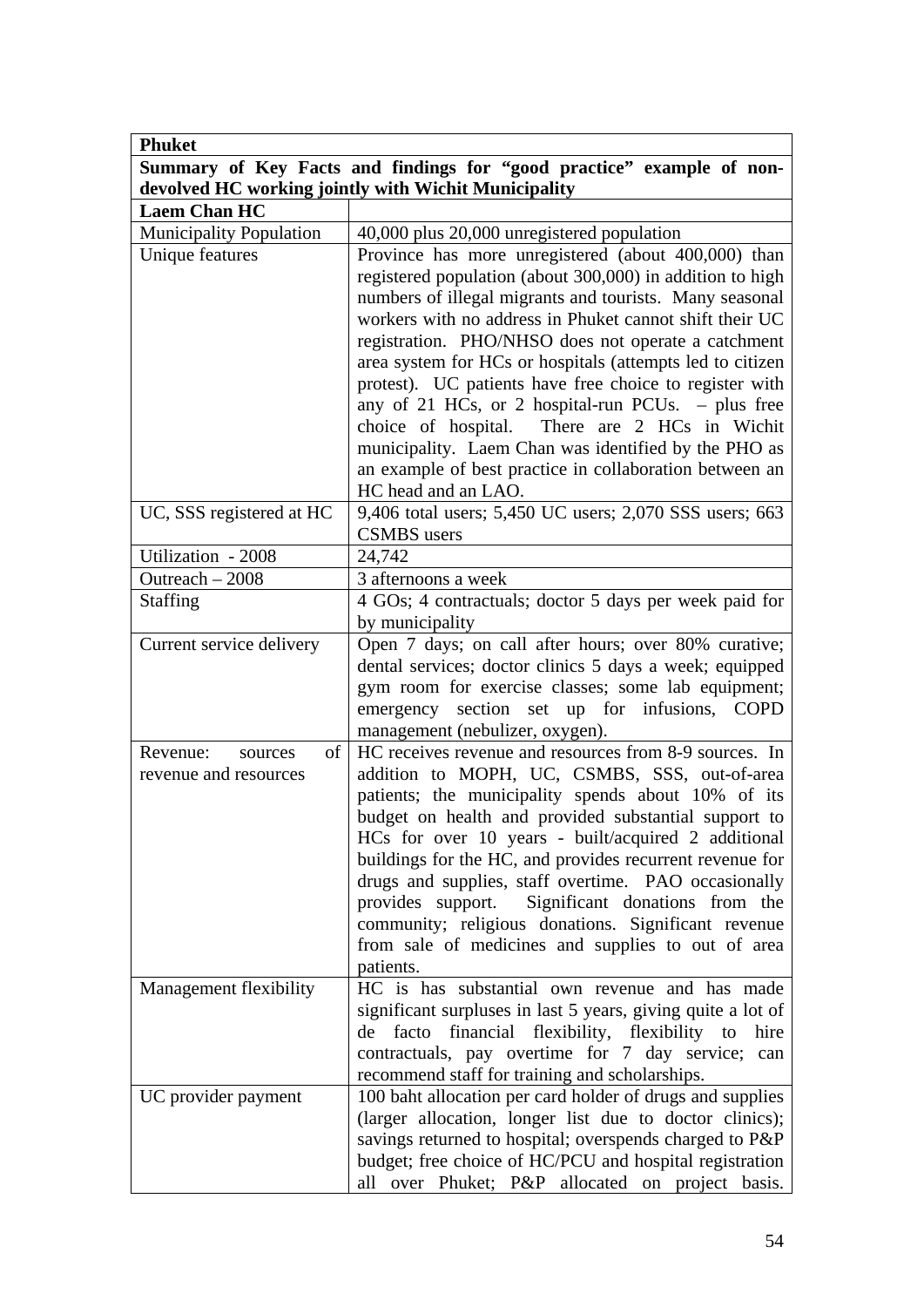| **Phuket** | |
|---|---|
| **Summary of Key Facts and findings for "good practice" example of non-devolved HC working jointly with Wichit Municipality** | |
| **Laem Chan HC** | |
| Municipality Population | 40,000 plus 20,000 unregistered population |
| Unique features | Province has more unregistered (about 400,000) than registered population (about 300,000) in addition to high numbers of illegal migrants and tourists. Many seasonal workers with no address in Phuket cannot shift their UC registration. PHO/NHSO does not operate a catchment area system for HCs or hospitals (attempts led to citizen protest). UC patients have free choice to register with any of 21 HCs, or 2 hospital-run PCUs. – plus free choice of hospital. There are 2 HCs in Wichit municipality. Laem Chan was identified by the PHO as an example of best practice in collaboration between an HC head and an LAO. |
| UC, SSS registered at HC | 9,406 total users; 5,450 UC users; 2,070 SSS users; 663 CSMBS users |
| Utilization - 2008 | 24,742 |
| Outreach – 2008 | 3 afternoons a week |
| Staffing | 4 GOs; 4 contractuals; doctor 5 days per week paid for by municipality |
| Current service delivery | Open 7 days; on call after hours; over 80% curative; dental services; doctor clinics 5 days a week; equipped gym room for exercise classes; some lab equipment; emergency section set up for infusions, COPD management (nebulizer, oxygen). |
| Revenue: sources of revenue and resources | HC receives revenue and resources from 8-9 sources. In addition to MOPH, UC, CSMBS, SSS, out-of-area patients; the municipality spends about 10% of its budget on health and provided substantial support to HCs for over 10 years - built/acquired 2 additional buildings for the HC, and provides recurrent revenue for drugs and supplies, staff overtime. PAO occasionally provides support. Significant donations from the community; religious donations. Significant revenue from sale of medicines and supplies to out of area patients. |
| Management flexibility | HC is has substantial own revenue and has made significant surpluses in last 5 years, giving quite a lot of de facto financial flexibility, flexibility to hire contractuals, pay overtime for 7 day service; can recommend staff for training and scholarships. |
| UC provider payment | 100 baht allocation per card holder of drugs and supplies (larger allocation, longer list due to doctor clinics); savings returned to hospital; overspends charged to P&P budget; free choice of HC/PCU and hospital registration all over Phuket; P&P allocated on project basis. |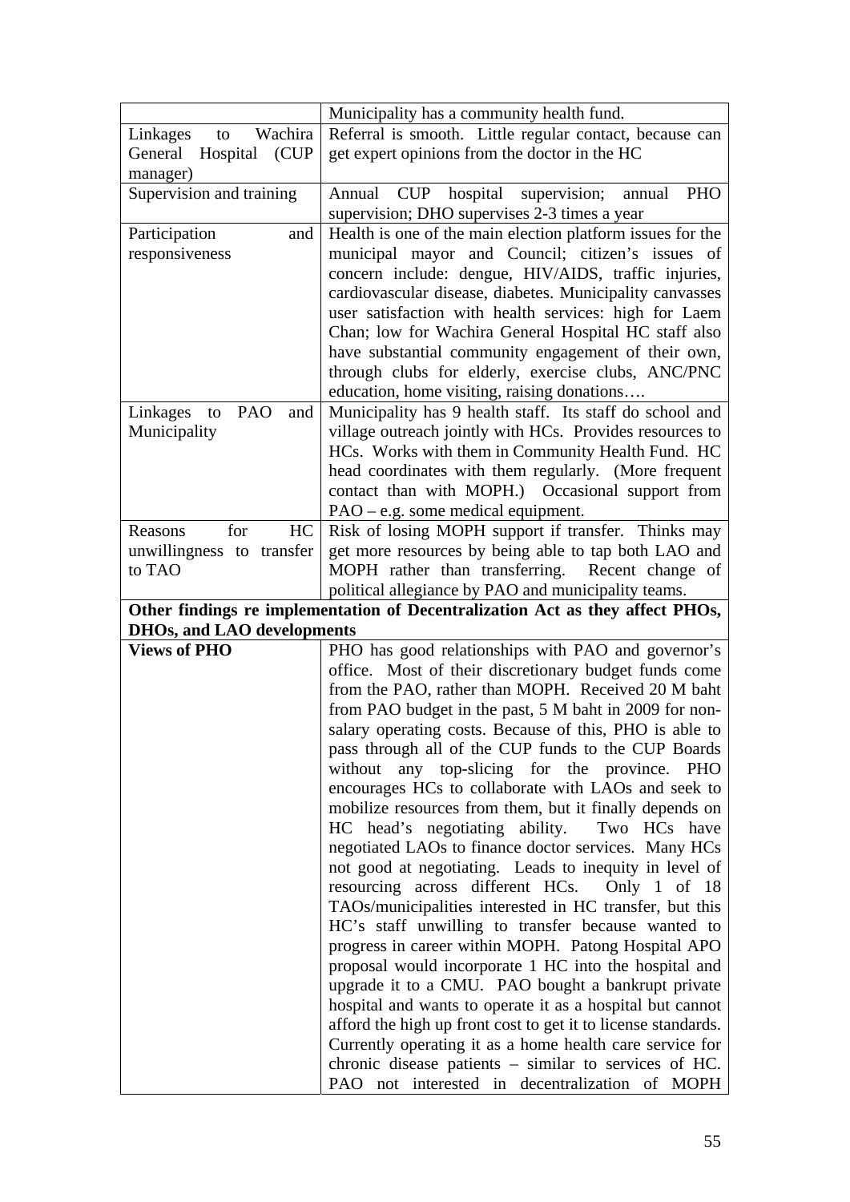| | |
|---|---|
| | Municipality has a community health fund. |
| Linkages to Wachira General Hospital (CUP manager) | Referral is smooth. Little regular contact, because can get expert opinions from the doctor in the HC |
| Supervision and training | Annual CUP hospital supervision; annual PHO supervision; DHO supervises 2-3 times a year |
| Participation and responsiveness | Health is one of the main election platform issues for the municipal mayor and Council; citizen's issues of concern include: dengue, HIV/AIDS, traffic injuries, cardiovascular disease, diabetes. Municipality canvasses user satisfaction with health services: high for Laem Chan; low for Wachira General Hospital HC staff also have substantial community engagement of their own, through clubs for elderly, exercise clubs, ANC/PNC education, home visiting, raising donations…. |
| Linkages to PAO and Municipality | Municipality has 9 health staff. Its staff do school and village outreach jointly with HCs. Provides resources to HCs. Works with them in Community Health Fund. HC head coordinates with them regularly. (More frequent contact than with MOPH.) Occasional support from PAO – e.g. some medical equipment. |
| Reasons for HC unwillingness to transfer to TAO | Risk of losing MOPH support if transfer. Thinks may get more resources by being able to tap both LAO and MOPH rather than transferring. Recent change of political allegiance by PAO and municipality teams. |
| **Other findings re implementation of Decentralization Act as they affect PHOs, DHOs, and LAO developments** | |
| **Views of PHO** | PHO has good relationships with PAO and governor's office. Most of their discretionary budget funds come from the PAO, rather than MOPH. Received 20 M baht from PAO budget in the past, 5 M baht in 2009 for non-salary operating costs. Because of this, PHO is able to pass through all of the CUP funds to the CUP Boards without any top-slicing for the province. PHO encourages HCs to collaborate with LAOs and seek to mobilize resources from them, but it finally depends on HC head's negotiating ability. Two HCs have negotiated LAOs to finance doctor services. Many HCs not good at negotiating. Leads to inequity in level of resourcing across different HCs. Only 1 of 18 TAOs/municipalities interested in HC transfer, but this HC's staff unwilling to transfer because wanted to progress in career within MOPH. Patong Hospital APO proposal would incorporate 1 HC into the hospital and upgrade it to a CMU. PAO bought a bankrupt private hospital and wants to operate it as a hospital but cannot afford the high up front cost to get it to license standards. Currently operating it as a home health care service for chronic disease patients – similar to services of HC. PAO not interested in decentralization of MOPH |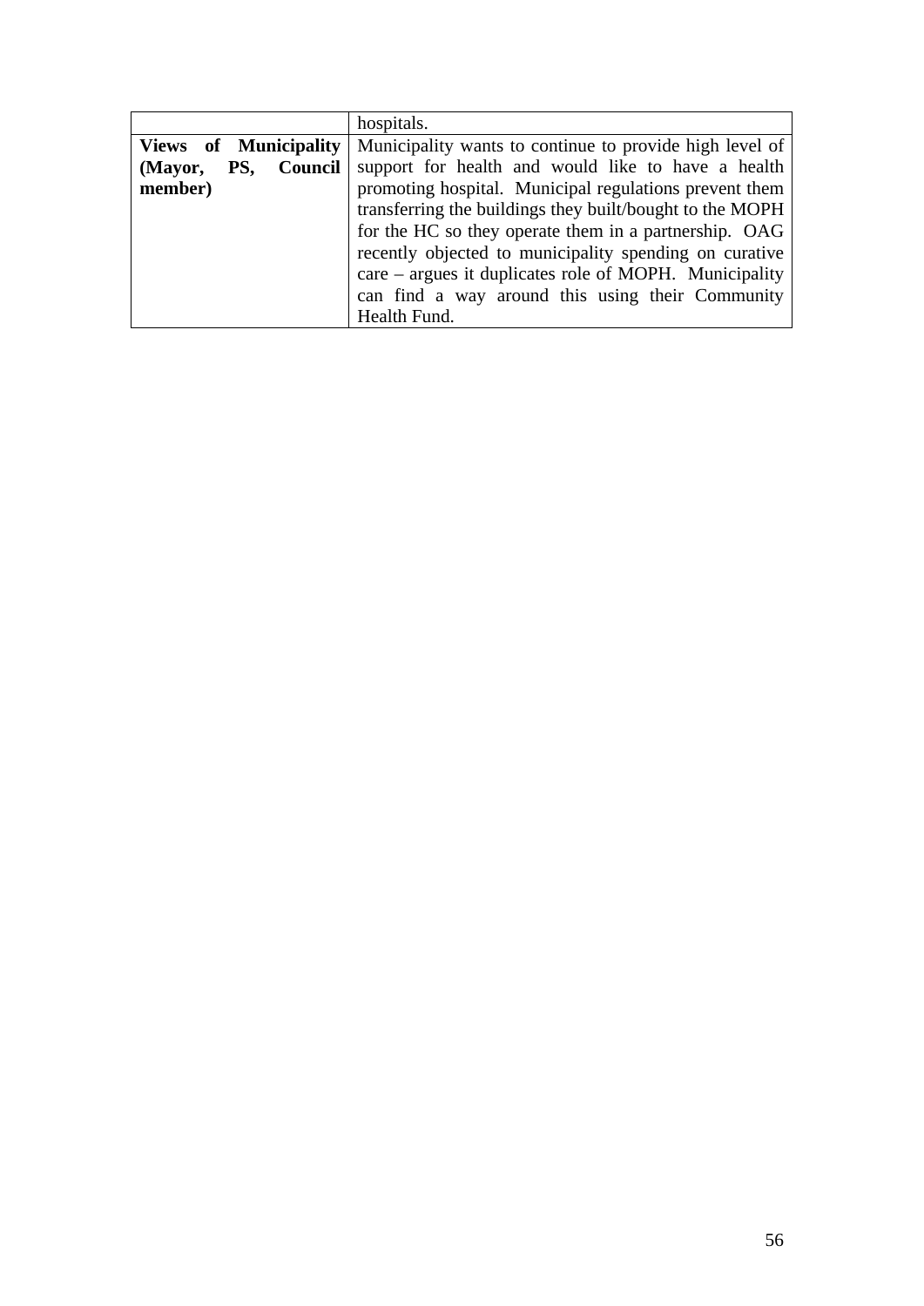| | |
|---|---|
| | hospitals. |
| **Views of Municipality (Mayor, PS, Council member)** | Municipality wants to continue to provide high level of support for health and would like to have a health promoting hospital. Municipal regulations prevent them transferring the buildings they built/bought to the MOPH for the HC so they operate them in a partnership. OAG recently objected to municipality spending on curative care – argues it duplicates role of MOPH. Municipality can find a way around this using their Community Health Fund. |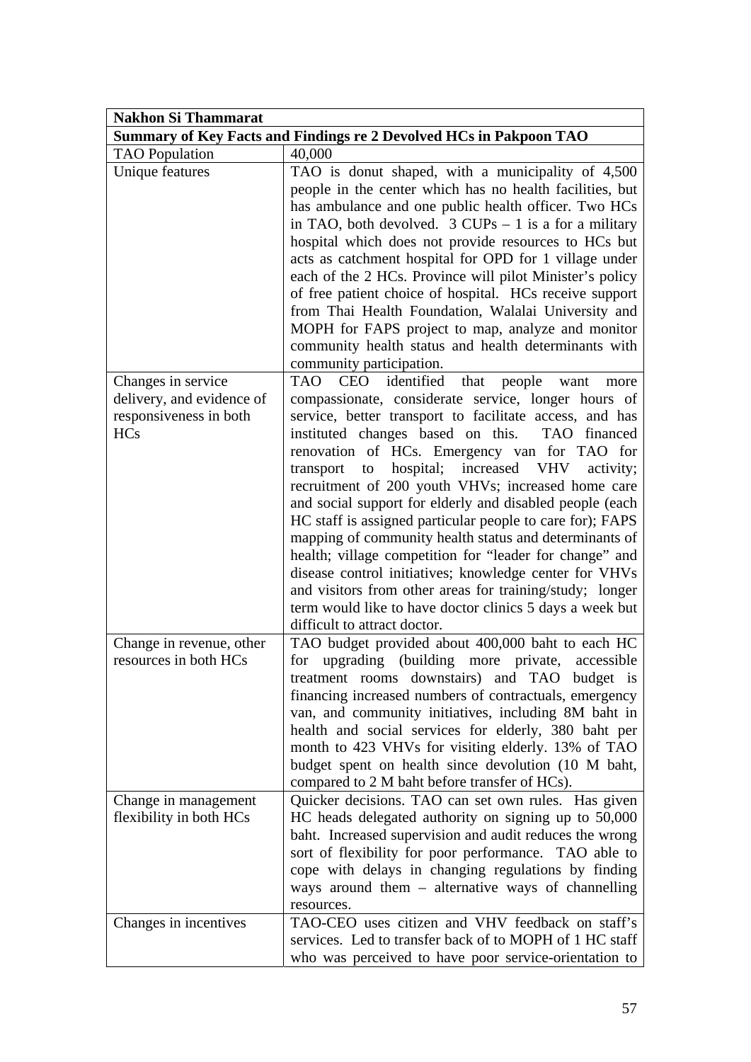| Nakhon Si Thammarat | |
|---|---|
| **Summary of Key Facts and Findings re 2 Devolved HCs in Pakpoon TAO** | |
| TAO Population | 40,000 |
| Unique features | TAO is donut shaped, with a municipality of 4,500 people in the center which has no health facilities, but has ambulance and one public health officer. Two HCs in TAO, both devolved. 3 CUPs – 1 is a for a military hospital which does not provide resources to HCs but acts as catchment hospital for OPD for 1 village under each of the 2 HCs. Province will pilot Minister's policy of free patient choice of hospital. HCs receive support from Thai Health Foundation, Walalai University and MOPH for FAPS project to map, analyze and monitor community health status and health determinants with community participation. |
| Changes in service delivery, and evidence of responsiveness in both HCs | TAO CEO identified that people want more compassionate, considerate service, longer hours of service, better transport to facilitate access, and has instituted changes based on this. TAO financed renovation of HCs. Emergency van for TAO for transport to hospital; increased VHV activity; recruitment of 200 youth VHVs; increased home care and social support for elderly and disabled people (each HC staff is assigned particular people to care for); FAPS mapping of community health status and determinants of health; village competition for "leader for change" and disease control initiatives; knowledge center for VHVs and visitors from other areas for training/study; longer term would like to have doctor clinics 5 days a week but difficult to attract doctor. |
| Change in revenue, other resources in both HCs | TAO budget provided about 400,000 baht to each HC for upgrading (building more private, accessible treatment rooms downstairs) and TAO budget is financing increased numbers of contractuals, emergency van, and community initiatives, including 8M baht in health and social services for elderly, 380 baht per month to 423 VHVs for visiting elderly. 13% of TAO budget spent on health since devolution (10 M baht, compared to 2 M baht before transfer of HCs). |
| Change in management flexibility in both HCs | Quicker decisions. TAO can set own rules. Has given HC heads delegated authority on signing up to 50,000 baht. Increased supervision and audit reduces the wrong sort of flexibility for poor performance. TAO able to cope with delays in changing regulations by finding ways around them – alternative ways of channelling resources. |
| Changes in incentives | TAO-CEO uses citizen and VHV feedback on staff's services. Led to transfer back of to MOPH of 1 HC staff who was perceived to have poor service-orientation to |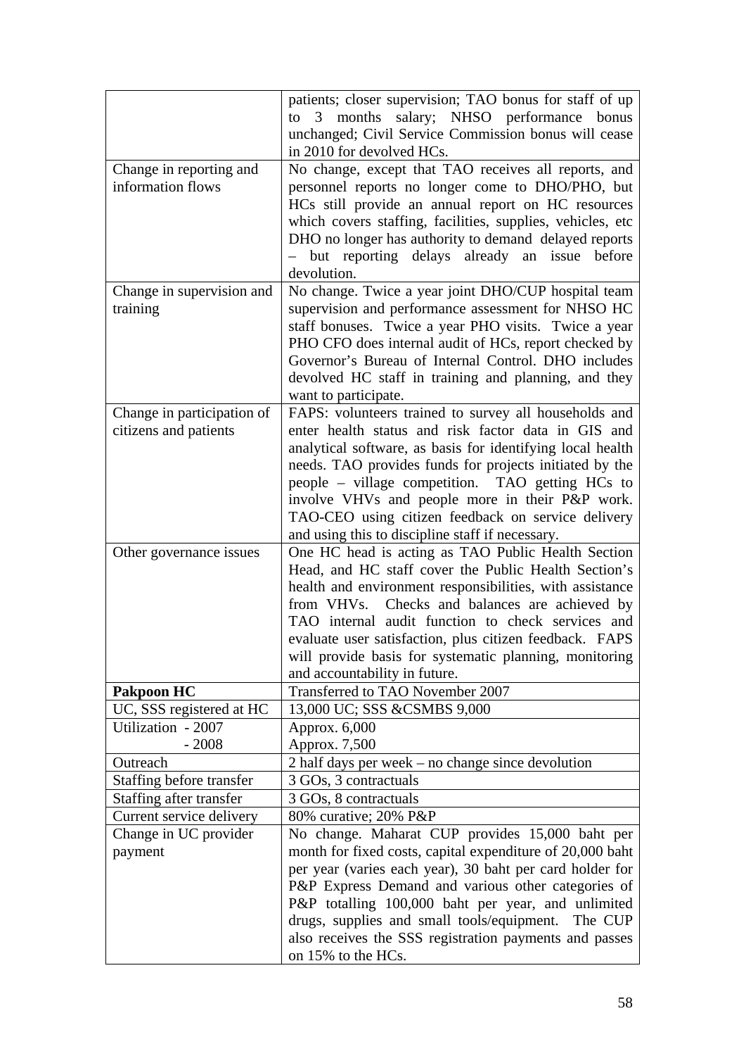| | |
|---|---|
| | patients; closer supervision; TAO bonus for staff of up to 3 months salary; NHSO performance bonus unchanged; Civil Service Commission bonus will cease in 2010 for devolved HCs. |
| Change in reporting and information flows | No change, except that TAO receives all reports, and personnel reports no longer come to DHO/PHO, but HCs still provide an annual report on HC resources which covers staffing, facilities, supplies, vehicles, etc DHO no longer has authority to demand delayed reports – but reporting delays already an issue before devolution. |
| Change in supervision and training | No change. Twice a year joint DHO/CUP hospital team supervision and performance assessment for NHSO HC staff bonuses. Twice a year PHO visits. Twice a year PHO CFO does internal audit of HCs, report checked by Governor's Bureau of Internal Control. DHO includes devolved HC staff in training and planning, and they want to participate. |
| Change in participation of citizens and patients | FAPS: volunteers trained to survey all households and enter health status and risk factor data in GIS and analytical software, as basis for identifying local health needs. TAO provides funds for projects initiated by the people – village competition. TAO getting HCs to involve VHVs and people more in their P&P work. TAO-CEO using citizen feedback on service delivery and using this to discipline staff if necessary. |
| Other governance issues | One HC head is acting as TAO Public Health Section Head, and HC staff cover the Public Health Section's health and environment responsibilities, with assistance from VHVs. Checks and balances are achieved by TAO internal audit function to check services and evaluate user satisfaction, plus citizen feedback. FAPS will provide basis for systematic planning, monitoring and accountability in future. |
| **Pakpoon HC** | Transferred to TAO November 2007 |
| UC, SSS registered at HC | 13,000 UC; SSS &CSMBS 9,000 |
| Utilization - 2007<br>- 2008 | Approx. 6,000<br>Approx. 7,500 |
| Outreach | 2 half days per week – no change since devolution |
| Staffing before transfer | 3 GOs, 3 contractuals |
| Staffing after transfer | 3 GOs, 8 contractuals |
| Current service delivery | 80% curative; 20% P&P |
| Change in UC provider payment | No change. Maharat CUP provides 15,000 baht per month for fixed costs, capital expenditure of 20,000 baht per year (varies each year), 30 baht per card holder for P&P Express Demand and various other categories of P&P totalling 100,000 baht per year, and unlimited drugs, supplies and small tools/equipment. The CUP also receives the SSS registration payments and passes on 15% to the HCs. |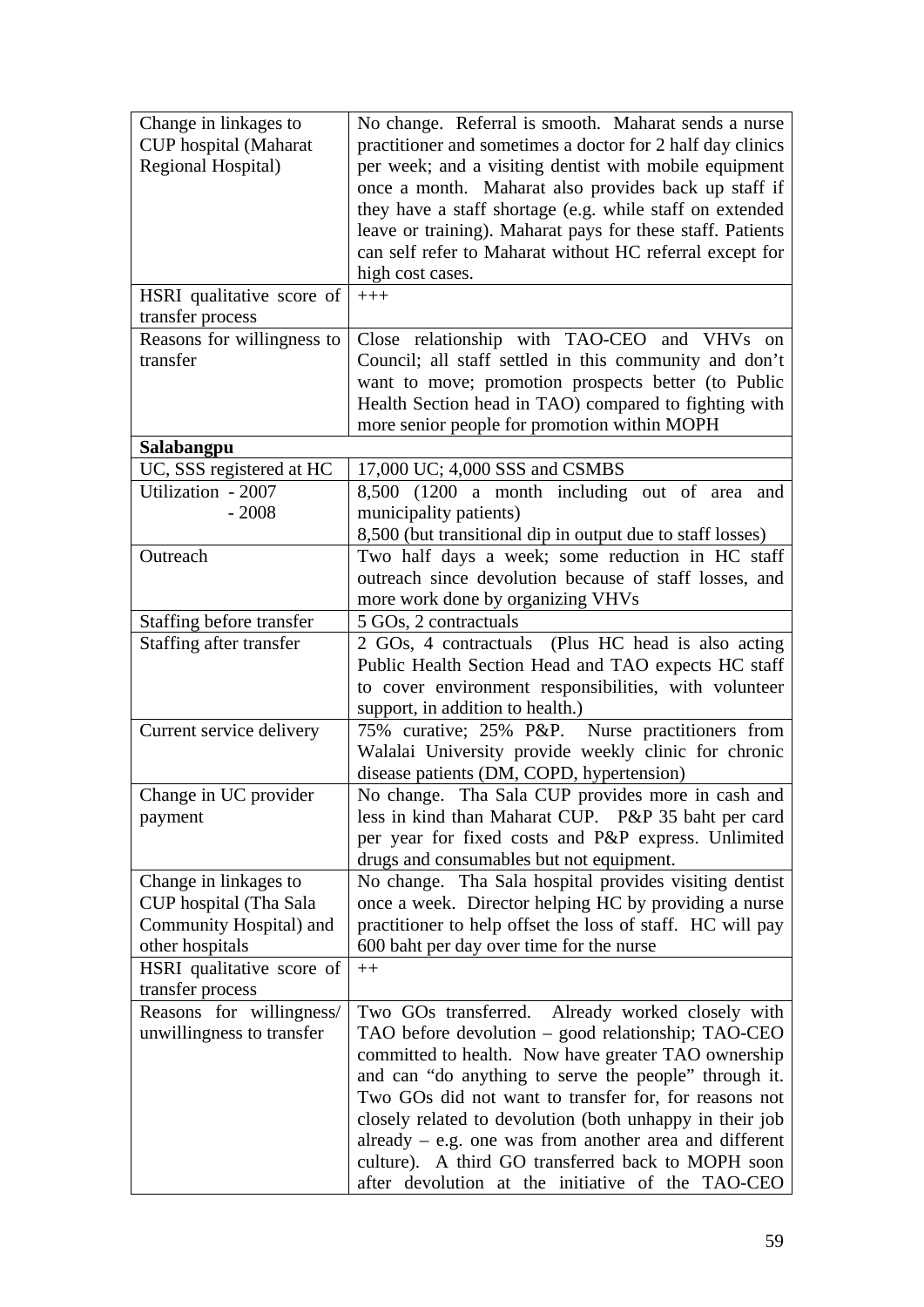| | |
|---|---|
| Change in linkages to CUP hospital (Maharat Regional Hospital) | No change. Referral is smooth. Maharat sends a nurse practitioner and sometimes a doctor for 2 half day clinics per week; and a visiting dentist with mobile equipment once a month. Maharat also provides back up staff if they have a staff shortage (e.g. while staff on extended leave or training). Maharat pays for these staff. Patients can self refer to Maharat without HC referral except for high cost cases. |
| HSRI qualitative score of transfer process | +++ |
| Reasons for willingness to transfer | Close relationship with TAO-CEO and VHVs on Council; all staff settled in this community and don't want to move; promotion prospects better (to Public Health Section head in TAO) compared to fighting with more senior people for promotion within MOPH |
| **Salabangpu** | |
| UC, SSS registered at HC | 17,000 UC; 4,000 SSS and CSMBS |
| Utilization - 2007<br>- 2008 | 8,500 (1200 a month including out of area and municipality patients)<br>8,500 (but transitional dip in output due to staff losses) |
| Outreach | Two half days a week; some reduction in HC staff outreach since devolution because of staff losses, and more work done by organizing VHVs |
| Staffing before transfer | 5 GOs, 2 contractuals |
| Staffing after transfer | 2 GOs, 4 contractuals (Plus HC head is also acting Public Health Section Head and TAO expects HC staff to cover environment responsibilities, with volunteer support, in addition to health.) |
| Current service delivery | 75% curative; 25% P&P. Nurse practitioners from Walalai University provide weekly clinic for chronic disease patients (DM, COPD, hypertension) |
| Change in UC provider payment | No change. Tha Sala CUP provides more in cash and less in kind than Maharat CUP. P&P 35 baht per card per year for fixed costs and P&P express. Unlimited drugs and consumables but not equipment. |
| Change in linkages to CUP hospital (Tha Sala Community Hospital) and other hospitals | No change. Tha Sala hospital provides visiting dentist once a week. Director helping HC by providing a nurse practitioner to help offset the loss of staff. HC will pay 600 baht per day over time for the nurse |
| HSRI qualitative score of transfer process | ++ |
| Reasons for willingness/ unwillingness to transfer | Two GOs transferred. Already worked closely with TAO before devolution – good relationship; TAO-CEO committed to health. Now have greater TAO ownership and can "do anything to serve the people" through it. Two GOs did not want to transfer for, for reasons not closely related to devolution (both unhappy in their job already – e.g. one was from another area and different culture). A third GO transferred back to MOPH soon after devolution at the initiative of the TAO-CEO |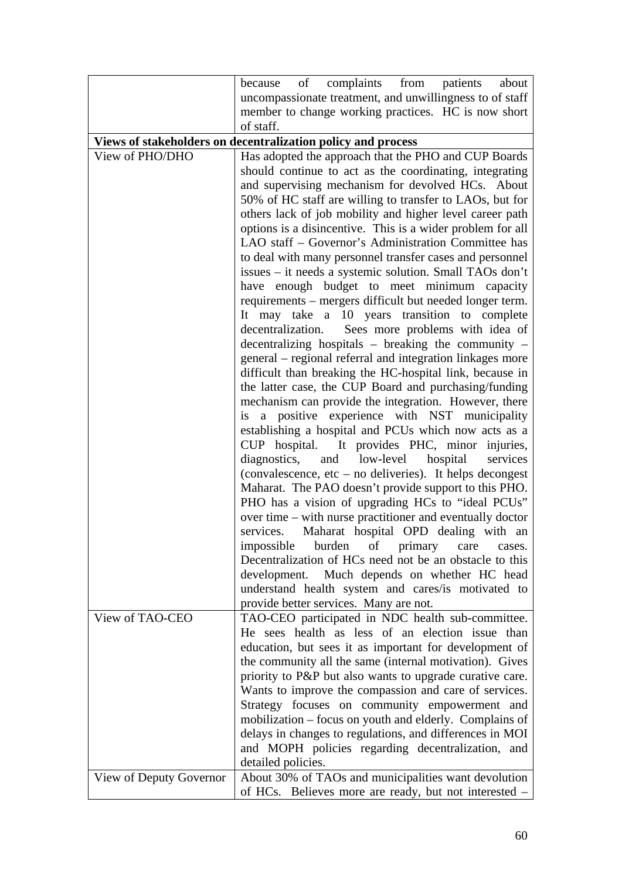| | |
|---|---|
| | because of complaints from patients about uncompassionate treatment, and unwillingness to of staff member to change working practices. HC is now short of staff. |
| **Views of stakeholders on decentralization policy and process** | |
| View of PHO/DHO | Has adopted the approach that the PHO and CUP Boards should continue to act as the coordinating, integrating and supervising mechanism for devolved HCs. About 50% of HC staff are willing to transfer to LAOs, but for others lack of job mobility and higher level career path options is a disincentive. This is a wider problem for all LAO staff – Governor's Administration Committee has to deal with many personnel transfer cases and personnel issues – it needs a systemic solution. Small TAOs don't have enough budget to meet minimum capacity requirements – mergers difficult but needed longer term. It may take a 10 years transition to complete decentralization. Sees more problems with idea of decentralizing hospitals – breaking the community – general – regional referral and integration linkages more difficult than breaking the HC-hospital link, because in the latter case, the CUP Board and purchasing/funding mechanism can provide the integration. However, there is a positive experience with NST municipality establishing a hospital and PCUs which now acts as a CUP hospital. It provides PHC, minor injuries, diagnostics, and low-level hospital services (convalescence, etc – no deliveries). It helps decongest Maharat. The PAO doesn't provide support to this PHO. PHO has a vision of upgrading HCs to "ideal PCUs" over time – with nurse practitioner and eventually doctor services. Maharat hospital OPD dealing with an impossible burden of primary care cases. Decentralization of HCs need not be an obstacle to this development. Much depends on whether HC head understand health system and cares/is motivated to provide better services. Many are not. |
| View of TAO-CEO | TAO-CEO participated in NDC health sub-committee. He sees health as less of an election issue than education, but sees it as important for development of the community all the same (internal motivation). Gives priority to P&P but also wants to upgrade curative care. Wants to improve the compassion and care of services. Strategy focuses on community empowerment and mobilization – focus on youth and elderly. Complains of delays in changes to regulations, and differences in MOI and MOPH policies regarding decentralization, and detailed policies. |
| View of Deputy Governor | About 30% of TAOs and municipalities want devolution of HCs. Believes more are ready, but not interested – |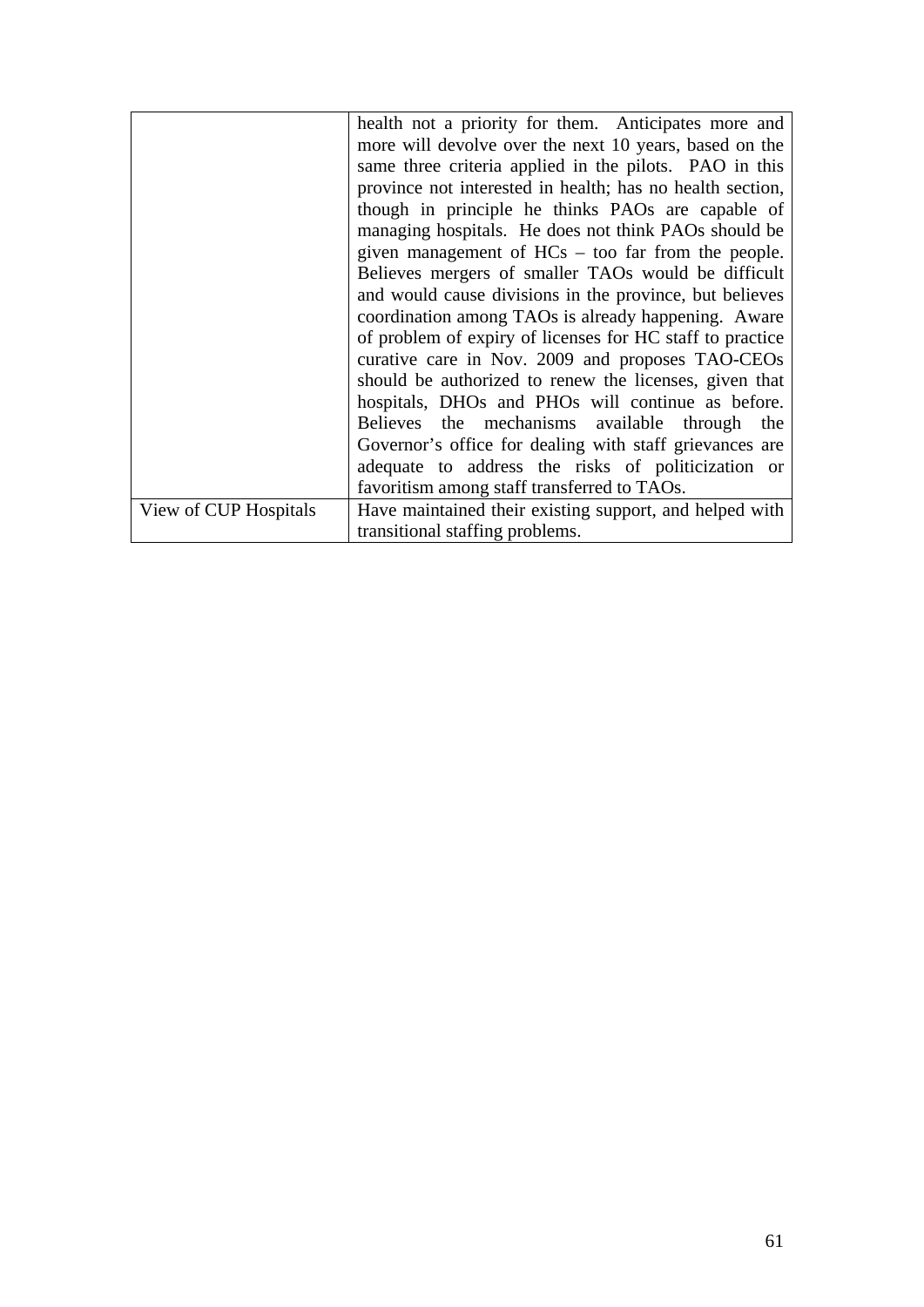| | |
|---|---|
| | health not a priority for them. Anticipates more and more will devolve over the next 10 years, based on the same three criteria applied in the pilots. PAO in this province not interested in health; has no health section, though in principle he thinks PAOs are capable of managing hospitals. He does not think PAOs should be given management of HCs – too far from the people. Believes mergers of smaller TAOs would be difficult and would cause divisions in the province, but believes coordination among TAOs is already happening. Aware of problem of expiry of licenses for HC staff to practice curative care in Nov. 2009 and proposes TAO-CEOs should be authorized to renew the licenses, given that hospitals, DHOs and PHOs will continue as before. Believes the mechanisms available through the Governor's office for dealing with staff grievances are adequate to address the risks of politicization or favoritism among staff transferred to TAOs. |
| View of CUP Hospitals | Have maintained their existing support, and helped with transitional staffing problems. |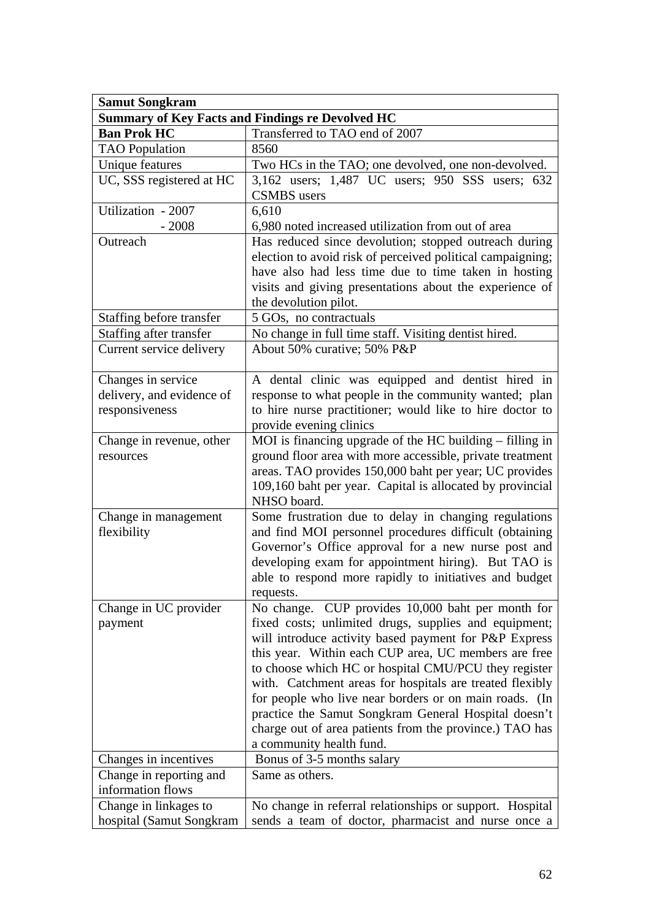| **Samut Songkram** | |
|---|---|
| **Summary of Key Facts and Findings re Devolved HC** | |
| **Ban Prok HC** | Transferred to TAO end of 2007 |
| TAO Population | 8560 |
| Unique features | Two HCs in the TAO; one devolved, one non-devolved. |
| UC, SSS registered at HC | 3,162 users; 1,487 UC users; 950 SSS users; 632 CSMBS users |
| Utilization - 2007<br>- 2008 | 6,610<br>6,980 noted increased utilization from out of area |
| Outreach | Has reduced since devolution; stopped outreach during election to avoid risk of perceived political campaigning; have also had less time due to time taken in hosting visits and giving presentations about the experience of the devolution pilot. |
| Staffing before transfer | 5 GOs, no contractuals |
| Staffing after transfer | No change in full time staff. Visiting dentist hired. |
| Current service delivery | About 50% curative; 50% P&P |
| Changes in service delivery, and evidence of responsiveness | A dental clinic was equipped and dentist hired in response to what people in the community wanted; plan to hire nurse practitioner; would like to hire doctor to provide evening clinics |
| Change in revenue, other resources | MOI is financing upgrade of the HC building – filling in ground floor area with more accessible, private treatment areas. TAO provides 150,000 baht per year; UC provides 109,160 baht per year. Capital is allocated by provincial NHSO board. |
| Change in management flexibility | Some frustration due to delay in changing regulations and find MOI personnel procedures difficult (obtaining Governor's Office approval for a new nurse post and developing exam for appointment hiring). But TAO is able to respond more rapidly to initiatives and budget requests. |
| Change in UC provider payment | No change. CUP provides 10,000 baht per month for fixed costs; unlimited drugs, supplies and equipment; will introduce activity based payment for P&P Express this year. Within each CUP area, UC members are free to choose which HC or hospital CMU/PCU they register with. Catchment areas for hospitals are treated flexibly for people who live near borders or on main roads. (In practice the Samut Songkram General Hospital doesn't charge out of area patients from the province.) TAO has a community health fund. |
| Changes in incentives | Bonus of 3-5 months salary |
| Change in reporting and information flows | Same as others. |
| Change in linkages to hospital (Samut Songkram | No change in referral relationships or support. Hospital sends a team of doctor, pharmacist and nurse once a |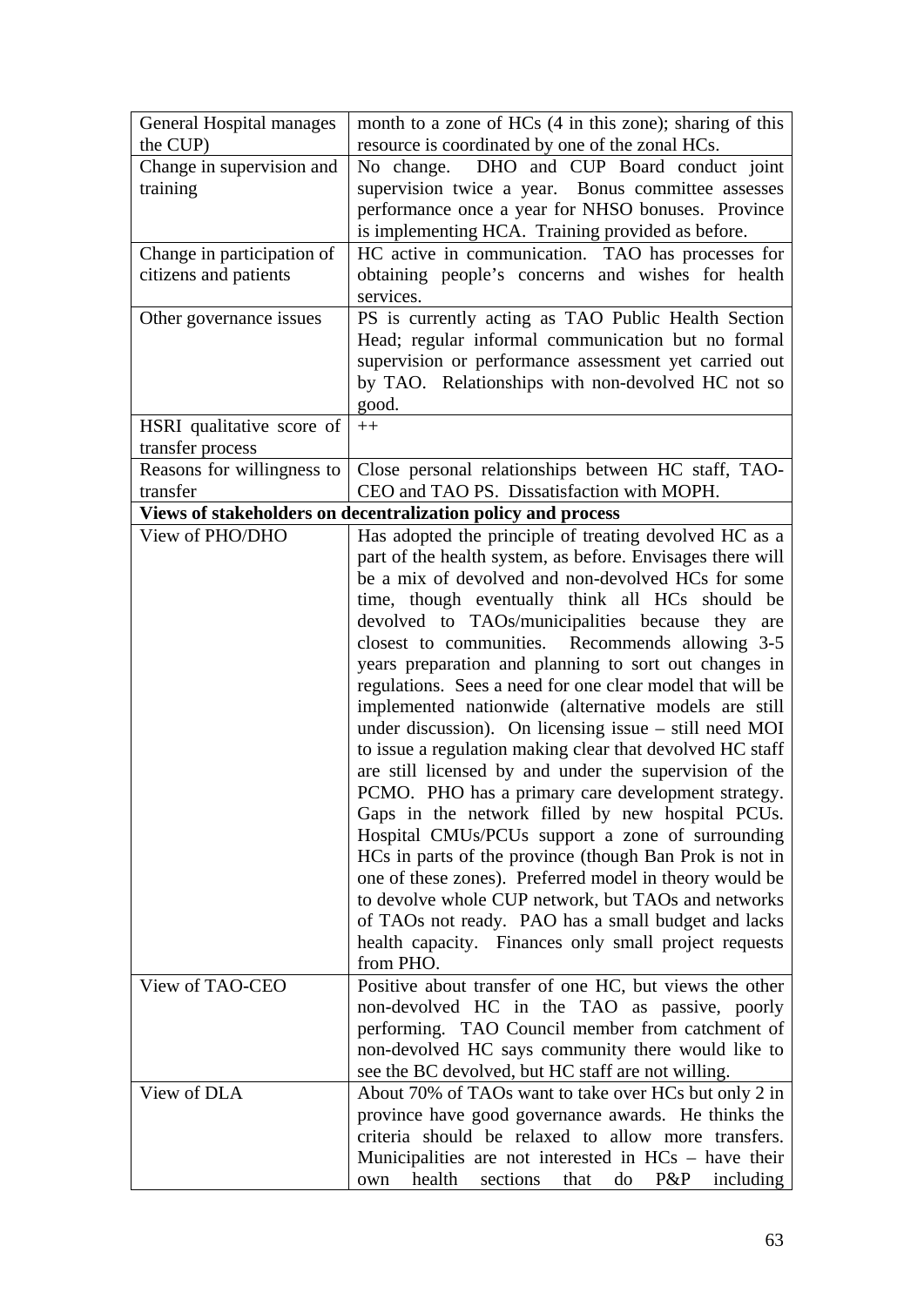| General Hospital manages the CUP) | month to a zone of HCs (4 in this zone); sharing of this resource is coordinated by one of the zonal HCs. |
|---|---|
| Change in supervision and training | No change. DHO and CUP Board conduct joint supervision twice a year. Bonus committee assesses performance once a year for NHSO bonuses. Province is implementing HCA. Training provided as before. |
| Change in participation of citizens and patients | HC active in communication. TAO has processes for obtaining people's concerns and wishes for health services. |
| Other governance issues | PS is currently acting as TAO Public Health Section Head; regular informal communication but no formal supervision or performance assessment yet carried out by TAO. Relationships with non-devolved HC not so good. |
| HSRI qualitative score of transfer process | ++ |
| Reasons for willingness to transfer | Close personal relationships between HC staff, TAO-CEO and TAO PS. Dissatisfaction with MOPH. |
| **Views of stakeholders on decentralization policy and process** | |
| View of PHO/DHO | Has adopted the principle of treating devolved HC as a part of the health system, as before. Envisages there will be a mix of devolved and non-devolved HCs for some time, though eventually think all HCs should be devolved to TAOs/municipalities because they are closest to communities. Recommends allowing 3-5 years preparation and planning to sort out changes in regulations. Sees a need for one clear model that will be implemented nationwide (alternative models are still under discussion). On licensing issue – still need MOI to issue a regulation making clear that devolved HC staff are still licensed by and under the supervision of the PCMO. PHO has a primary care development strategy. Gaps in the network filled by new hospital PCUs. Hospital CMUs/PCUs support a zone of surrounding HCs in parts of the province (though Ban Prok is not in one of these zones). Preferred model in theory would be to devolve whole CUP network, but TAOs and networks of TAOs not ready. PAO has a small budget and lacks health capacity. Finances only small project requests from PHO. |
| View of TAO-CEO | Positive about transfer of one HC, but views the other non-devolved HC in the TAO as passive, poorly performing. TAO Council member from catchment of non-devolved HC says community there would like to see the BC devolved, but HC staff are not willing. |
| View of DLA | About 70% of TAOs want to take over HCs but only 2 in province have good governance awards. He thinks the criteria should be relaxed to allow more transfers. Municipalities are not interested in HCs – have their own health sections that do P&P including |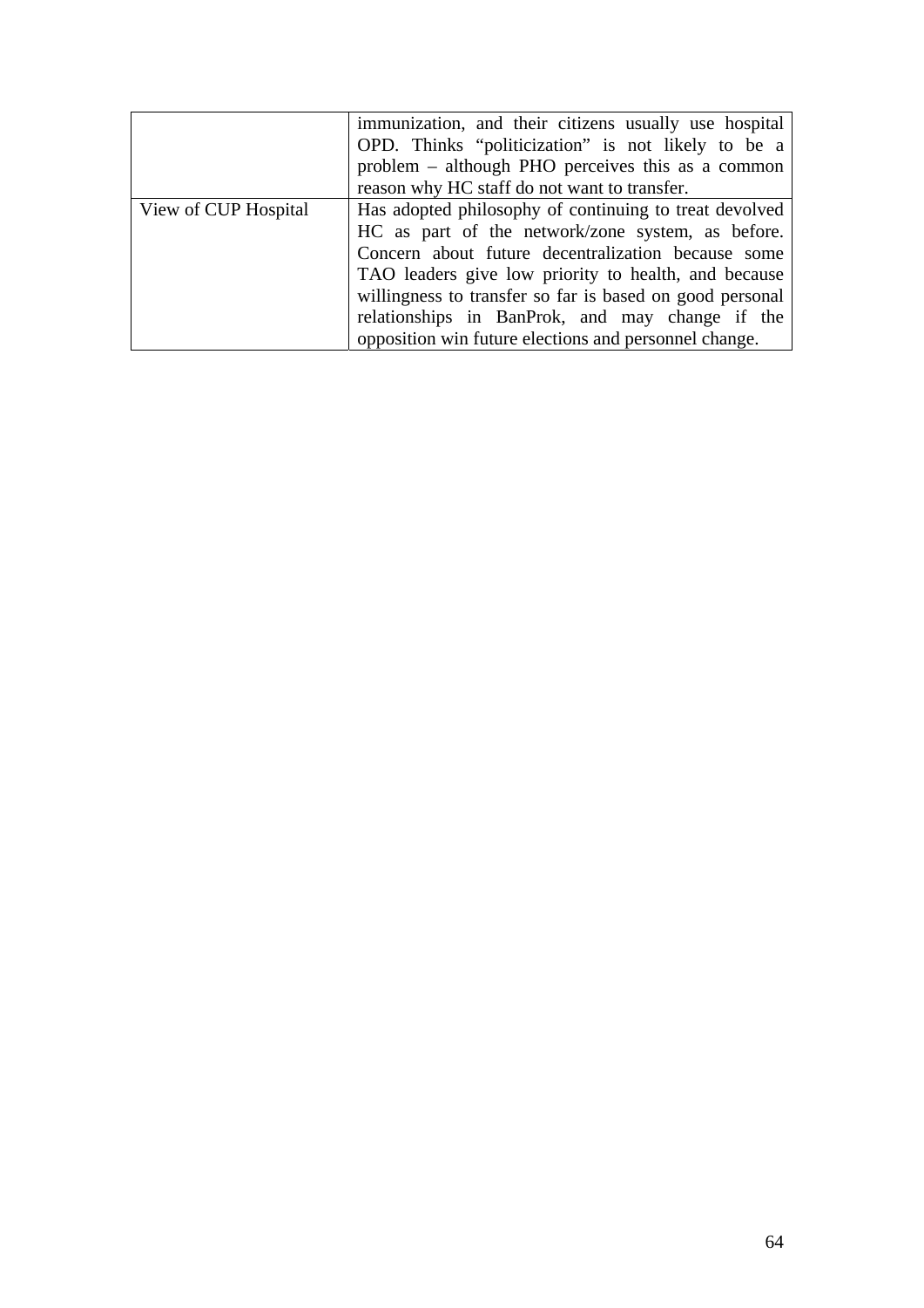| | |
|---|---|
| | immunization, and their citizens usually use hospital OPD. Thinks “politicization” is not likely to be a problem – although PHO perceives this as a common reason why HC staff do not want to transfer. |
| View of CUP Hospital | Has adopted philosophy of continuing to treat devolved HC as part of the network/zone system, as before. Concern about future decentralization because some TAO leaders give low priority to health, and because willingness to transfer so far is based on good personal relationships in BanProk, and may change if the opposition win future elections and personnel change. |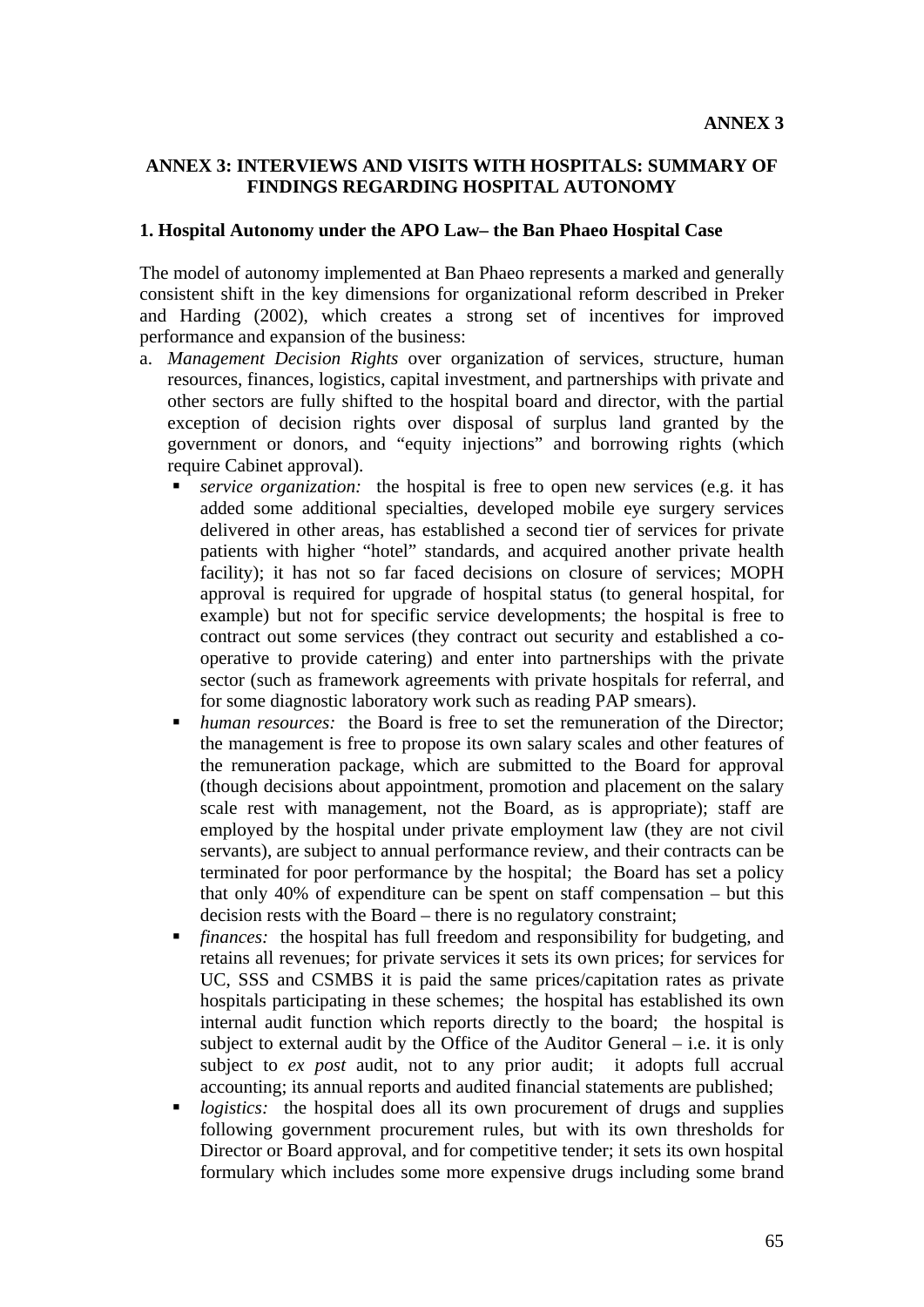**ANNEX 3**

## ANNEX 3: INTERVIEWS AND VISITS WITH HOSPITALS: SUMMARY OF FINDINGS REGARDING HOSPITAL AUTONOMY

### 1. Hospital Autonomy under the APO Law– the Ban Phaeo Hospital Case

The model of autonomy implemented at Ban Phaeo represents a marked and generally consistent shift in the key dimensions for organizational reform described in Preker and Harding (2002), which creates a strong set of incentives for improved performance and expansion of the business:

a. *Management Decision Rights* over organization of services, structure, human resources, finances, logistics, capital investment, and partnerships with private and other sectors are fully shifted to the hospital board and director, with the partial exception of decision rights over disposal of surplus land granted by the government or donors, and "equity injections" and borrowing rights (which require Cabinet approval).
   - *service organization:* the hospital is free to open new services (e.g. it has added some additional specialties, developed mobile eye surgery services delivered in other areas, has established a second tier of services for private patients with higher "hotel" standards, and acquired another private health facility); it has not so far faced decisions on closure of services; MOPH approval is required for upgrade of hospital status (to general hospital, for example) but not for specific service developments; the hospital is free to contract out some services (they contract out security and established a co-operative to provide catering) and enter into partnerships with the private sector (such as framework agreements with private hospitals for referral, and for some diagnostic laboratory work such as reading PAP smears).
   - *human resources:* the Board is free to set the remuneration of the Director; the management is free to propose its own salary scales and other features of the remuneration package, which are submitted to the Board for approval (though decisions about appointment, promotion and placement on the salary scale rest with management, not the Board, as is appropriate); staff are employed by the hospital under private employment law (they are not civil servants), are subject to annual performance review, and their contracts can be terminated for poor performance by the hospital; the Board has set a policy that only 40% of expenditure can be spent on staff compensation – but this decision rests with the Board – there is no regulatory constraint;
   - *finances:* the hospital has full freedom and responsibility for budgeting, and retains all revenues; for private services it sets its own prices; for services for UC, SSS and CSMBS it is paid the same prices/capitation rates as private hospitals participating in these schemes; the hospital has established its own internal audit function which reports directly to the board; the hospital is subject to external audit by the Office of the Auditor General – i.e. it is only subject to *ex post* audit, not to any prior audit; it adopts full accrual accounting; its annual reports and audited financial statements are published;
   - *logistics:* the hospital does all its own procurement of drugs and supplies following government procurement rules, but with its own thresholds for Director or Board approval, and for competitive tender; it sets its own hospital formulary which includes some more expensive drugs including some brand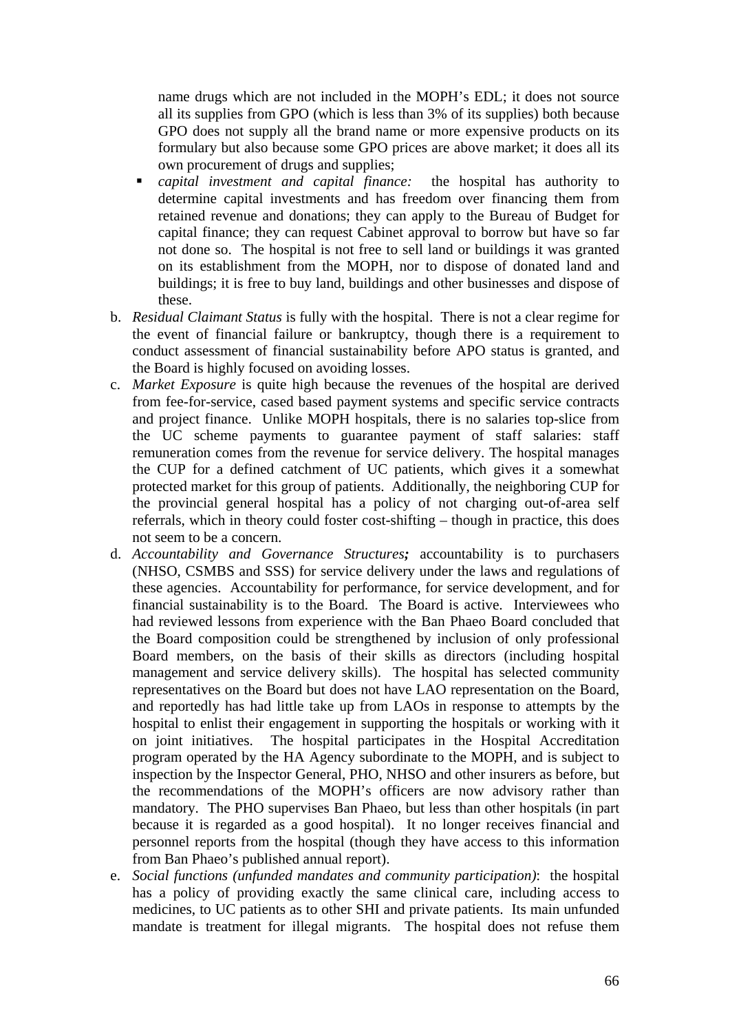name drugs which are not included in the MOPH's EDL; it does not source all its supplies from GPO (which is less than 3% of its supplies) both because GPO does not supply all the brand name or more expensive products on its formulary but also because some GPO prices are above market; it does all its own procurement of drugs and supplies;

- *capital investment and capital finance:* the hospital has authority to determine capital investments and has freedom over financing them from retained revenue and donations; they can apply to the Bureau of Budget for capital finance; they can request Cabinet approval to borrow but have so far not done so. The hospital is not free to sell land or buildings it was granted on its establishment from the MOPH, nor to dispose of donated land and buildings; it is free to buy land, buildings and other businesses and dispose of these.

b. *Residual Claimant Status* is fully with the hospital. There is not a clear regime for the event of financial failure or bankruptcy, though there is a requirement to conduct assessment of financial sustainability before APO status is granted, and the Board is highly focused on avoiding losses.

c. *Market Exposure* is quite high because the revenues of the hospital are derived from fee-for-service, cased based payment systems and specific service contracts and project finance. Unlike MOPH hospitals, there is no salaries top-slice from the UC scheme payments to guarantee payment of staff salaries: staff remuneration comes from the revenue for service delivery. The hospital manages the CUP for a defined catchment of UC patients, which gives it a somewhat protected market for this group of patients. Additionally, the neighboring CUP for the provincial general hospital has a policy of not charging out-of-area self referrals, which in theory could foster cost-shifting – though in practice, this does not seem to be a concern.

d. *Accountability and Governance Structures;* accountability is to purchasers (NHSO, CSMBS and SSS) for service delivery under the laws and regulations of these agencies. Accountability for performance, for service development, and for financial sustainability is to the Board. The Board is active. Interviewees who had reviewed lessons from experience with the Ban Phaeo Board concluded that the Board composition could be strengthened by inclusion of only professional Board members, on the basis of their skills as directors (including hospital management and service delivery skills). The hospital has selected community representatives on the Board but does not have LAO representation on the Board, and reportedly has had little take up from LAOs in response to attempts by the hospital to enlist their engagement in supporting the hospitals or working with it on joint initiatives. The hospital participates in the Hospital Accreditation program operated by the HA Agency subordinate to the MOPH, and is subject to inspection by the Inspector General, PHO, NHSO and other insurers as before, but the recommendations of the MOPH's officers are now advisory rather than mandatory. The PHO supervises Ban Phaeo, but less than other hospitals (in part because it is regarded as a good hospital). It no longer receives financial and personnel reports from the hospital (though they have access to this information from Ban Phaeo's published annual report).

e. *Social functions (unfunded mandates and community participation)*: the hospital has a policy of providing exactly the same clinical care, including access to medicines, to UC patients as to other SHI and private patients. Its main unfunded mandate is treatment for illegal migrants. The hospital does not refuse them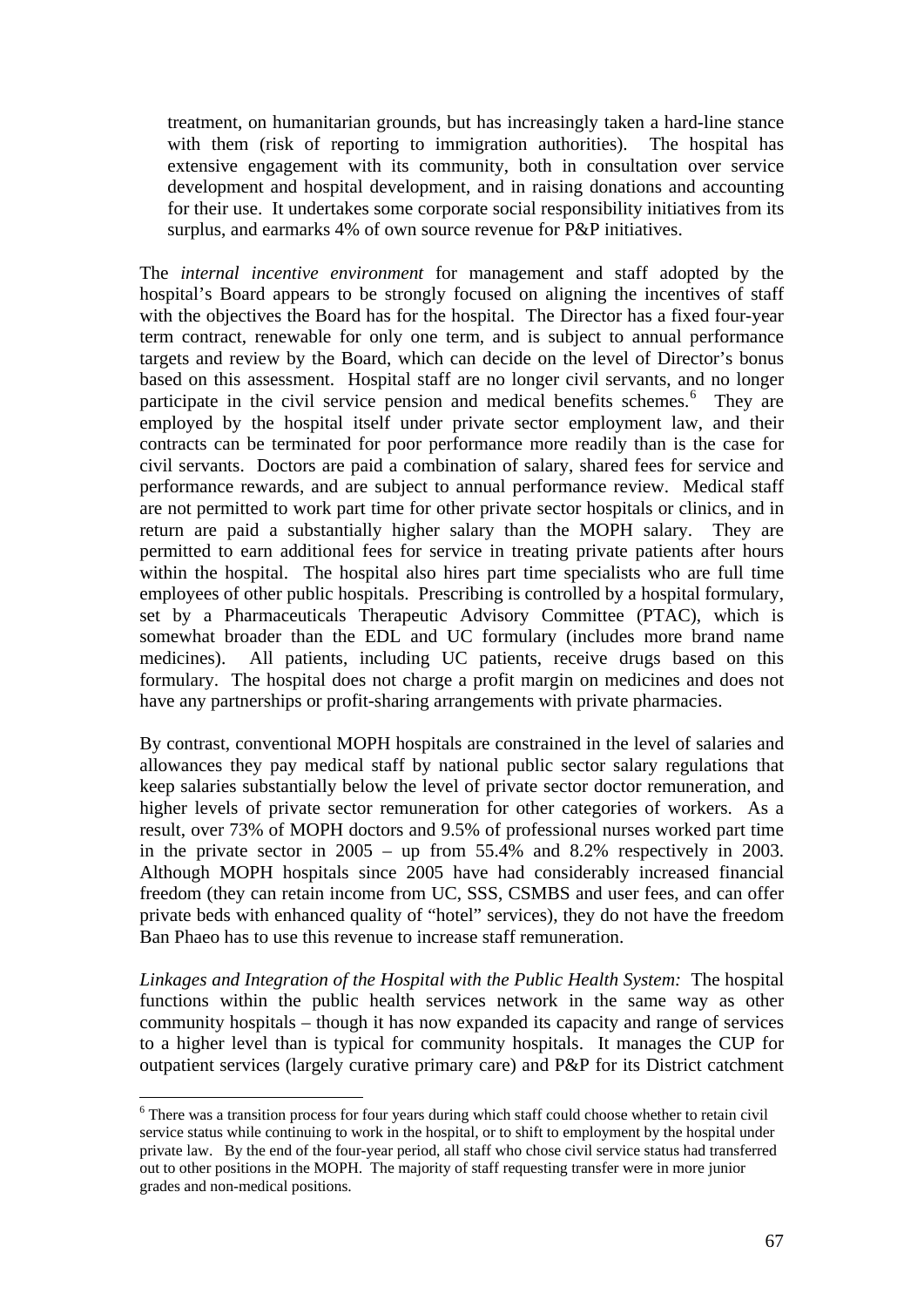treatment, on humanitarian grounds, but has increasingly taken a hard-line stance with them (risk of reporting to immigration authorities). The hospital has extensive engagement with its community, both in consultation over service development and hospital development, and in raising donations and accounting for their use. It undertakes some corporate social responsibility initiatives from its surplus, and earmarks 4% of own source revenue for P&P initiatives.

The *internal incentive environment* for management and staff adopted by the hospital's Board appears to be strongly focused on aligning the incentives of staff with the objectives the Board has for the hospital. The Director has a fixed four-year term contract, renewable for only one term, and is subject to annual performance targets and review by the Board, which can decide on the level of Director's bonus based on this assessment. Hospital staff are no longer civil servants, and no longer participate in the civil service pension and medical benefits schemes.[6] They are employed by the hospital itself under private sector employment law, and their contracts can be terminated for poor performance more readily than is the case for civil servants. Doctors are paid a combination of salary, shared fees for service and performance rewards, and are subject to annual performance review. Medical staff are not permitted to work part time for other private sector hospitals or clinics, and in return are paid a substantially higher salary than the MOPH salary. They are permitted to earn additional fees for service in treating private patients after hours within the hospital. The hospital also hires part time specialists who are full time employees of other public hospitals. Prescribing is controlled by a hospital formulary, set by a Pharmaceuticals Therapeutic Advisory Committee (PTAC), which is somewhat broader than the EDL and UC formulary (includes more brand name medicines). All patients, including UC patients, receive drugs based on this formulary. The hospital does not charge a profit margin on medicines and does not have any partnerships or profit-sharing arrangements with private pharmacies.

By contrast, conventional MOPH hospitals are constrained in the level of salaries and allowances they pay medical staff by national public sector salary regulations that keep salaries substantially below the level of private sector doctor remuneration, and higher levels of private sector remuneration for other categories of workers. As a result, over 73% of MOPH doctors and 9.5% of professional nurses worked part time in the private sector in 2005 – up from 55.4% and 8.2% respectively in 2003. Although MOPH hospitals since 2005 have had considerably increased financial freedom (they can retain income from UC, SSS, CSMBS and user fees, and can offer private beds with enhanced quality of "hotel" services), they do not have the freedom Ban Phaeo has to use this revenue to increase staff remuneration.

*Linkages and Integration of the Hospital with the Public Health System:* The hospital functions within the public health services network in the same way as other community hospitals – though it has now expanded its capacity and range of services to a higher level than is typical for community hospitals. It manages the CUP for outpatient services (largely curative primary care) and P&P for its District catchment

[6] There was a transition process for four years during which staff could choose whether to retain civil service status while continuing to work in the hospital, or to shift to employment by the hospital under private law. By the end of the four-year period, all staff who chose civil service status had transferred out to other positions in the MOPH. The majority of staff requesting transfer were in more junior grades and non-medical positions.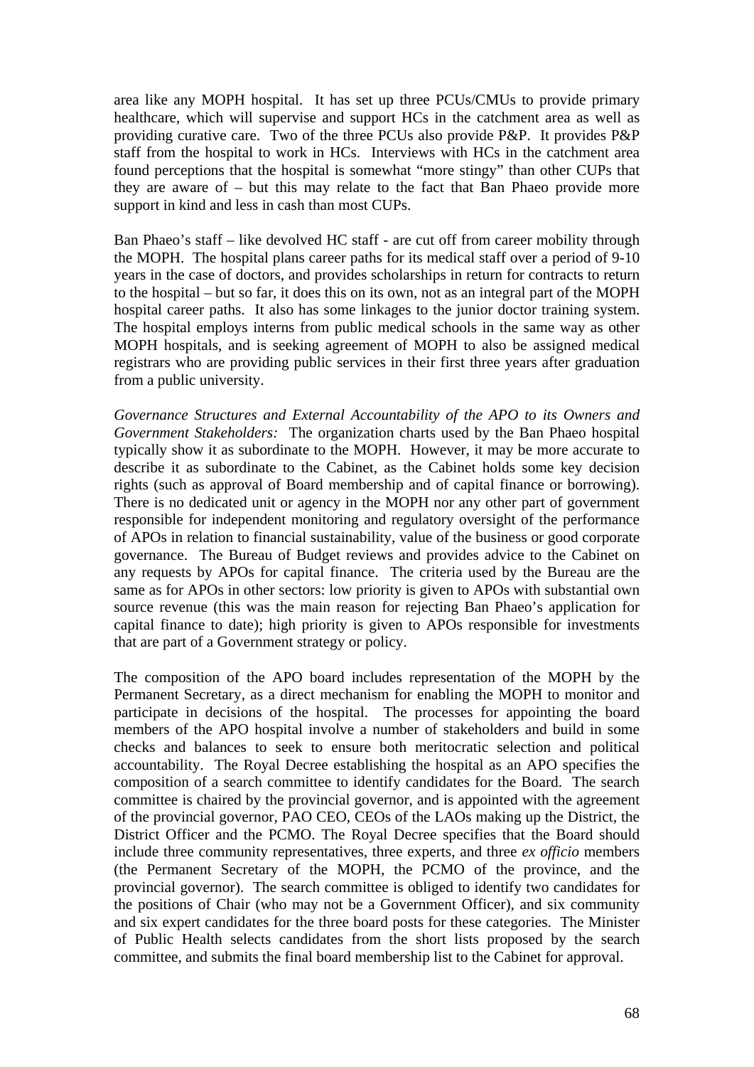area like any MOPH hospital. It has set up three PCUs/CMUs to provide primary healthcare, which will supervise and support HCs in the catchment area as well as providing curative care. Two of the three PCUs also provide P&P. It provides P&P staff from the hospital to work in HCs. Interviews with HCs in the catchment area found perceptions that the hospital is somewhat "more stingy" than other CUPs that they are aware of – but this may relate to the fact that Ban Phaeo provide more support in kind and less in cash than most CUPs.

Ban Phaeo's staff – like devolved HC staff - are cut off from career mobility through the MOPH. The hospital plans career paths for its medical staff over a period of 9-10 years in the case of doctors, and provides scholarships in return for contracts to return to the hospital – but so far, it does this on its own, not as an integral part of the MOPH hospital career paths. It also has some linkages to the junior doctor training system. The hospital employs interns from public medical schools in the same way as other MOPH hospitals, and is seeking agreement of MOPH to also be assigned medical registrars who are providing public services in their first three years after graduation from a public university.

*Governance Structures and External Accountability of the APO to its Owners and Government Stakeholders:* The organization charts used by the Ban Phaeo hospital typically show it as subordinate to the MOPH. However, it may be more accurate to describe it as subordinate to the Cabinet, as the Cabinet holds some key decision rights (such as approval of Board membership and of capital finance or borrowing). There is no dedicated unit or agency in the MOPH nor any other part of government responsible for independent monitoring and regulatory oversight of the performance of APOs in relation to financial sustainability, value of the business or good corporate governance. The Bureau of Budget reviews and provides advice to the Cabinet on any requests by APOs for capital finance. The criteria used by the Bureau are the same as for APOs in other sectors: low priority is given to APOs with substantial own source revenue (this was the main reason for rejecting Ban Phaeo's application for capital finance to date); high priority is given to APOs responsible for investments that are part of a Government strategy or policy.

The composition of the APO board includes representation of the MOPH by the Permanent Secretary, as a direct mechanism for enabling the MOPH to monitor and participate in decisions of the hospital. The processes for appointing the board members of the APO hospital involve a number of stakeholders and build in some checks and balances to seek to ensure both meritocratic selection and political accountability. The Royal Decree establishing the hospital as an APO specifies the composition of a search committee to identify candidates for the Board. The search committee is chaired by the provincial governor, and is appointed with the agreement of the provincial governor, PAO CEO, CEOs of the LAOs making up the District, the District Officer and the PCMO. The Royal Decree specifies that the Board should include three community representatives, three experts, and three *ex officio* members (the Permanent Secretary of the MOPH, the PCMO of the province, and the provincial governor). The search committee is obliged to identify two candidates for the positions of Chair (who may not be a Government Officer), and six community and six expert candidates for the three board posts for these categories. The Minister of Public Health selects candidates from the short lists proposed by the search committee, and submits the final board membership list to the Cabinet for approval.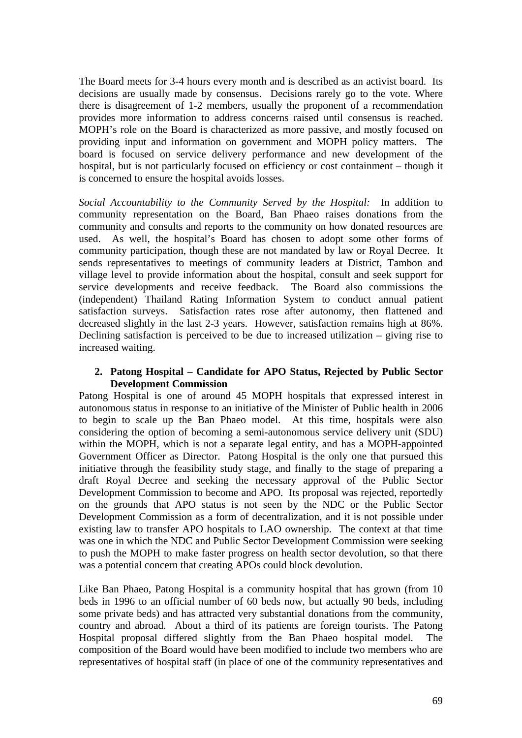The Board meets for 3-4 hours every month and is described as an activist board. Its decisions are usually made by consensus. Decisions rarely go to the vote. Where there is disagreement of 1-2 members, usually the proponent of a recommendation provides more information to address concerns raised until consensus is reached. MOPH's role on the Board is characterized as more passive, and mostly focused on providing input and information on government and MOPH policy matters. The board is focused on service delivery performance and new development of the hospital, but is not particularly focused on efficiency or cost containment – though it is concerned to ensure the hospital avoids losses.

*Social Accountability to the Community Served by the Hospital:* In addition to community representation on the Board, Ban Phaeo raises donations from the community and consults and reports to the community on how donated resources are used. As well, the hospital's Board has chosen to adopt some other forms of community participation, though these are not mandated by law or Royal Decree. It sends representatives to meetings of community leaders at District, Tambon and village level to provide information about the hospital, consult and seek support for service developments and receive feedback. The Board also commissions the (independent) Thailand Rating Information System to conduct annual patient satisfaction surveys. Satisfaction rates rose after autonomy, then flattened and decreased slightly in the last 2-3 years. However, satisfaction remains high at 86%. Declining satisfaction is perceived to be due to increased utilization – giving rise to increased waiting.

**2. Patong Hospital – Candidate for APO Status, Rejected by Public Sector Development Commission**

Patong Hospital is one of around 45 MOPH hospitals that expressed interest in autonomous status in response to an initiative of the Minister of Public health in 2006 to begin to scale up the Ban Phaeo model. At this time, hospitals were also considering the option of becoming a semi-autonomous service delivery unit (SDU) within the MOPH, which is not a separate legal entity, and has a MOPH-appointed Government Officer as Director. Patong Hospital is the only one that pursued this initiative through the feasibility study stage, and finally to the stage of preparing a draft Royal Decree and seeking the necessary approval of the Public Sector Development Commission to become and APO. Its proposal was rejected, reportedly on the grounds that APO status is not seen by the NDC or the Public Sector Development Commission as a form of decentralization, and it is not possible under existing law to transfer APO hospitals to LAO ownership. The context at that time was one in which the NDC and Public Sector Development Commission were seeking to push the MOPH to make faster progress on health sector devolution, so that there was a potential concern that creating APOs could block devolution.

Like Ban Phaeo, Patong Hospital is a community hospital that has grown (from 10 beds in 1996 to an official number of 60 beds now, but actually 90 beds, including some private beds) and has attracted very substantial donations from the community, country and abroad. About a third of its patients are foreign tourists. The Patong Hospital proposal differed slightly from the Ban Phaeo hospital model. The composition of the Board would have been modified to include two members who are representatives of hospital staff (in place of one of the community representatives and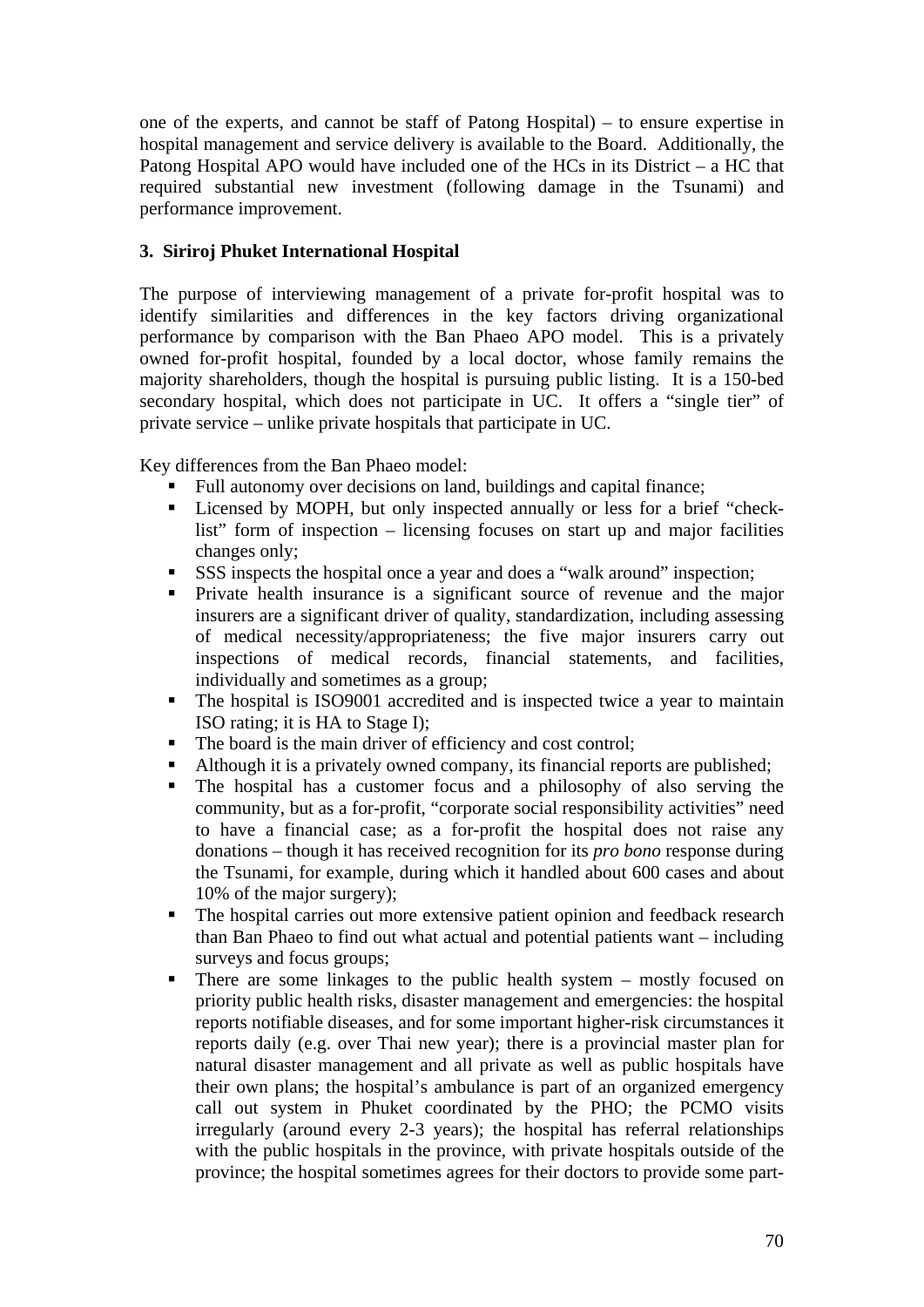one of the experts, and cannot be staff of Patong Hospital) – to ensure expertise in hospital management and service delivery is available to the Board. Additionally, the Patong Hospital APO would have included one of the HCs in its District – a HC that required substantial new investment (following damage in the Tsunami) and performance improvement.

### 3. Siriroj Phuket International Hospital

The purpose of interviewing management of a private for-profit hospital was to identify similarities and differences in the key factors driving organizational performance by comparison with the Ban Phaeo APO model. This is a privately owned for-profit hospital, founded by a local doctor, whose family remains the majority shareholders, though the hospital is pursuing public listing. It is a 150-bed secondary hospital, which does not participate in UC. It offers a "single tier" of private service – unlike private hospitals that participate in UC.

Key differences from the Ban Phaeo model:

- Full autonomy over decisions on land, buildings and capital finance;
- Licensed by MOPH, but only inspected annually or less for a brief "check-list" form of inspection – licensing focuses on start up and major facilities changes only;
- SSS inspects the hospital once a year and does a "walk around" inspection;
- Private health insurance is a significant source of revenue and the major insurers are a significant driver of quality, standardization, including assessing of medical necessity/appropriateness; the five major insurers carry out inspections of medical records, financial statements, and facilities, individually and sometimes as a group;
- The hospital is ISO9001 accredited and is inspected twice a year to maintain ISO rating; it is HA to Stage I);
- The board is the main driver of efficiency and cost control;
- Although it is a privately owned company, its financial reports are published;
- The hospital has a customer focus and a philosophy of also serving the community, but as a for-profit, "corporate social responsibility activities" need to have a financial case; as a for-profit the hospital does not raise any donations – though it has received recognition for its *pro bono* response during the Tsunami, for example, during which it handled about 600 cases and about 10% of the major surgery);
- The hospital carries out more extensive patient opinion and feedback research than Ban Phaeo to find out what actual and potential patients want – including surveys and focus groups;
- There are some linkages to the public health system – mostly focused on priority public health risks, disaster management and emergencies: the hospital reports notifiable diseases, and for some important higher-risk circumstances it reports daily (e.g. over Thai new year); there is a provincial master plan for natural disaster management and all private as well as public hospitals have their own plans; the hospital's ambulance is part of an organized emergency call out system in Phuket coordinated by the PHO; the PCMO visits irregularly (around every 2-3 years); the hospital has referral relationships with the public hospitals in the province, with private hospitals outside of the province; the hospital sometimes agrees for their doctors to provide some part-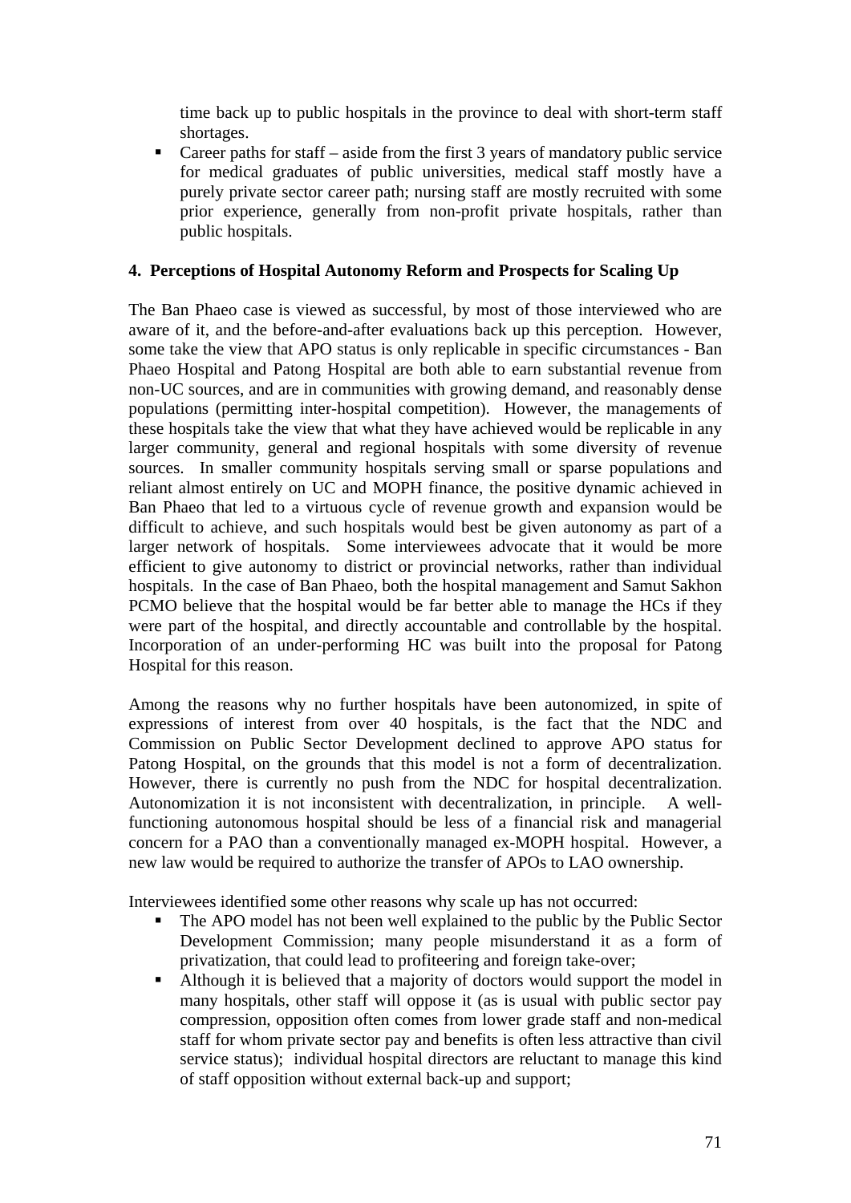time back up to public hospitals in the province to deal with short-term staff shortages.

- Career paths for staff – aside from the first 3 years of mandatory public service for medical graduates of public universities, medical staff mostly have a purely private sector career path; nursing staff are mostly recruited with some prior experience, generally from non-profit private hospitals, rather than public hospitals.

**4. Perceptions of Hospital Autonomy Reform and Prospects for Scaling Up**

The Ban Phaeo case is viewed as successful, by most of those interviewed who are aware of it, and the before-and-after evaluations back up this perception. However, some take the view that APO status is only replicable in specific circumstances - Ban Phaeo Hospital and Patong Hospital are both able to earn substantial revenue from non-UC sources, and are in communities with growing demand, and reasonably dense populations (permitting inter-hospital competition). However, the managements of these hospitals take the view that what they have achieved would be replicable in any larger community, general and regional hospitals with some diversity of revenue sources. In smaller community hospitals serving small or sparse populations and reliant almost entirely on UC and MOPH finance, the positive dynamic achieved in Ban Phaeo that led to a virtuous cycle of revenue growth and expansion would be difficult to achieve, and such hospitals would best be given autonomy as part of a larger network of hospitals. Some interviewees advocate that it would be more efficient to give autonomy to district or provincial networks, rather than individual hospitals. In the case of Ban Phaeo, both the hospital management and Samut Sakhon PCMO believe that the hospital would be far better able to manage the HCs if they were part of the hospital, and directly accountable and controllable by the hospital. Incorporation of an under-performing HC was built into the proposal for Patong Hospital for this reason.

Among the reasons why no further hospitals have been autonomized, in spite of expressions of interest from over 40 hospitals, is the fact that the NDC and Commission on Public Sector Development declined to approve APO status for Patong Hospital, on the grounds that this model is not a form of decentralization. However, there is currently no push from the NDC for hospital decentralization. Autonomization it is not inconsistent with decentralization, in principle. A well-functioning autonomous hospital should be less of a financial risk and managerial concern for a PAO than a conventionally managed ex-MOPH hospital. However, a new law would be required to authorize the transfer of APOs to LAO ownership.

Interviewees identified some other reasons why scale up has not occurred:

- The APO model has not been well explained to the public by the Public Sector Development Commission; many people misunderstand it as a form of privatization, that could lead to profiteering and foreign take-over;
- Although it is believed that a majority of doctors would support the model in many hospitals, other staff will oppose it (as is usual with public sector pay compression, opposition often comes from lower grade staff and non-medical staff for whom private sector pay and benefits is often less attractive than civil service status); individual hospital directors are reluctant to manage this kind of staff opposition without external back-up and support;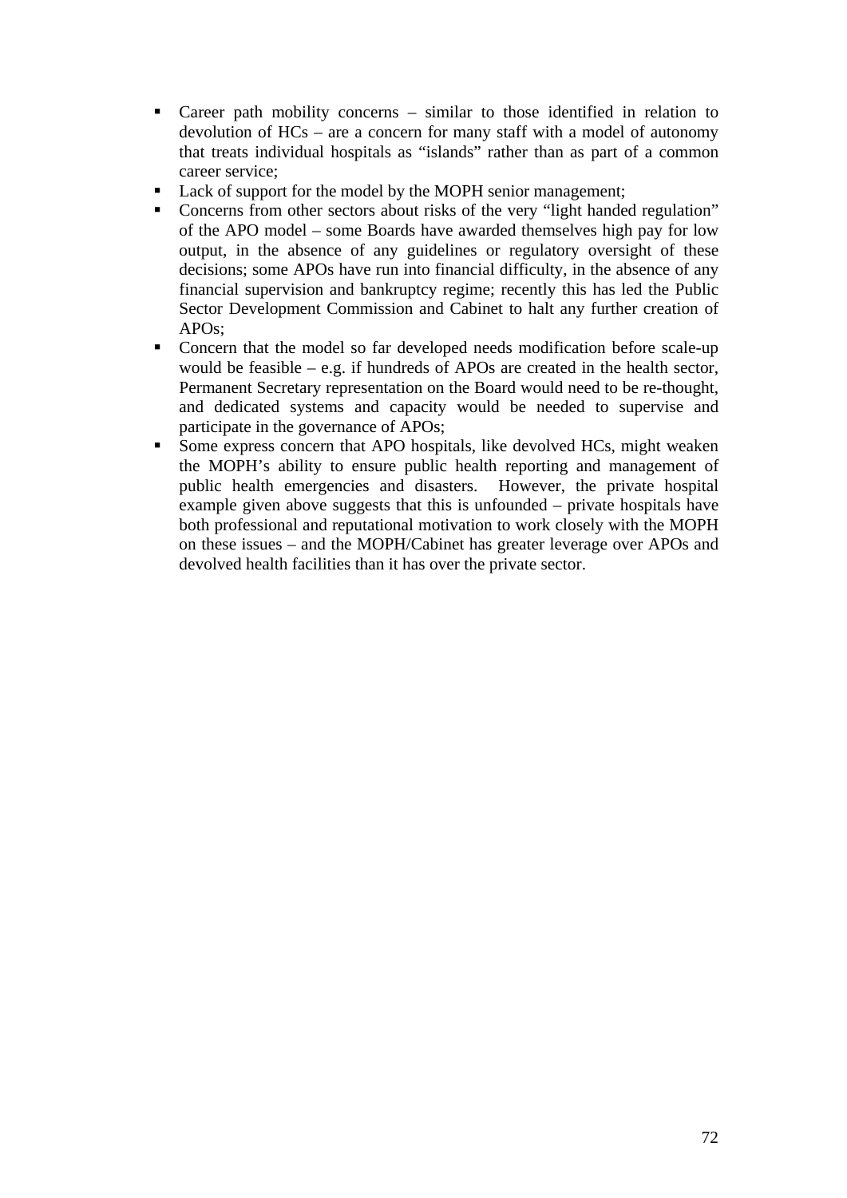- Career path mobility concerns – similar to those identified in relation to devolution of HCs – are a concern for many staff with a model of autonomy that treats individual hospitals as "islands" rather than as part of a common career service;
- Lack of support for the model by the MOPH senior management;
- Concerns from other sectors about risks of the very "light handed regulation" of the APO model – some Boards have awarded themselves high pay for low output, in the absence of any guidelines or regulatory oversight of these decisions; some APOs have run into financial difficulty, in the absence of any financial supervision and bankruptcy regime; recently this has led the Public Sector Development Commission and Cabinet to halt any further creation of APOs;
- Concern that the model so far developed needs modification before scale-up would be feasible – e.g. if hundreds of APOs are created in the health sector, Permanent Secretary representation on the Board would need to be re-thought, and dedicated systems and capacity would be needed to supervise and participate in the governance of APOs;
- Some express concern that APO hospitals, like devolved HCs, might weaken the MOPH's ability to ensure public health reporting and management of public health emergencies and disasters. However, the private hospital example given above suggests that this is unfounded – private hospitals have both professional and reputational motivation to work closely with the MOPH on these issues – and the MOPH/Cabinet has greater leverage over APOs and devolved health facilities than it has over the private sector.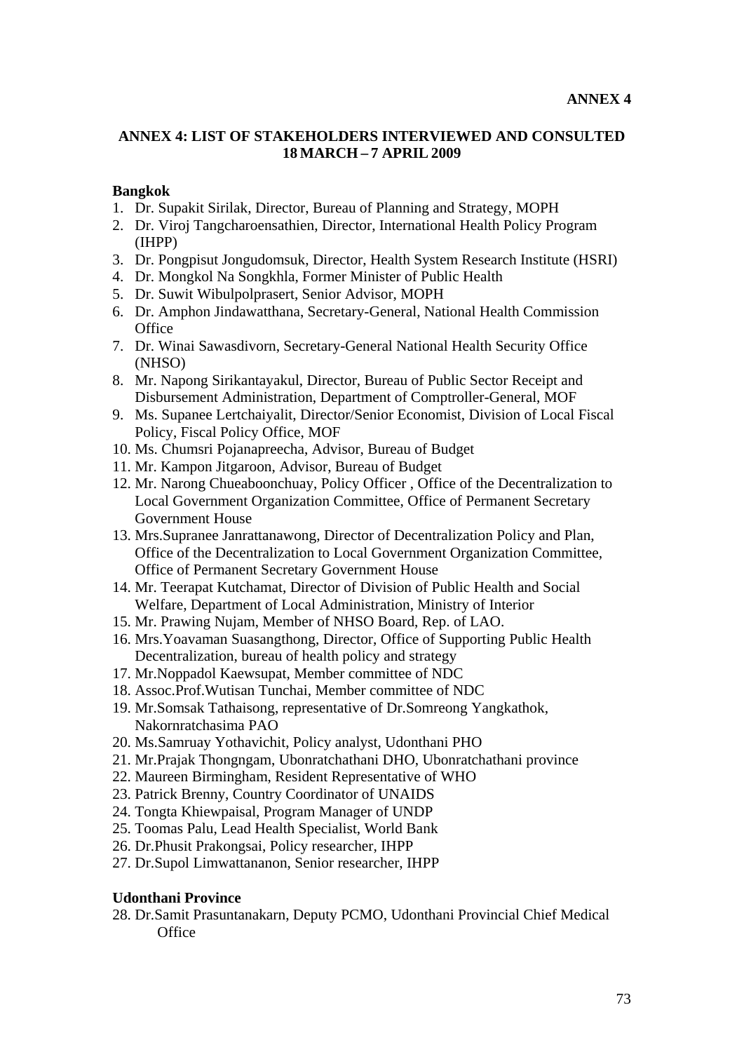**ANNEX 4**

## ANNEX 4: LIST OF STAKEHOLDERS INTERVIEWED AND CONSULTED 18 MARCH – 7 APRIL 2009

### Bangkok

1. Dr. Supakit Sirilak, Director, Bureau of Planning and Strategy, MOPH
2. Dr. Viroj Tangcharoensathien, Director, International Health Policy Program (IHPP)
3. Dr. Pongpisut Jongudomsuk, Director, Health System Research Institute (HSRI)
4. Dr. Mongkol Na Songkhla, Former Minister of Public Health
5. Dr. Suwit Wibulpolprasert, Senior Advisor, MOPH
6. Dr. Amphon Jindawatthana, Secretary-General, National Health Commission Office
7. Dr. Winai Sawasdivorn, Secretary-General National Health Security Office (NHSO)
8. Mr. Napong Sirikantayakul, Director, Bureau of Public Sector Receipt and Disbursement Administration, Department of Comptroller-General, MOF
9. Ms. Supanee Lertchaiyalit, Director/Senior Economist, Division of Local Fiscal Policy, Fiscal Policy Office, MOF
10. Ms. Chumsri Pojanapreecha, Advisor, Bureau of Budget
11. Mr. Kampon Jitgaroon, Advisor, Bureau of Budget
12. Mr. Narong Chueaboonchuay, Policy Officer , Office of the Decentralization to Local Government Organization Committee, Office of Permanent Secretary Government House
13. Mrs.Supranee Janrattanawong, Director of Decentralization Policy and Plan, Office of the Decentralization to Local Government Organization Committee, Office of Permanent Secretary Government House
14. Mr. Teerapat Kutchamat, Director of Division of Public Health and Social Welfare, Department of Local Administration, Ministry of Interior
15. Mr. Prawing Nujam, Member of NHSO Board, Rep. of LAO.
16. Mrs.Yoavaman Suasangthong, Director, Office of Supporting Public Health Decentralization, bureau of health policy and strategy
17. Mr.Noppadol Kaewsupat, Member committee of NDC
18. Assoc.Prof.Wutisan Tunchai, Member committee of NDC
19. Mr.Somsak Tathaisong, representative of Dr.Somreong Yangkathok, Nakornratchasima PAO
20. Ms.Samruay Yothavichit, Policy analyst, Udonthani PHO
21. Mr.Prajak Thongngam, Ubonratchathani DHO, Ubonratchathani province
22. Maureen Birmingham, Resident Representative of WHO
23. Patrick Brenny, Country Coordinator of UNAIDS
24. Tongta Khiewpaisal, Program Manager of UNDP
25. Toomas Palu, Lead Health Specialist, World Bank
26. Dr.Phusit Prakongsai, Policy researcher, IHPP
27. Dr.Supol Limwattananon, Senior researcher, IHPP

### Udonthani Province

28. Dr.Samit Prasuntanakarn, Deputy PCMO, Udonthani Provincial Chief Medical Office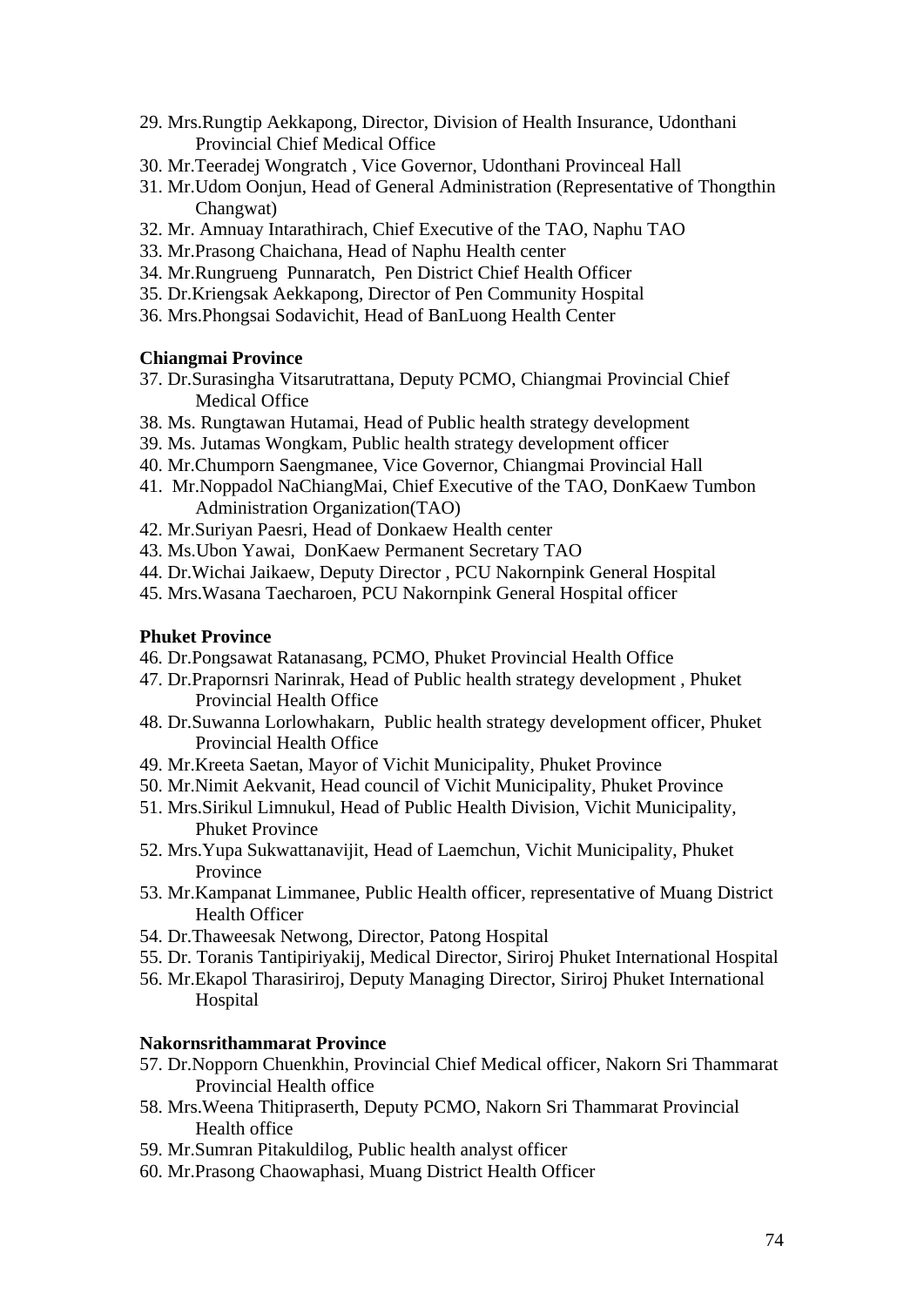29. Mrs.Rungtip Aekkapong, Director, Division of Health Insurance, Udonthani Provincial Chief Medical Office
30. Mr.Teeradej Wongratch , Vice Governor, Udonthani Provinceal Hall
31. Mr.Udom Oonjun, Head of General Administration (Representative of Thongthin Changwat)
32. Mr. Amnuay Intarathirach, Chief Executive of the TAO, Naphu TAO
33. Mr.Prasong Chaichana, Head of Naphu Health center
34. Mr.Rungrueng Punnaratch, Pen District Chief Health Officer
35. Dr.Kriengsak Aekkapong, Director of Pen Community Hospital
36. Mrs.Phongsai Sodavichit, Head of BanLuong Health Center

**Chiangmai Province**

37. Dr.Surasingha Vitsarutrattana, Deputy PCMO, Chiangmai Provincial Chief Medical Office
38. Ms. Rungtawan Hutamai, Head of Public health strategy development
39. Ms. Jutamas Wongkam, Public health strategy development officer
40. Mr.Chumporn Saengmanee, Vice Governor, Chiangmai Provincial Hall
41. Mr.Noppadol NaChiangMai, Chief Executive of the TAO, DonKaew Tumbon Administration Organization(TAO)
42. Mr.Suriyan Paesri, Head of Donkaew Health center
43. Ms.Ubon Yawai, DonKaew Permanent Secretary TAO
44. Dr.Wichai Jaikaew, Deputy Director , PCU Nakornpink General Hospital
45. Mrs.Wasana Taecharoen, PCU Nakornpink General Hospital officer

**Phuket Province**

46. Dr.Pongsawat Ratanasang, PCMO, Phuket Provincial Health Office
47. Dr.Prapornsri Narinrak, Head of Public health strategy development , Phuket Provincial Health Office
48. Dr.Suwanna Lorlowhakarn, Public health strategy development officer, Phuket Provincial Health Office
49. Mr.Kreeta Saetan, Mayor of Vichit Municipality, Phuket Province
50. Mr.Nimit Aekvanit, Head council of Vichit Municipality, Phuket Province
51. Mrs.Sirikul Limnukul, Head of Public Health Division, Vichit Municipality, Phuket Province
52. Mrs.Yupa Sukwattanavijit, Head of Laemchun, Vichit Municipality, Phuket Province
53. Mr.Kampanat Limmanee, Public Health officer, representative of Muang District Health Officer
54. Dr.Thaweesak Netwong, Director, Patong Hospital
55. Dr. Toranis Tantipiriyakij, Medical Director, Siriroj Phuket International Hospital
56. Mr.Ekapol Tharasiriroj, Deputy Managing Director, Siriroj Phuket International Hospital

**Nakornsrithammarat Province**

57. Dr.Nopporn Chuenkhin, Provincial Chief Medical officer, Nakorn Sri Thammarat Provincial Health office
58. Mrs.Weena Thitipraserth, Deputy PCMO, Nakorn Sri Thammarat Provincial Health office
59. Mr.Sumran Pitakuldilog, Public health analyst officer
60. Mr.Prasong Chaowaphasi, Muang District Health Officer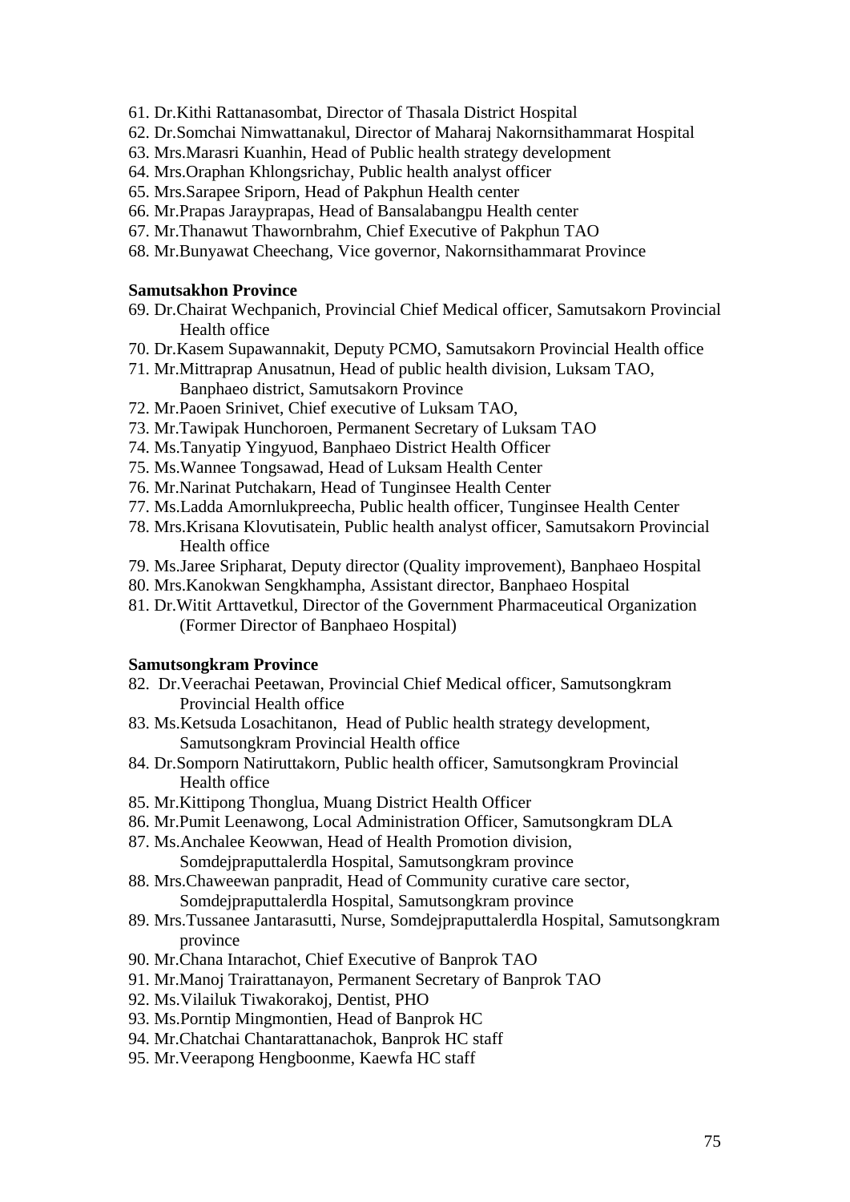61. Dr.Kithi Rattanasombat, Director of Thasala District Hospital
62. Dr.Somchai Nimwattanakul, Director of Maharaj Nakornsithammarat Hospital
63. Mrs.Marasri Kuanhin, Head of Public health strategy development
64. Mrs.Oraphan Khlongsrichay, Public health analyst officer
65. Mrs.Sarapee Sriporn, Head of Pakphun Health center
66. Mr.Prapas Jarayprapas, Head of Bansalabangpu Health center
67. Mr.Thanawut Thawornbrahm, Chief Executive of Pakphun TAO
68. Mr.Bunyawat Cheechang, Vice governor, Nakornsithammarat Province

**Samutsakhon Province**

69. Dr.Chairat Wechpanich, Provincial Chief Medical officer, Samutsakorn Provincial Health office
70. Dr.Kasem Supawannakit, Deputy PCMO, Samutsakorn Provincial Health office
71. Mr.Mittraprap Anusatnun, Head of public health division, Luksam TAO, Banphaeo district, Samutsakorn Province
72. Mr.Paoen Srinivet, Chief executive of Luksam TAO,
73. Mr.Tawipak Hunchoroen, Permanent Secretary of Luksam TAO
74. Ms.Tanyatip Yingyuod, Banphaeo District Health Officer
75. Ms.Wannee Tongsawad, Head of Luksam Health Center
76. Mr.Narinat Putchakarn, Head of Tunginsee Health Center
77. Ms.Ladda Amornlukpreecha, Public health officer, Tunginsee Health Center
78. Mrs.Krisana Klovutisatein, Public health analyst officer, Samutsakorn Provincial Health office
79. Ms.Jaree Sripharat, Deputy director (Quality improvement), Banphaeo Hospital
80. Mrs.Kanokwan Sengkhampha, Assistant director, Banphaeo Hospital
81. Dr.Witit Arttavetkul, Director of the Government Pharmaceutical Organization (Former Director of Banphaeo Hospital)

**Samutsongkram Province**

82. Dr.Veerachai Peetawan, Provincial Chief Medical officer, Samutsongkram Provincial Health office
83. Ms.Ketsuda Losachitanon, Head of Public health strategy development, Samutsongkram Provincial Health office
84. Dr.Somporn Natiruttakorn, Public health officer, Samutsongkram Provincial Health office
85. Mr.Kittipong Thonglua, Muang District Health Officer
86. Mr.Pumit Leenawong, Local Administration Officer, Samutsongkram DLA
87. Ms.Anchalee Keowwan, Head of Health Promotion division, Somdejpraputtalerdla Hospital, Samutsongkram province
88. Mrs.Chaweewan panpradit, Head of Community curative care sector, Somdejpraputtalerdla Hospital, Samutsongkram province
89. Mrs.Tussanee Jantarasutti, Nurse, Somdejpraputtalerdla Hospital, Samutsongkram province
90. Mr.Chana Intarachot, Chief Executive of Banprok TAO
91. Mr.Manoj Trairattanayon, Permanent Secretary of Banprok TAO
92. Ms.Vilailuk Tiwakorakoj, Dentist, PHO
93. Ms.Porntip Mingmontien, Head of Banprok HC
94. Mr.Chatchai Chantarattanachok, Banprok HC staff
95. Mr.Veerapong Hengboonme, Kaewfa HC staff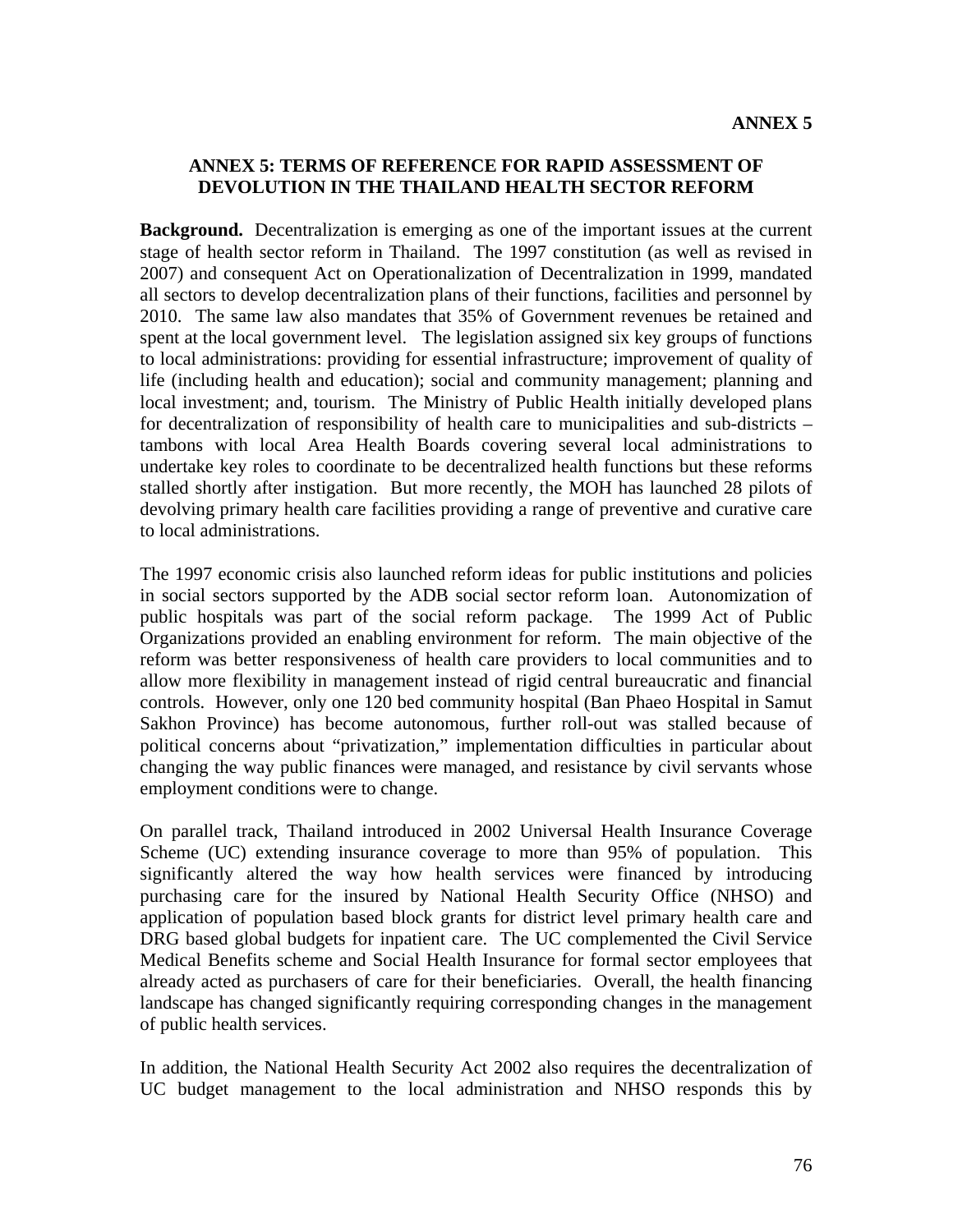**ANNEX 5**

## ANNEX 5: TERMS OF REFERENCE FOR RAPID ASSESSMENT OF DEVOLUTION IN THE THAILAND HEALTH SECTOR REFORM

**Background.** Decentralization is emerging as one of the important issues at the current stage of health sector reform in Thailand. The 1997 constitution (as well as revised in 2007) and consequent Act on Operationalization of Decentralization in 1999, mandated all sectors to develop decentralization plans of their functions, facilities and personnel by 2010. The same law also mandates that 35% of Government revenues be retained and spent at the local government level. The legislation assigned six key groups of functions to local administrations: providing for essential infrastructure; improvement of quality of life (including health and education); social and community management; planning and local investment; and, tourism. The Ministry of Public Health initially developed plans for decentralization of responsibility of health care to municipalities and sub-districts – tambons with local Area Health Boards covering several local administrations to undertake key roles to coordinate to be decentralized health functions but these reforms stalled shortly after instigation. But more recently, the MOH has launched 28 pilots of devolving primary health care facilities providing a range of preventive and curative care to local administrations.

The 1997 economic crisis also launched reform ideas for public institutions and policies in social sectors supported by the ADB social sector reform loan. Autonomization of public hospitals was part of the social reform package. The 1999 Act of Public Organizations provided an enabling environment for reform. The main objective of the reform was better responsiveness of health care providers to local communities and to allow more flexibility in management instead of rigid central bureaucratic and financial controls. However, only one 120 bed community hospital (Ban Phaeo Hospital in Samut Sakhon Province) has become autonomous, further roll-out was stalled because of political concerns about "privatization," implementation difficulties in particular about changing the way public finances were managed, and resistance by civil servants whose employment conditions were to change.

On parallel track, Thailand introduced in 2002 Universal Health Insurance Coverage Scheme (UC) extending insurance coverage to more than 95% of population. This significantly altered the way how health services were financed by introducing purchasing care for the insured by National Health Security Office (NHSO) and application of population based block grants for district level primary health care and DRG based global budgets for inpatient care. The UC complemented the Civil Service Medical Benefits scheme and Social Health Insurance for formal sector employees that already acted as purchasers of care for their beneficiaries. Overall, the health financing landscape has changed significantly requiring corresponding changes in the management of public health services.

In addition, the National Health Security Act 2002 also requires the decentralization of UC budget management to the local administration and NHSO responds this by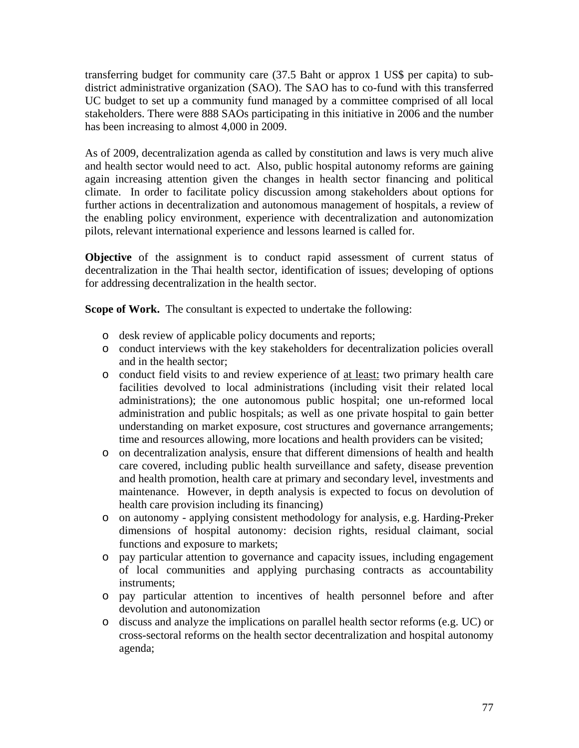transferring budget for community care (37.5 Baht or approx 1 US$ per capita) to sub-district administrative organization (SAO). The SAO has to co-fund with this transferred UC budget to set up a community fund managed by a committee comprised of all local stakeholders. There were 888 SAOs participating in this initiative in 2006 and the number has been increasing to almost 4,000 in 2009.

As of 2009, decentralization agenda as called by constitution and laws is very much alive and health sector would need to act. Also, public hospital autonomy reforms are gaining again increasing attention given the changes in health sector financing and political climate. In order to facilitate policy discussion among stakeholders about options for further actions in decentralization and autonomous management of hospitals, a review of the enabling policy environment, experience with decentralization and autonomization pilots, relevant international experience and lessons learned is called for.

**Objective** of the assignment is to conduct rapid assessment of current status of decentralization in the Thai health sector, identification of issues; developing of options for addressing decentralization in the health sector.

**Scope of Work.** The consultant is expected to undertake the following:

- desk review of applicable policy documents and reports;
- conduct interviews with the key stakeholders for decentralization policies overall and in the health sector;
- conduct field visits to and review experience of <u>at least:</u> two primary health care facilities devolved to local administrations (including visit their related local administrations); the one autonomous public hospital; one un-reformed local administration and public hospitals; as well as one private hospital to gain better understanding on market exposure, cost structures and governance arrangements; time and resources allowing, more locations and health providers can be visited;
- on decentralization analysis, ensure that different dimensions of health and health care covered, including public health surveillance and safety, disease prevention and health promotion, health care at primary and secondary level, investments and maintenance. However, in depth analysis is expected to focus on devolution of health care provision including its financing)
- on autonomy - applying consistent methodology for analysis, e.g. Harding-Preker dimensions of hospital autonomy: decision rights, residual claimant, social functions and exposure to markets;
- pay particular attention to governance and capacity issues, including engagement of local communities and applying purchasing contracts as accountability instruments;
- pay particular attention to incentives of health personnel before and after devolution and autonomization
- discuss and analyze the implications on parallel health sector reforms (e.g. UC) or cross-sectoral reforms on the health sector decentralization and hospital autonomy agenda;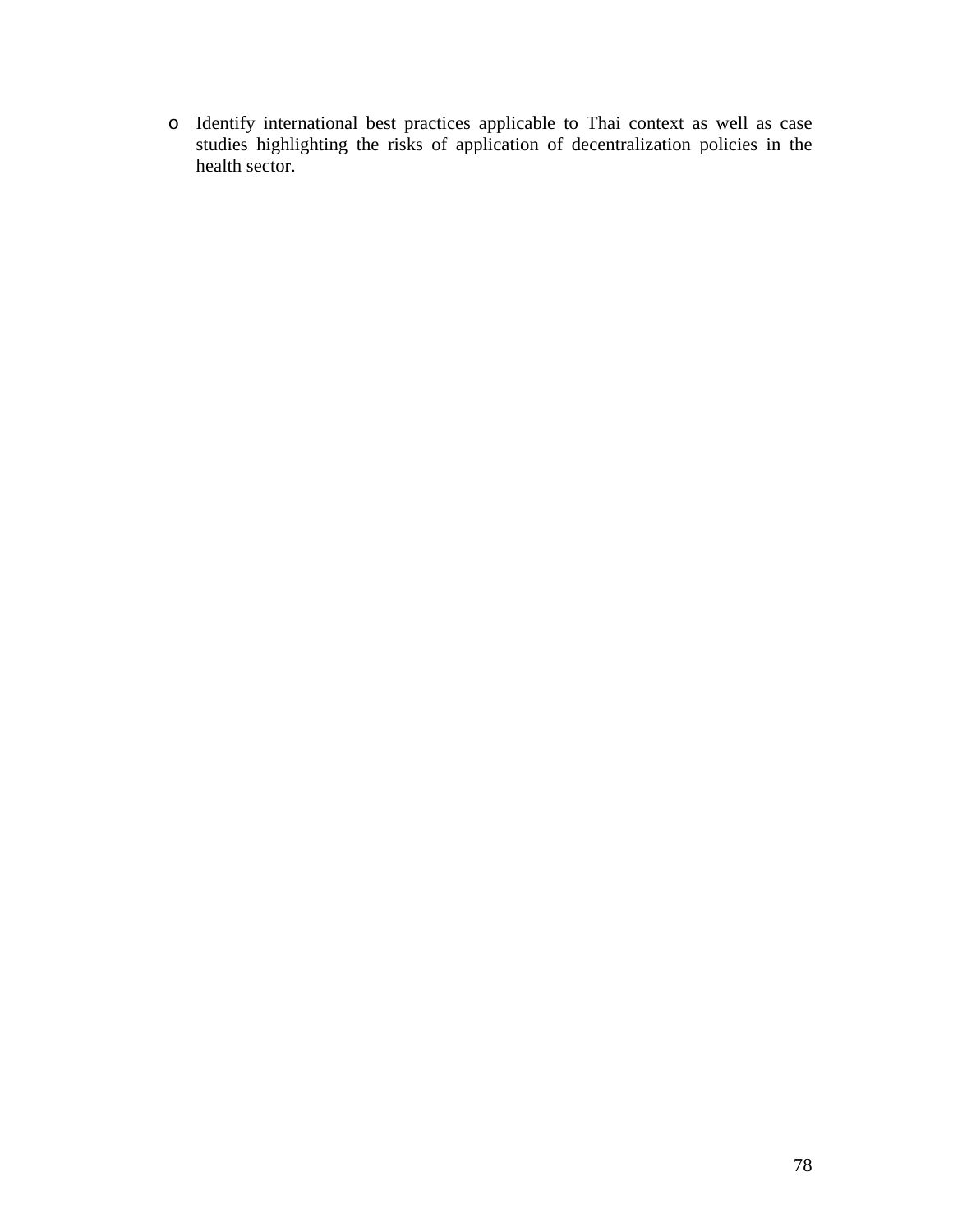- Identify international best practices applicable to Thai context as well as case studies highlighting the risks of application of decentralization policies in the health sector.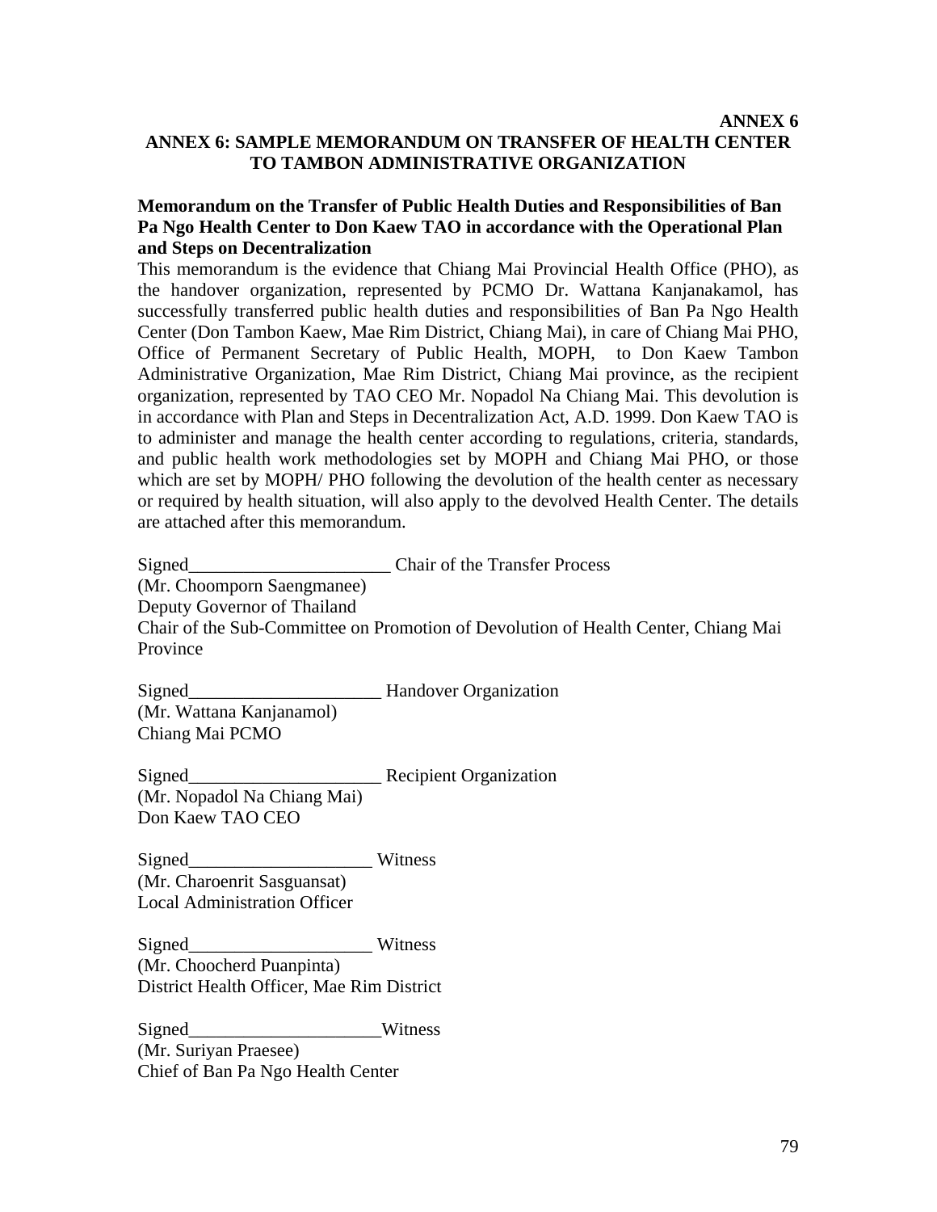**ANNEX 6**

# ANNEX 6: SAMPLE MEMORANDUM ON TRANSFER OF HEALTH CENTER TO TAMBON ADMINISTRATIVE ORGANIZATION

**Memorandum on the Transfer of Public Health Duties and Responsibilities of Ban Pa Ngo Health Center to Don Kaew TAO in accordance with the Operational Plan and Steps on Decentralization**

This memorandum is the evidence that Chiang Mai Provincial Health Office (PHO), as the handover organization, represented by PCMO Dr. Wattana Kanjanakamol, has successfully transferred public health duties and responsibilities of Ban Pa Ngo Health Center (Don Tambon Kaew, Mae Rim District, Chiang Mai), in care of Chiang Mai PHO, Office of Permanent Secretary of Public Health, MOPH, to Don Kaew Tambon Administrative Organization, Mae Rim District, Chiang Mai province, as the recipient organization, represented by TAO CEO Mr. Nopadol Na Chiang Mai. This devolution is in accordance with Plan and Steps in Decentralization Act, A.D. 1999. Don Kaew TAO is to administer and manage the health center according to regulations, criteria, standards, and public health work methodologies set by MOPH and Chiang Mai PHO, or those which are set by MOPH/ PHO following the devolution of the health center as necessary or required by health situation, will also apply to the devolved Health Center. The details are attached after this memorandum.

Signed______________________ Chair of the Transfer Process
(Mr. Choomporn Saengmanee)
Deputy Governor of Thailand
Chair of the Sub-Committee on Promotion of Devolution of Health Center, Chiang Mai Province

Signed_____________________ Handover Organization
(Mr. Wattana Kanjanamol)
Chiang Mai PCMO

Signed_____________________ Recipient Organization
(Mr. Nopadol Na Chiang Mai)
Don Kaew TAO CEO

Signed____________________ Witness
(Mr. Charoenrit Sasguansat)
Local Administration Officer

Signed____________________ Witness
(Mr. Choocherd Puanpinta)
District Health Officer, Mae Rim District

Signed_____________________Witness
(Mr. Suriyan Praesee)
Chief of Ban Pa Ngo Health Center